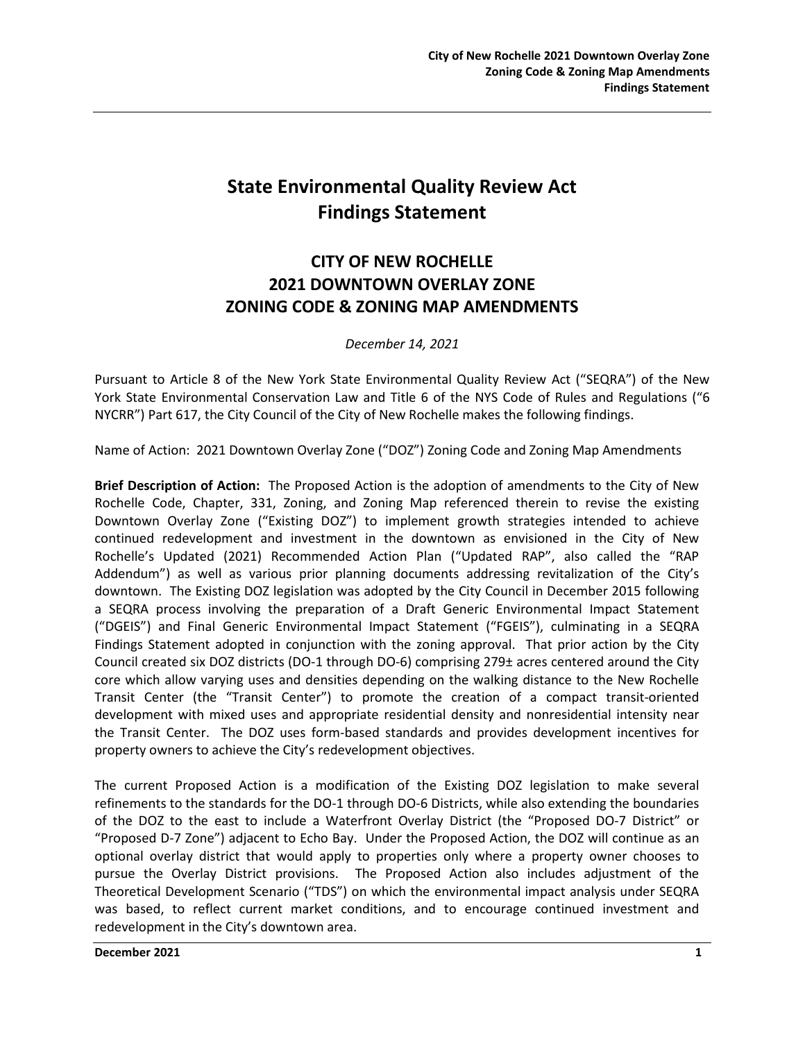# State Environmental Quality Review Act Findings Statement

## CITY OF NEW ROCHELLE 2021 DOWNTOWN OVERLAY ZONE ZONING CODE & ZONING MAP AMENDMENTS

*December 14, 2021*

Pursuant to Article 8 of the New York State Environmental Quality Review Act ("SEQRA") of the New York State Environmental Conservation Law and Title 6 of the NYS Code of Rules and Regulations ("6 NYCRR") Part 617, the City Council of the City of New Rochelle makes the following findings.

Name of Action: 2021 Downtown Overlay Zone ("DOZ") Zoning Code and Zoning Map Amendments

**Brief Description of Action:** The Proposed Action is the adoption of amendments to the City of New Rochelle Code, Chapter, 331, Zoning, and Zoning Map referenced therein to revise the existing Downtown Overlay Zone ("Existing DOZ") to implement growth strategies intended to achieve continued redevelopment and investment in the downtown as envisioned in the City of New Rochelle's Updated (2021) Recommended Action Plan ("Updated RAP", also called the "RAP Addendum") as well as various prior planning documents addressing revitalization of the City's downtown. The Existing DOZ legislation was adopted by the City Council in December 2015 following a SEQRA process involving the preparation of a Draft Generic Environmental Impact Statement ("DGEIS") and Final Generic Environmental Impact Statement ("FGEIS"), culminating in a SEQRA Findings Statement adopted in conjunction with the zoning approval. That prior action by the City Council created six DOZ districts (DO-1 through DO-6) comprising 279± acres centered around the City core which allow varying uses and densities depending on the walking distance to the New Rochelle Transit Center (the "Transit Center") to promote the creation of a compact transit-oriented development with mixed uses and appropriate residential density and nonresidential intensity near the Transit Center. The DOZ uses form-based standards and provides development incentives for property owners to achieve the City's redevelopment objectives.

The current Proposed Action is a modification of the Existing DOZ legislation to make several refinements to the standards for the DO-1 through DO-6 Districts, while also extending the boundaries of the DOZ to the east to include a Waterfront Overlay District (the "Proposed DO-7 District" or "Proposed D-7 Zone") adjacent to Echo Bay. Under the Proposed Action, the DOZ will continue as an optional overlay district that would apply to properties only where a property owner chooses to pursue the Overlay District provisions. The Proposed Action also includes adjustment of the Theoretical Development Scenario ("TDS") on which the environmental impact analysis under SEQRA was based, to reflect current market conditions, and to encourage continued investment and redevelopment in the City's downtown area.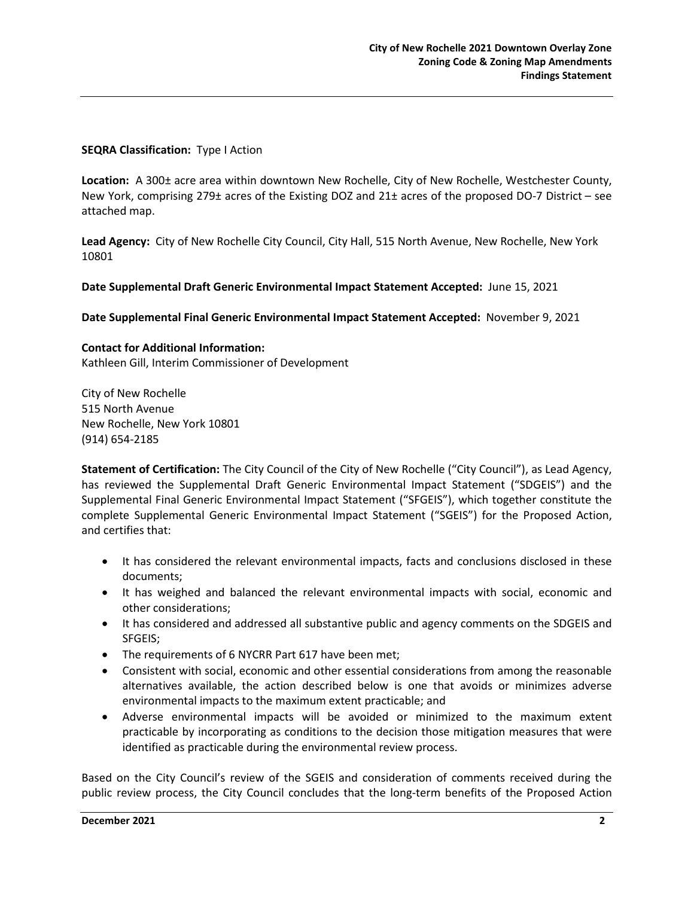**SEQRA Classification:** Type I Action

**Location:** A 300± acre area within downtown New Rochelle, City of New Rochelle, Westchester County, New York, comprising 279± acres of the Existing DOZ and 21± acres of the proposed DO-7 District – see attached map.

**Lead Agency:** City of New Rochelle City Council, City Hall, 515 North Avenue, New Rochelle, New York 10801

**Date Supplemental Draft Generic Environmental Impact Statement Accepted:** June 15, 2021

**Date Supplemental Final Generic Environmental Impact Statement Accepted:** November 9, 2021

**Contact for Additional Information:**
Kathleen Gill, Interim Commissioner of Development

City of New Rochelle
515 North Avenue
New Rochelle, New York 10801
(914) 654-2185

**Statement of Certification:** The City Council of the City of New Rochelle ("City Council"), as Lead Agency, has reviewed the Supplemental Draft Generic Environmental Impact Statement ("SDGEIS") and the Supplemental Final Generic Environmental Impact Statement ("SFGEIS"), which together constitute the complete Supplemental Generic Environmental Impact Statement ("SGEIS") for the Proposed Action, and certifies that:

- It has considered the relevant environmental impacts, facts and conclusions disclosed in these documents;
- It has weighed and balanced the relevant environmental impacts with social, economic and other considerations;
- It has considered and addressed all substantive public and agency comments on the SDGEIS and SFGEIS;
- The requirements of 6 NYCRR Part 617 have been met;
- Consistent with social, economic and other essential considerations from among the reasonable alternatives available, the action described below is one that avoids or minimizes adverse environmental impacts to the maximum extent practicable; and
- Adverse environmental impacts will be avoided or minimized to the maximum extent practicable by incorporating as conditions to the decision those mitigation measures that were identified as practicable during the environmental review process.

Based on the City Council's review of the SGEIS and consideration of comments received during the public review process, the City Council concludes that the long-term benefits of the Proposed Action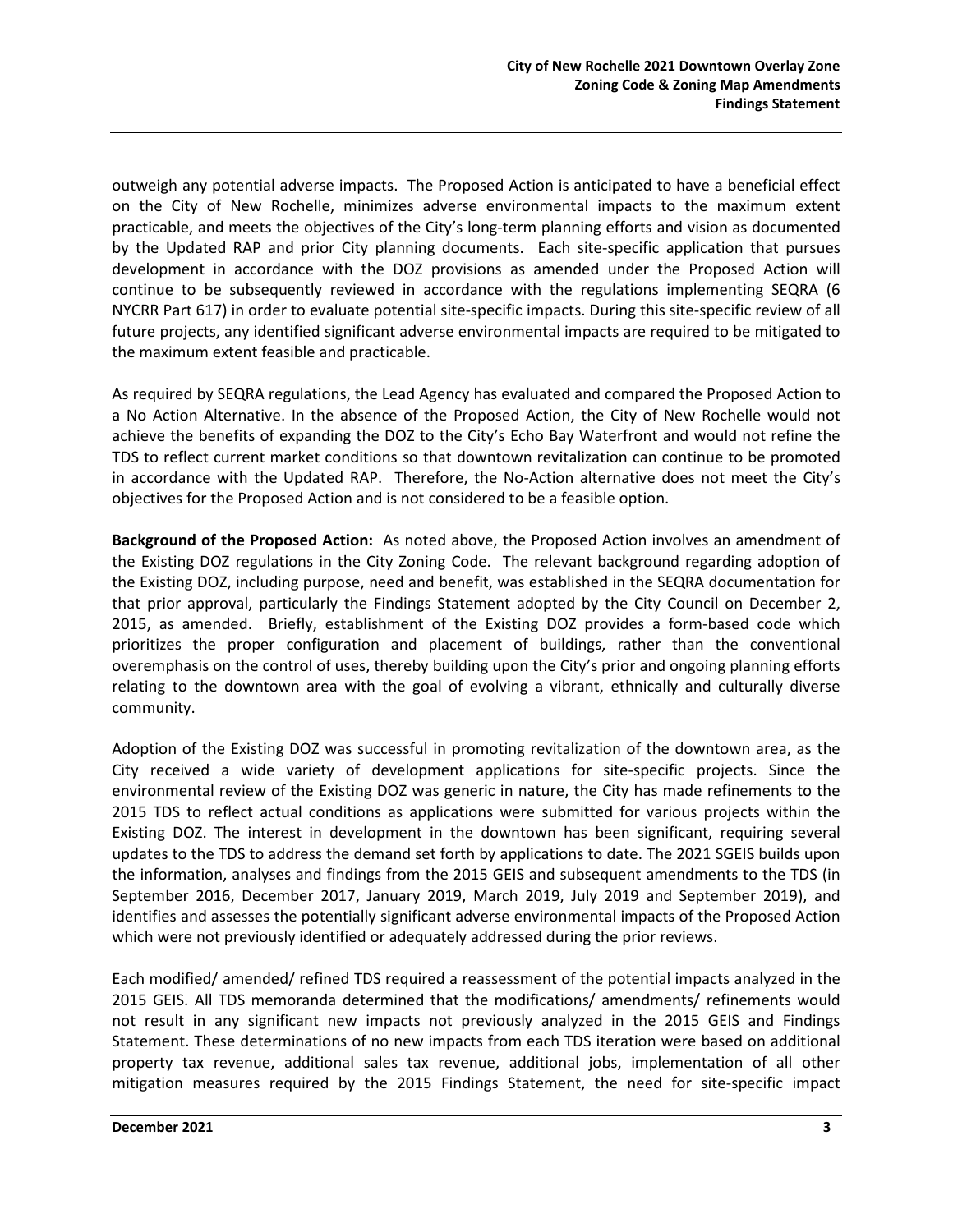outweigh any potential adverse impacts. The Proposed Action is anticipated to have a beneficial effect on the City of New Rochelle, minimizes adverse environmental impacts to the maximum extent practicable, and meets the objectives of the City's long-term planning efforts and vision as documented by the Updated RAP and prior City planning documents. Each site-specific application that pursues development in accordance with the DOZ provisions as amended under the Proposed Action will continue to be subsequently reviewed in accordance with the regulations implementing SEQRA (6 NYCRR Part 617) in order to evaluate potential site-specific impacts. During this site-specific review of all future projects, any identified significant adverse environmental impacts are required to be mitigated to the maximum extent feasible and practicable.

As required by SEQRA regulations, the Lead Agency has evaluated and compared the Proposed Action to a No Action Alternative. In the absence of the Proposed Action, the City of New Rochelle would not achieve the benefits of expanding the DOZ to the City's Echo Bay Waterfront and would not refine the TDS to reflect current market conditions so that downtown revitalization can continue to be promoted in accordance with the Updated RAP. Therefore, the No-Action alternative does not meet the City's objectives for the Proposed Action and is not considered to be a feasible option.

**Background of the Proposed Action:** As noted above, the Proposed Action involves an amendment of the Existing DOZ regulations in the City Zoning Code. The relevant background regarding adoption of the Existing DOZ, including purpose, need and benefit, was established in the SEQRA documentation for that prior approval, particularly the Findings Statement adopted by the City Council on December 2, 2015, as amended. Briefly, establishment of the Existing DOZ provides a form-based code which prioritizes the proper configuration and placement of buildings, rather than the conventional overemphasis on the control of uses, thereby building upon the City's prior and ongoing planning efforts relating to the downtown area with the goal of evolving a vibrant, ethnically and culturally diverse community.

Adoption of the Existing DOZ was successful in promoting revitalization of the downtown area, as the City received a wide variety of development applications for site-specific projects. Since the environmental review of the Existing DOZ was generic in nature, the City has made refinements to the 2015 TDS to reflect actual conditions as applications were submitted for various projects within the Existing DOZ. The interest in development in the downtown has been significant, requiring several updates to the TDS to address the demand set forth by applications to date. The 2021 SGEIS builds upon the information, analyses and findings from the 2015 GEIS and subsequent amendments to the TDS (in September 2016, December 2017, January 2019, March 2019, July 2019 and September 2019), and identifies and assesses the potentially significant adverse environmental impacts of the Proposed Action which were not previously identified or adequately addressed during the prior reviews.

Each modified/ amended/ refined TDS required a reassessment of the potential impacts analyzed in the 2015 GEIS. All TDS memoranda determined that the modifications/ amendments/ refinements would not result in any significant new impacts not previously analyzed in the 2015 GEIS and Findings Statement. These determinations of no new impacts from each TDS iteration were based on additional property tax revenue, additional sales tax revenue, additional jobs, implementation of all other mitigation measures required by the 2015 Findings Statement, the need for site-specific impact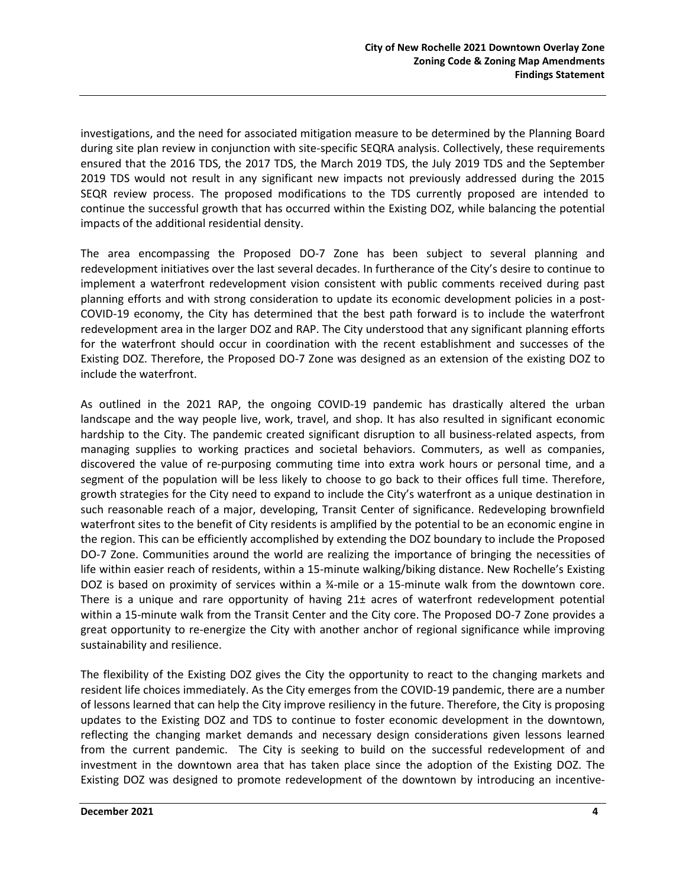investigations, and the need for associated mitigation measure to be determined by the Planning Board during site plan review in conjunction with site-specific SEQRA analysis. Collectively, these requirements ensured that the 2016 TDS, the 2017 TDS, the March 2019 TDS, the July 2019 TDS and the September 2019 TDS would not result in any significant new impacts not previously addressed during the 2015 SEQR review process. The proposed modifications to the TDS currently proposed are intended to continue the successful growth that has occurred within the Existing DOZ, while balancing the potential impacts of the additional residential density.

The area encompassing the Proposed DO-7 Zone has been subject to several planning and redevelopment initiatives over the last several decades. In furtherance of the City's desire to continue to implement a waterfront redevelopment vision consistent with public comments received during past planning efforts and with strong consideration to update its economic development policies in a post-COVID-19 economy, the City has determined that the best path forward is to include the waterfront redevelopment area in the larger DOZ and RAP. The City understood that any significant planning efforts for the waterfront should occur in coordination with the recent establishment and successes of the Existing DOZ. Therefore, the Proposed DO-7 Zone was designed as an extension of the existing DOZ to include the waterfront.

As outlined in the 2021 RAP, the ongoing COVID-19 pandemic has drastically altered the urban landscape and the way people live, work, travel, and shop. It has also resulted in significant economic hardship to the City. The pandemic created significant disruption to all business-related aspects, from managing supplies to working practices and societal behaviors. Commuters, as well as companies, discovered the value of re-purposing commuting time into extra work hours or personal time, and a segment of the population will be less likely to choose to go back to their offices full time. Therefore, growth strategies for the City need to expand to include the City's waterfront as a unique destination in such reasonable reach of a major, developing, Transit Center of significance. Redeveloping brownfield waterfront sites to the benefit of City residents is amplified by the potential to be an economic engine in the region. This can be efficiently accomplished by extending the DOZ boundary to include the Proposed DO-7 Zone. Communities around the world are realizing the importance of bringing the necessities of life within easier reach of residents, within a 15-minute walking/biking distance. New Rochelle's Existing DOZ is based on proximity of services within a ¾-mile or a 15-minute walk from the downtown core. There is a unique and rare opportunity of having 21± acres of waterfront redevelopment potential within a 15-minute walk from the Transit Center and the City core. The Proposed DO-7 Zone provides a great opportunity to re-energize the City with another anchor of regional significance while improving sustainability and resilience.

The flexibility of the Existing DOZ gives the City the opportunity to react to the changing markets and resident life choices immediately. As the City emerges from the COVID-19 pandemic, there are a number of lessons learned that can help the City improve resiliency in the future. Therefore, the City is proposing updates to the Existing DOZ and TDS to continue to foster economic development in the downtown, reflecting the changing market demands and necessary design considerations given lessons learned from the current pandemic. The City is seeking to build on the successful redevelopment of and investment in the downtown area that has taken place since the adoption of the Existing DOZ. The Existing DOZ was designed to promote redevelopment of the downtown by introducing an incentive-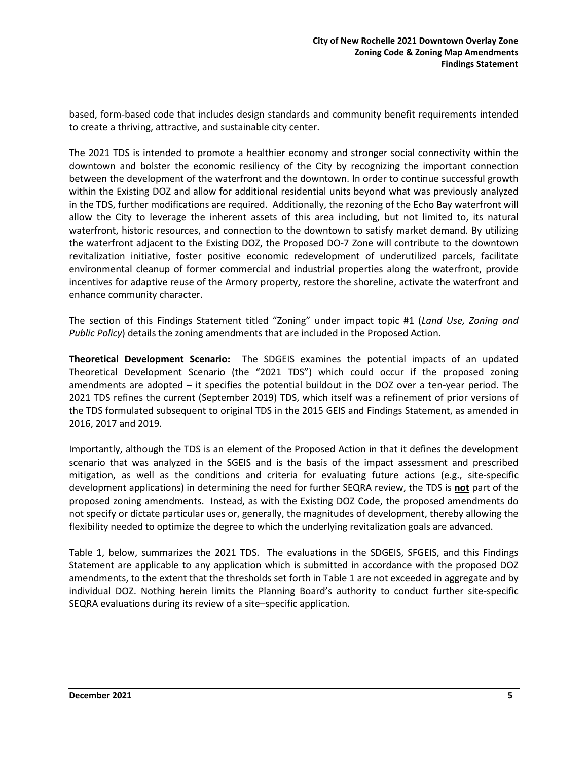based, form-based code that includes design standards and community benefit requirements intended to create a thriving, attractive, and sustainable city center.

The 2021 TDS is intended to promote a healthier economy and stronger social connectivity within the downtown and bolster the economic resiliency of the City by recognizing the important connection between the development of the waterfront and the downtown. In order to continue successful growth within the Existing DOZ and allow for additional residential units beyond what was previously analyzed in the TDS, further modifications are required. Additionally, the rezoning of the Echo Bay waterfront will allow the City to leverage the inherent assets of this area including, but not limited to, its natural waterfront, historic resources, and connection to the downtown to satisfy market demand. By utilizing the waterfront adjacent to the Existing DOZ, the Proposed DO-7 Zone will contribute to the downtown revitalization initiative, foster positive economic redevelopment of underutilized parcels, facilitate environmental cleanup of former commercial and industrial properties along the waterfront, provide incentives for adaptive reuse of the Armory property, restore the shoreline, activate the waterfront and enhance community character.

The section of this Findings Statement titled "Zoning" under impact topic #1 (*Land Use, Zoning and Public Policy*) details the zoning amendments that are included in the Proposed Action.

**Theoretical Development Scenario:** The SDGEIS examines the potential impacts of an updated Theoretical Development Scenario (the "2021 TDS") which could occur if the proposed zoning amendments are adopted – it specifies the potential buildout in the DOZ over a ten-year period. The 2021 TDS refines the current (September 2019) TDS, which itself was a refinement of prior versions of the TDS formulated subsequent to original TDS in the 2015 GEIS and Findings Statement, as amended in 2016, 2017 and 2019.

Importantly, although the TDS is an element of the Proposed Action in that it defines the development scenario that was analyzed in the SGEIS and is the basis of the impact assessment and prescribed mitigation, as well as the conditions and criteria for evaluating future actions (e.g., site-specific development applications) in determining the need for further SEQRA review, the TDS is **not** part of the proposed zoning amendments. Instead, as with the Existing DOZ Code, the proposed amendments do not specify or dictate particular uses or, generally, the magnitudes of development, thereby allowing the flexibility needed to optimize the degree to which the underlying revitalization goals are advanced.

Table 1, below, summarizes the 2021 TDS. The evaluations in the SDGEIS, SFGEIS, and this Findings Statement are applicable to any application which is submitted in accordance with the proposed DOZ amendments, to the extent that the thresholds set forth in Table 1 are not exceeded in aggregate and by individual DOZ. Nothing herein limits the Planning Board's authority to conduct further site-specific SEQRA evaluations during its review of a site–specific application.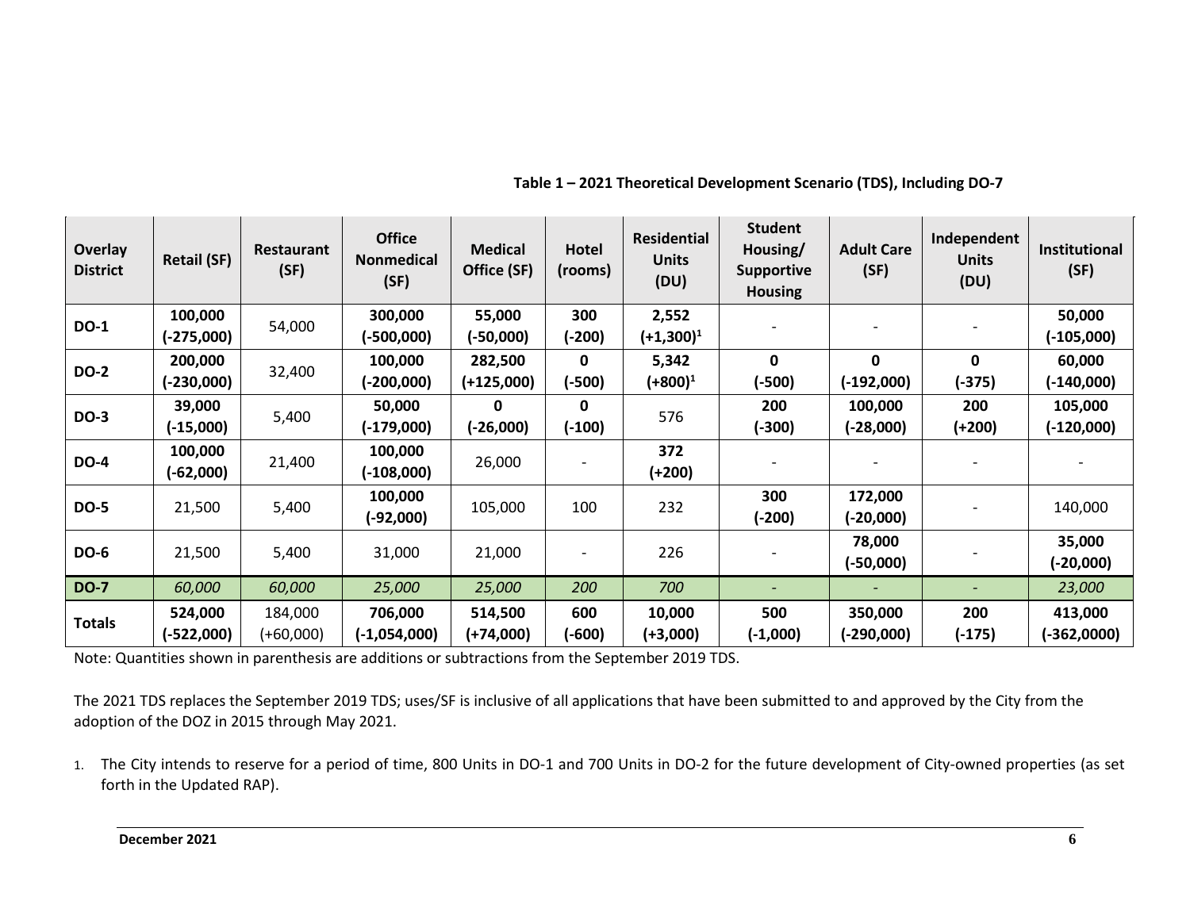**Table 1 – 2021 Theoretical Development Scenario (TDS), Including DO-7**

| Overlay District | Retail (SF) | Restaurant (SF) | Office Nonmedical (SF) | Medical Office (SF) | Hotel (rooms) | Residential Units (DU) | Student Housing/ Supportive Housing | Adult Care (SF) | Independent Units (DU) | Institutional (SF) |
|---|---|---|---|---|---|---|---|---|---|---|
| **DO-1** | **100,000 (-275,000)** | 54,000 | **300,000 (-500,000)** | **55,000 (-50,000)** | **300 (-200)** | **2,552 (+1,300)[1]** | - | - | - | **50,000 (-105,000)** |
| **DO-2** | **200,000 (-230,000)** | 32,400 | **100,000 (-200,000)** | **282,500 (+125,000)** | **0 (-500)** | **5,342 (+800)[1]** | **0 (-500)** | **0 (-192,000)** | **0 (-375)** | **60,000 (-140,000)** |
| **DO-3** | **39,000 (-15,000)** | 5,400 | **50,000 (-179,000)** | **0 (-26,000)** | **0 (-100)** | 576 | **200 (-300)** | **100,000 (-28,000)** | **200 (+200)** | **105,000 (-120,000)** |
| **DO-4** | **100,000 (-62,000)** | 21,400 | **100,000 (-108,000)** | 26,000 | - | **372 (+200)** | - | - | - | - |
| **DO-5** | 21,500 | 5,400 | **100,000 (-92,000)** | 105,000 | 100 | 232 | **300 (-200)** | **172,000 (-20,000)** | - | 140,000 |
| **DO-6** | 21,500 | 5,400 | 31,000 | 21,000 | - | 226 | - | **78,000 (-50,000)** | - | **35,000 (-20,000)** |
| **DO-7** | *60,000* | *60,000* | *25,000* | *25,000* | *200* | *700* | - | - | - | *23,000* |
| **Totals** | **524,000 (-522,000)** | 184,000 (+60,000) | **706,000 (-1,054,000)** | **514,500 (+74,000)** | **600 (-600)** | **10,000 (+3,000)** | **500 (-1,000)** | **350,000 (-290,000)** | **200 (-175)** | **413,000 (-362,0000)** |

Note: Quantities shown in parenthesis are additions or subtractions from the September 2019 TDS.

The 2021 TDS replaces the September 2019 TDS; uses/SF is inclusive of all applications that have been submitted to and approved by the City from the adoption of the DOZ in 2015 through May 2021.

1. The City intends to reserve for a period of time, 800 Units in DO-1 and 700 Units in DO-2 for the future development of City-owned properties (as set forth in the Updated RAP).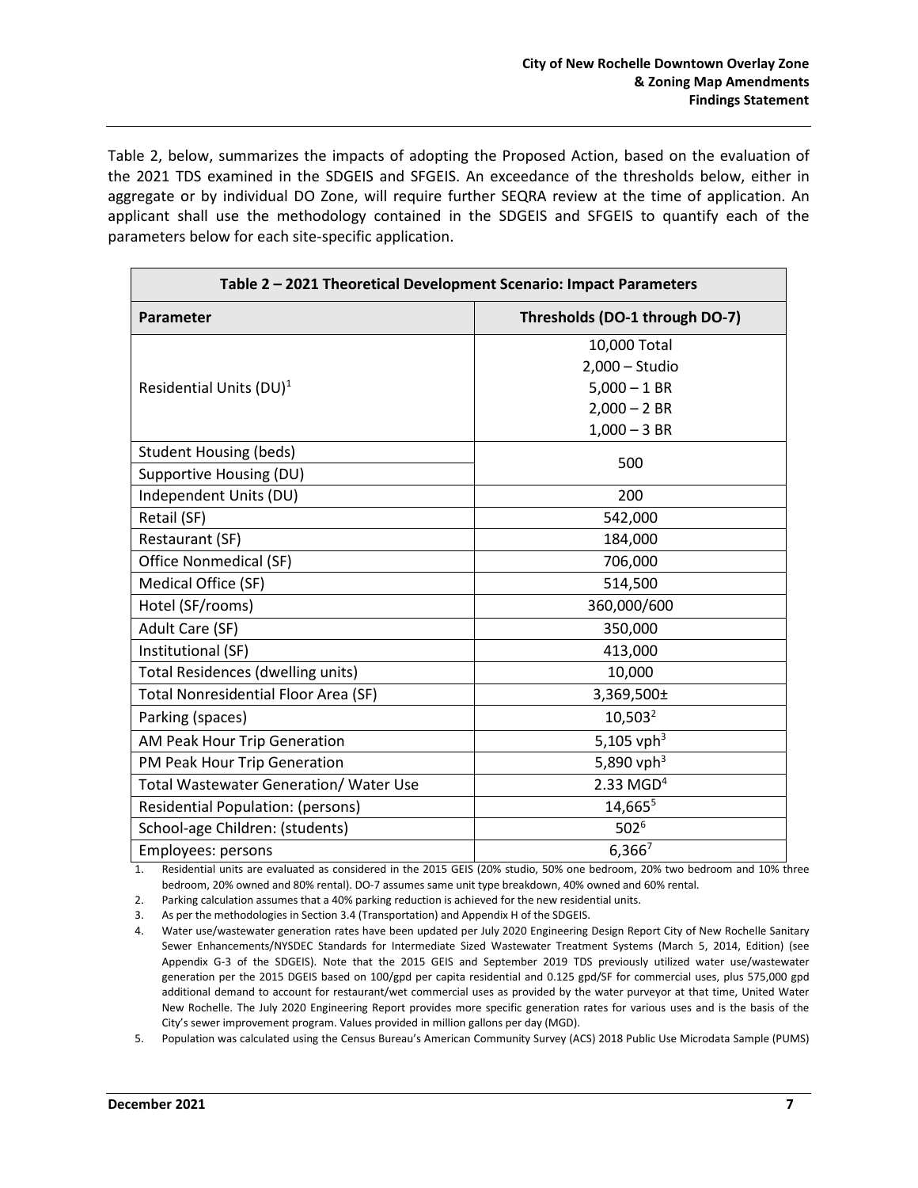Table 2, below, summarizes the impacts of adopting the Proposed Action, based on the evaluation of the 2021 TDS examined in the SDGEIS and SFGEIS. An exceedance of the thresholds below, either in aggregate or by individual DO Zone, will require further SEQRA review at the time of application. An applicant shall use the methodology contained in the SDGEIS and SFGEIS to quantify each of the parameters below for each site-specific application.

| Table 2 – 2021 Theoretical Development Scenario: Impact Parameters | |
|---|---|
| **Parameter** | **Thresholds (DO-1 through DO-7)** |
| Residential Units (DU)[1] | 10,000 Total<br>2,000 – Studio<br>5,000 – 1 BR<br>2,000 – 2 BR<br>1,000 – 3 BR |
| Student Housing (beds)<br>Supportive Housing (DU) | 500 |
| Independent Units (DU) | 200 |
| Retail (SF) | 542,000 |
| Restaurant (SF) | 184,000 |
| Office Nonmedical (SF) | 706,000 |
| Medical Office (SF) | 514,500 |
| Hotel (SF/rooms) | 360,000/600 |
| Adult Care (SF) | 350,000 |
| Institutional (SF) | 413,000 |
| Total Residences (dwelling units) | 10,000 |
| Total Nonresidential Floor Area (SF) | 3,369,500± |
| Parking (spaces) | 10,503[2] |
| AM Peak Hour Trip Generation | 5,105 vph[3] |
| PM Peak Hour Trip Generation | 5,890 vph[3] |
| Total Wastewater Generation/ Water Use | 2.33 MGD[4] |
| Residential Population: (persons) | 14,665[5] |
| School-age Children: (students) | 502[6] |
| Employees: persons | 6,366[7] |

1. Residential units are evaluated as considered in the 2015 GEIS (20% studio, 50% one bedroom, 20% two bedroom and 10% three bedroom, 20% owned and 80% rental). DO-7 assumes same unit type breakdown, 40% owned and 60% rental.
2. Parking calculation assumes that a 40% parking reduction is achieved for the new residential units.
3. As per the methodologies in Section 3.4 (Transportation) and Appendix H of the SDGEIS.
4. Water use/wastewater generation rates have been updated per July 2020 Engineering Design Report City of New Rochelle Sanitary Sewer Enhancements/NYSDEC Standards for Intermediate Sized Wastewater Treatment Systems (March 5, 2014, Edition) (see Appendix G-3 of the SDGEIS). Note that the 2015 GEIS and September 2019 TDS previously utilized water use/wastewater generation per the 2015 DGEIS based on 100/gpd per capita residential and 0.125 gpd/SF for commercial uses, plus 575,000 gpd additional demand to account for restaurant/wet commercial uses as provided by the water purveyor at that time, United Water New Rochelle. The July 2020 Engineering Report provides more specific generation rates for various uses and is the basis of the City's sewer improvement program. Values provided in million gallons per day (MGD).
5. Population was calculated using the Census Bureau's American Community Survey (ACS) 2018 Public Use Microdata Sample (PUMS)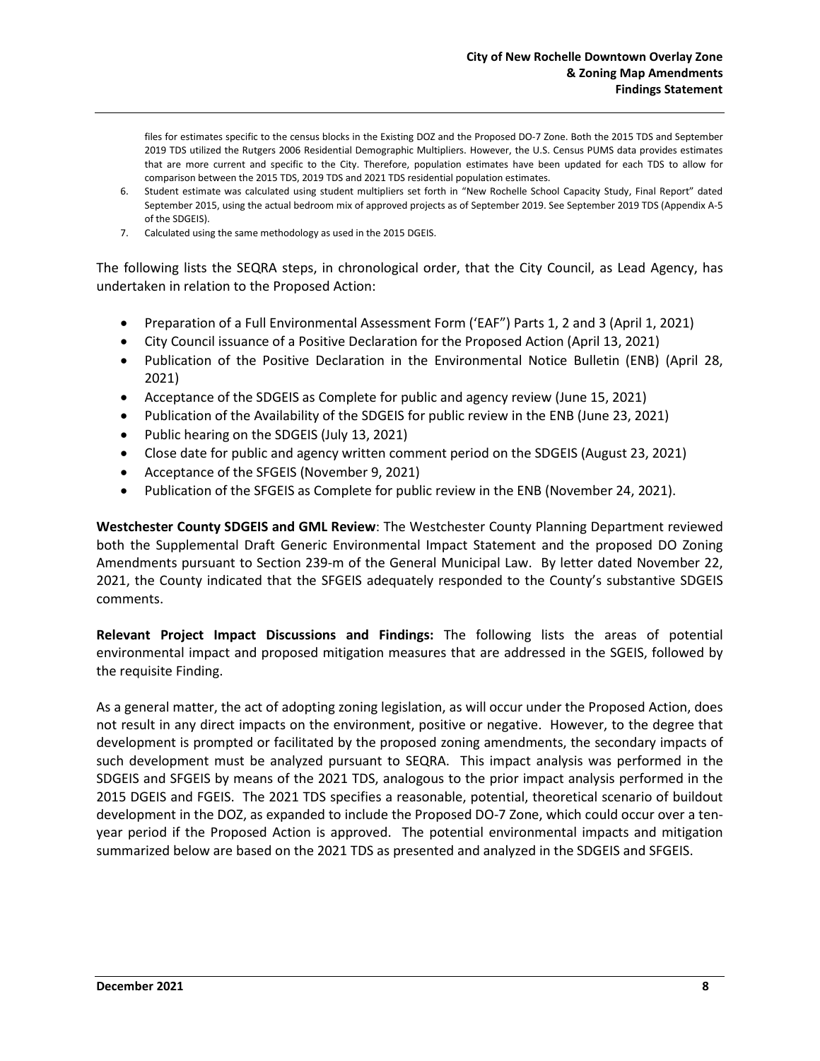files for estimates specific to the census blocks in the Existing DOZ and the Proposed DO-7 Zone. Both the 2015 TDS and September 2019 TDS utilized the Rutgers 2006 Residential Demographic Multipliers. However, the U.S. Census PUMS data provides estimates that are more current and specific to the City. Therefore, population estimates have been updated for each TDS to allow for comparison between the 2015 TDS, 2019 TDS and 2021 TDS residential population estimates.

6. Student estimate was calculated using student multipliers set forth in "New Rochelle School Capacity Study, Final Report" dated September 2015, using the actual bedroom mix of approved projects as of September 2019. See September 2019 TDS (Appendix A-5 of the SDGEIS).
7. Calculated using the same methodology as used in the 2015 DGEIS.

The following lists the SEQRA steps, in chronological order, that the City Council, as Lead Agency, has undertaken in relation to the Proposed Action:

- Preparation of a Full Environmental Assessment Form ('EAF") Parts 1, 2 and 3 (April 1, 2021)
- City Council issuance of a Positive Declaration for the Proposed Action (April 13, 2021)
- Publication of the Positive Declaration in the Environmental Notice Bulletin (ENB) (April 28, 2021)
- Acceptance of the SDGEIS as Complete for public and agency review (June 15, 2021)
- Publication of the Availability of the SDGEIS for public review in the ENB (June 23, 2021)
- Public hearing on the SDGEIS (July 13, 2021)
- Close date for public and agency written comment period on the SDGEIS (August 23, 2021)
- Acceptance of the SFGEIS (November 9, 2021)
- Publication of the SFGEIS as Complete for public review in the ENB (November 24, 2021).

**Westchester County SDGEIS and GML Review**: The Westchester County Planning Department reviewed both the Supplemental Draft Generic Environmental Impact Statement and the proposed DO Zoning Amendments pursuant to Section 239-m of the General Municipal Law. By letter dated November 22, 2021, the County indicated that the SFGEIS adequately responded to the County's substantive SDGEIS comments.

**Relevant Project Impact Discussions and Findings:** The following lists the areas of potential environmental impact and proposed mitigation measures that are addressed in the SGEIS, followed by the requisite Finding.

As a general matter, the act of adopting zoning legislation, as will occur under the Proposed Action, does not result in any direct impacts on the environment, positive or negative. However, to the degree that development is prompted or facilitated by the proposed zoning amendments, the secondary impacts of such development must be analyzed pursuant to SEQRA. This impact analysis was performed in the SDGEIS and SFGEIS by means of the 2021 TDS, analogous to the prior impact analysis performed in the 2015 DGEIS and FGEIS. The 2021 TDS specifies a reasonable, potential, theoretical scenario of buildout development in the DOZ, as expanded to include the Proposed DO-7 Zone, which could occur over a ten-year period if the Proposed Action is approved. The potential environmental impacts and mitigation summarized below are based on the 2021 TDS as presented and analyzed in the SDGEIS and SFGEIS.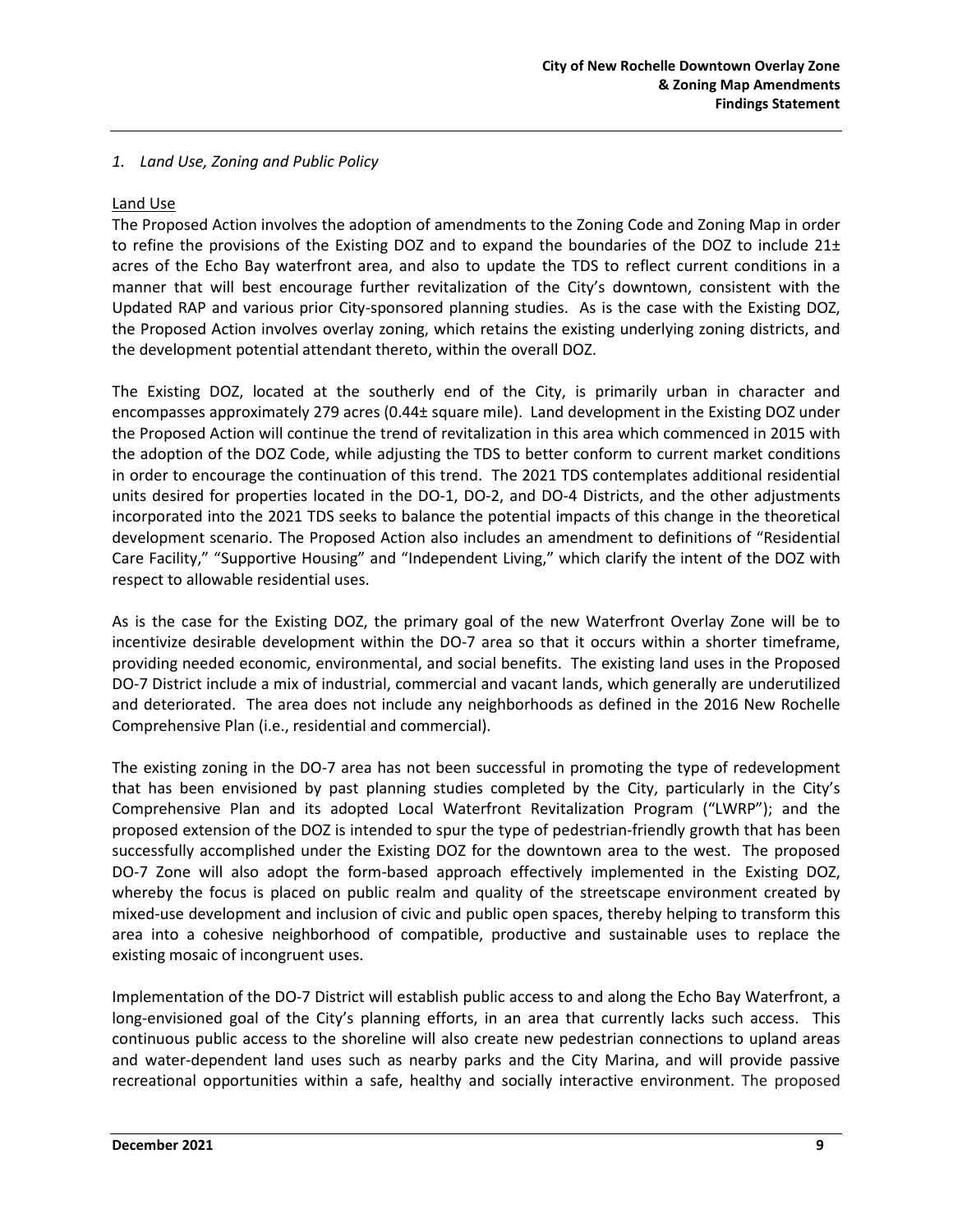*1. Land Use, Zoning and Public Policy*

Land Use

The Proposed Action involves the adoption of amendments to the Zoning Code and Zoning Map in order to refine the provisions of the Existing DOZ and to expand the boundaries of the DOZ to include 21± acres of the Echo Bay waterfront area, and also to update the TDS to reflect current conditions in a manner that will best encourage further revitalization of the City's downtown, consistent with the Updated RAP and various prior City-sponsored planning studies. As is the case with the Existing DOZ, the Proposed Action involves overlay zoning, which retains the existing underlying zoning districts, and the development potential attendant thereto, within the overall DOZ.

The Existing DOZ, located at the southerly end of the City, is primarily urban in character and encompasses approximately 279 acres (0.44± square mile). Land development in the Existing DOZ under the Proposed Action will continue the trend of revitalization in this area which commenced in 2015 with the adoption of the DOZ Code, while adjusting the TDS to better conform to current market conditions in order to encourage the continuation of this trend. The 2021 TDS contemplates additional residential units desired for properties located in the DO-1, DO-2, and DO-4 Districts, and the other adjustments incorporated into the 2021 TDS seeks to balance the potential impacts of this change in the theoretical development scenario. The Proposed Action also includes an amendment to definitions of "Residential Care Facility," "Supportive Housing" and "Independent Living," which clarify the intent of the DOZ with respect to allowable residential uses.

As is the case for the Existing DOZ, the primary goal of the new Waterfront Overlay Zone will be to incentivize desirable development within the DO-7 area so that it occurs within a shorter timeframe, providing needed economic, environmental, and social benefits. The existing land uses in the Proposed DO-7 District include a mix of industrial, commercial and vacant lands, which generally are underutilized and deteriorated. The area does not include any neighborhoods as defined in the 2016 New Rochelle Comprehensive Plan (i.e., residential and commercial).

The existing zoning in the DO-7 area has not been successful in promoting the type of redevelopment that has been envisioned by past planning studies completed by the City, particularly in the City's Comprehensive Plan and its adopted Local Waterfront Revitalization Program ("LWRP"); and the proposed extension of the DOZ is intended to spur the type of pedestrian-friendly growth that has been successfully accomplished under the Existing DOZ for the downtown area to the west. The proposed DO-7 Zone will also adopt the form-based approach effectively implemented in the Existing DOZ, whereby the focus is placed on public realm and quality of the streetscape environment created by mixed-use development and inclusion of civic and public open spaces, thereby helping to transform this area into a cohesive neighborhood of compatible, productive and sustainable uses to replace the existing mosaic of incongruent uses.

Implementation of the DO-7 District will establish public access to and along the Echo Bay Waterfront, a long-envisioned goal of the City's planning efforts, in an area that currently lacks such access. This continuous public access to the shoreline will also create new pedestrian connections to upland areas and water-dependent land uses such as nearby parks and the City Marina, and will provide passive recreational opportunities within a safe, healthy and socially interactive environment. The proposed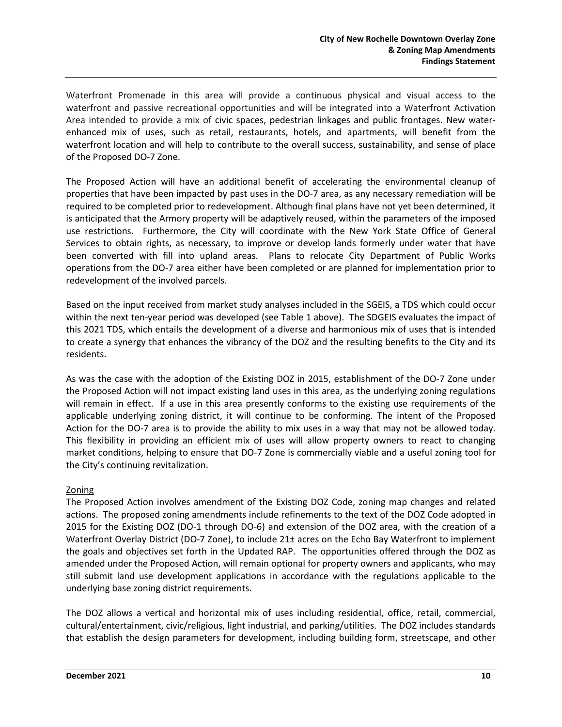Waterfront Promenade in this area will provide a continuous physical and visual access to the waterfront and passive recreational opportunities and will be integrated into a Waterfront Activation Area intended to provide a mix of civic spaces, pedestrian linkages and public frontages. New water-enhanced mix of uses, such as retail, restaurants, hotels, and apartments, will benefit from the waterfront location and will help to contribute to the overall success, sustainability, and sense of place of the Proposed DO-7 Zone.

The Proposed Action will have an additional benefit of accelerating the environmental cleanup of properties that have been impacted by past uses in the DO-7 area, as any necessary remediation will be required to be completed prior to redevelopment. Although final plans have not yet been determined, it is anticipated that the Armory property will be adaptively reused, within the parameters of the imposed use restrictions. Furthermore, the City will coordinate with the New York State Office of General Services to obtain rights, as necessary, to improve or develop lands formerly under water that have been converted with fill into upland areas. Plans to relocate City Department of Public Works operations from the DO-7 area either have been completed or are planned for implementation prior to redevelopment of the involved parcels.

Based on the input received from market study analyses included in the SGEIS, a TDS which could occur within the next ten-year period was developed (see Table 1 above). The SDGEIS evaluates the impact of this 2021 TDS, which entails the development of a diverse and harmonious mix of uses that is intended to create a synergy that enhances the vibrancy of the DOZ and the resulting benefits to the City and its residents.

As was the case with the adoption of the Existing DOZ in 2015, establishment of the DO-7 Zone under the Proposed Action will not impact existing land uses in this area, as the underlying zoning regulations will remain in effect. If a use in this area presently conforms to the existing use requirements of the applicable underlying zoning district, it will continue to be conforming. The intent of the Proposed Action for the DO-7 area is to provide the ability to mix uses in a way that may not be allowed today. This flexibility in providing an efficient mix of uses will allow property owners to react to changing market conditions, helping to ensure that DO-7 Zone is commercially viable and a useful zoning tool for the City's continuing revitalization.

Zoning

The Proposed Action involves amendment of the Existing DOZ Code, zoning map changes and related actions. The proposed zoning amendments include refinements to the text of the DOZ Code adopted in 2015 for the Existing DOZ (DO-1 through DO-6) and extension of the DOZ area, with the creation of a Waterfront Overlay District (DO-7 Zone), to include 21± acres on the Echo Bay Waterfront to implement the goals and objectives set forth in the Updated RAP. The opportunities offered through the DOZ as amended under the Proposed Action, will remain optional for property owners and applicants, who may still submit land use development applications in accordance with the regulations applicable to the underlying base zoning district requirements.

The DOZ allows a vertical and horizontal mix of uses including residential, office, retail, commercial, cultural/entertainment, civic/religious, light industrial, and parking/utilities. The DOZ includes standards that establish the design parameters for development, including building form, streetscape, and other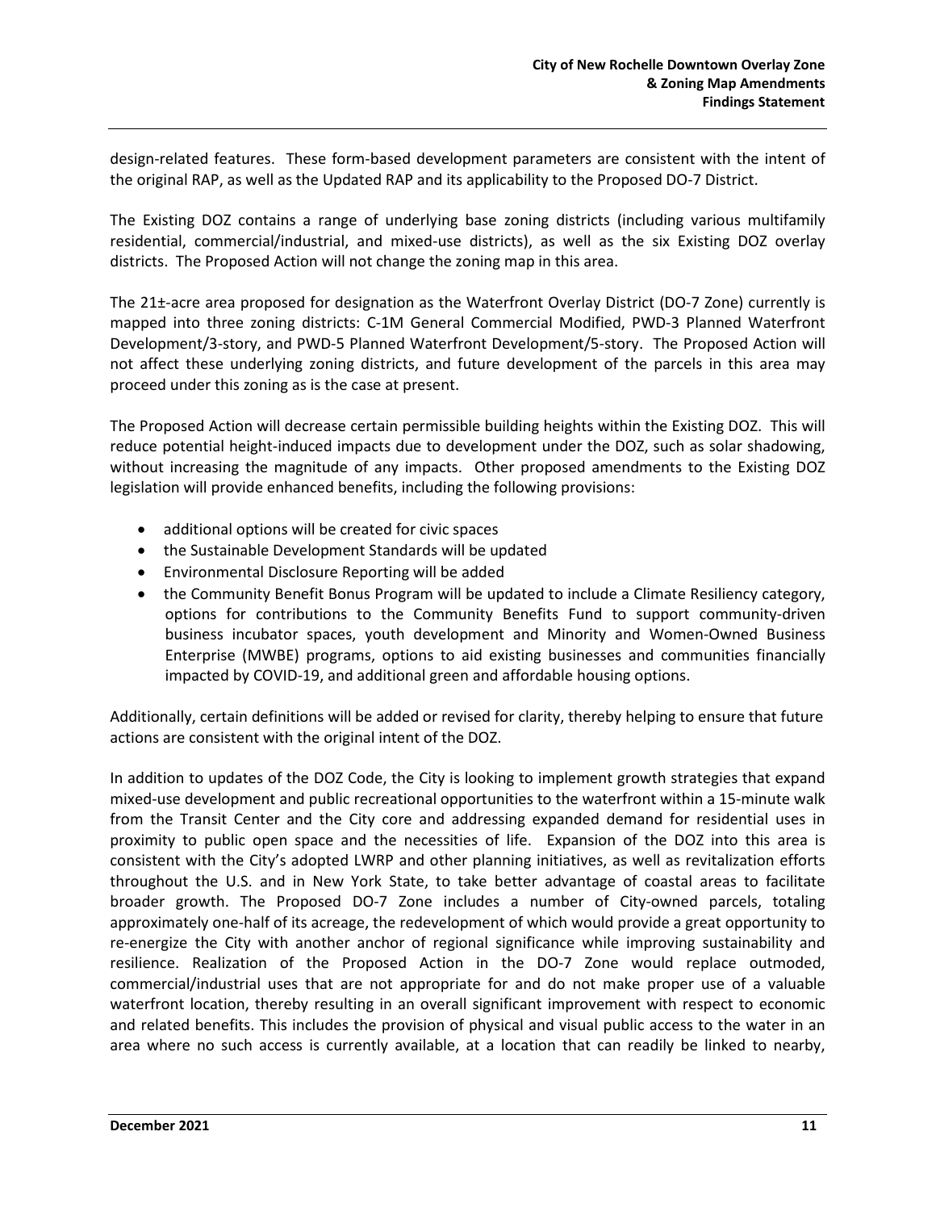design-related features. These form-based development parameters are consistent with the intent of the original RAP, as well as the Updated RAP and its applicability to the Proposed DO-7 District.

The Existing DOZ contains a range of underlying base zoning districts (including various multifamily residential, commercial/industrial, and mixed-use districts), as well as the six Existing DOZ overlay districts. The Proposed Action will not change the zoning map in this area.

The 21±-acre area proposed for designation as the Waterfront Overlay District (DO-7 Zone) currently is mapped into three zoning districts: C-1M General Commercial Modified, PWD-3 Planned Waterfront Development/3-story, and PWD-5 Planned Waterfront Development/5-story. The Proposed Action will not affect these underlying zoning districts, and future development of the parcels in this area may proceed under this zoning as is the case at present.

The Proposed Action will decrease certain permissible building heights within the Existing DOZ. This will reduce potential height-induced impacts due to development under the DOZ, such as solar shadowing, without increasing the magnitude of any impacts. Other proposed amendments to the Existing DOZ legislation will provide enhanced benefits, including the following provisions:

- additional options will be created for civic spaces
- the Sustainable Development Standards will be updated
- Environmental Disclosure Reporting will be added
- the Community Benefit Bonus Program will be updated to include a Climate Resiliency category, options for contributions to the Community Benefits Fund to support community-driven business incubator spaces, youth development and Minority and Women-Owned Business Enterprise (MWBE) programs, options to aid existing businesses and communities financially impacted by COVID-19, and additional green and affordable housing options.

Additionally, certain definitions will be added or revised for clarity, thereby helping to ensure that future actions are consistent with the original intent of the DOZ.

In addition to updates of the DOZ Code, the City is looking to implement growth strategies that expand mixed-use development and public recreational opportunities to the waterfront within a 15-minute walk from the Transit Center and the City core and addressing expanded demand for residential uses in proximity to public open space and the necessities of life. Expansion of the DOZ into this area is consistent with the City's adopted LWRP and other planning initiatives, as well as revitalization efforts throughout the U.S. and in New York State, to take better advantage of coastal areas to facilitate broader growth. The Proposed DO-7 Zone includes a number of City-owned parcels, totaling approximately one-half of its acreage, the redevelopment of which would provide a great opportunity to re-energize the City with another anchor of regional significance while improving sustainability and resilience. Realization of the Proposed Action in the DO-7 Zone would replace outmoded, commercial/industrial uses that are not appropriate for and do not make proper use of a valuable waterfront location, thereby resulting in an overall significant improvement with respect to economic and related benefits. This includes the provision of physical and visual public access to the water in an area where no such access is currently available, at a location that can readily be linked to nearby,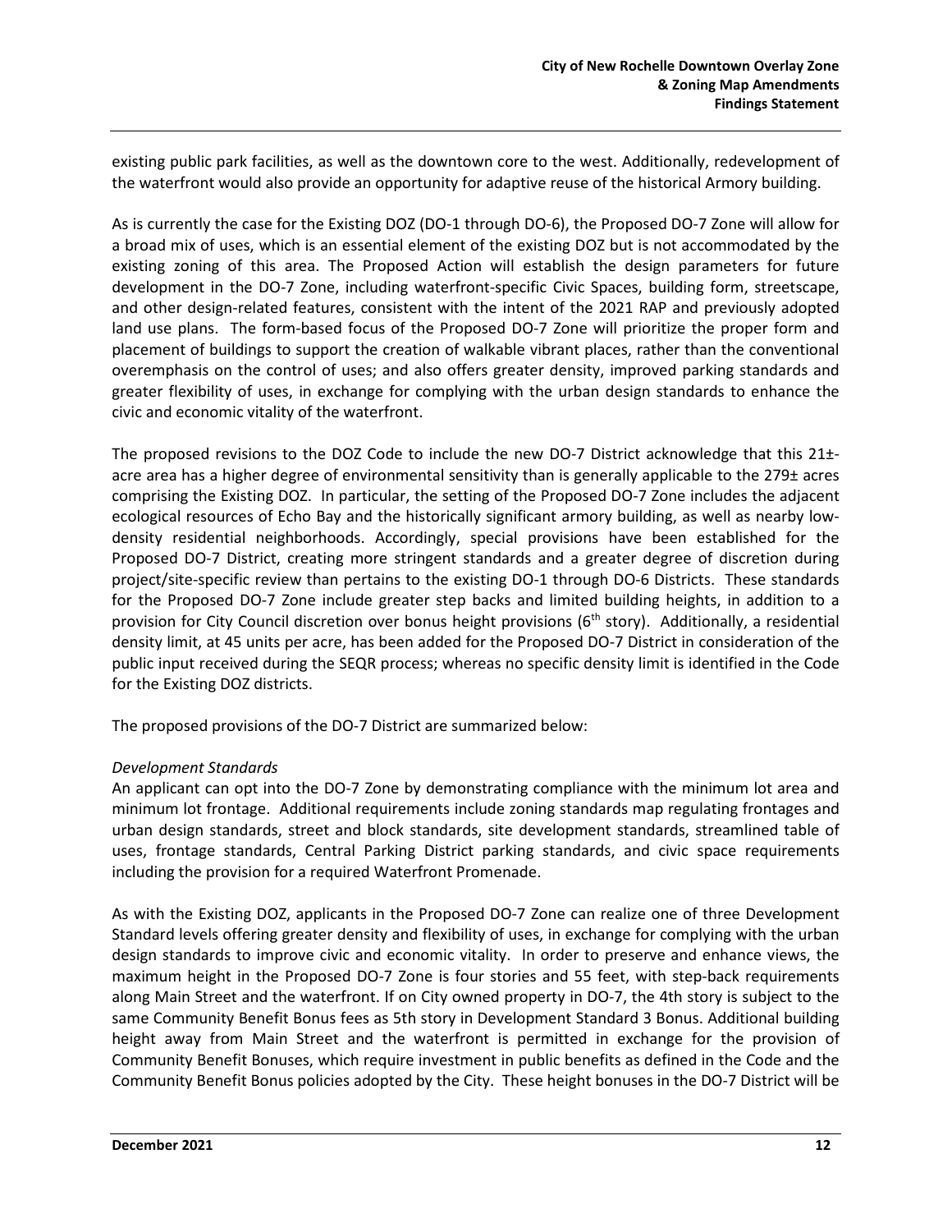existing public park facilities, as well as the downtown core to the west. Additionally, redevelopment of the waterfront would also provide an opportunity for adaptive reuse of the historical Armory building.

As is currently the case for the Existing DOZ (DO-1 through DO-6), the Proposed DO-7 Zone will allow for a broad mix of uses, which is an essential element of the existing DOZ but is not accommodated by the existing zoning of this area. The Proposed Action will establish the design parameters for future development in the DO-7 Zone, including waterfront-specific Civic Spaces, building form, streetscape, and other design-related features, consistent with the intent of the 2021 RAP and previously adopted land use plans. The form-based focus of the Proposed DO-7 Zone will prioritize the proper form and placement of buildings to support the creation of walkable vibrant places, rather than the conventional overemphasis on the control of uses; and also offers greater density, improved parking standards and greater flexibility of uses, in exchange for complying with the urban design standards to enhance the civic and economic vitality of the waterfront.

The proposed revisions to the DOZ Code to include the new DO-7 District acknowledge that this 21±-acre area has a higher degree of environmental sensitivity than is generally applicable to the 279± acres comprising the Existing DOZ. In particular, the setting of the Proposed DO-7 Zone includes the adjacent ecological resources of Echo Bay and the historically significant armory building, as well as nearby low-density residential neighborhoods. Accordingly, special provisions have been established for the Proposed DO-7 District, creating more stringent standards and a greater degree of discretion during project/site-specific review than pertains to the existing DO-1 through DO-6 Districts. These standards for the Proposed DO-7 Zone include greater step backs and limited building heights, in addition to a provision for City Council discretion over bonus height provisions (6th story). Additionally, a residential density limit, at 45 units per acre, has been added for the Proposed DO-7 District in consideration of the public input received during the SEQR process; whereas no specific density limit is identified in the Code for the Existing DOZ districts.

The proposed provisions of the DO-7 District are summarized below:

*Development Standards*

An applicant can opt into the DO-7 Zone by demonstrating compliance with the minimum lot area and minimum lot frontage. Additional requirements include zoning standards map regulating frontages and urban design standards, street and block standards, site development standards, streamlined table of uses, frontage standards, Central Parking District parking standards, and civic space requirements including the provision for a required Waterfront Promenade.

As with the Existing DOZ, applicants in the Proposed DO-7 Zone can realize one of three Development Standard levels offering greater density and flexibility of uses, in exchange for complying with the urban design standards to improve civic and economic vitality. In order to preserve and enhance views, the maximum height in the Proposed DO-7 Zone is four stories and 55 feet, with step-back requirements along Main Street and the waterfront. If on City owned property in DO-7, the 4th story is subject to the same Community Benefit Bonus fees as 5th story in Development Standard 3 Bonus. Additional building height away from Main Street and the waterfront is permitted in exchange for the provision of Community Benefit Bonuses, which require investment in public benefits as defined in the Code and the Community Benefit Bonus policies adopted by the City. These height bonuses in the DO-7 District will be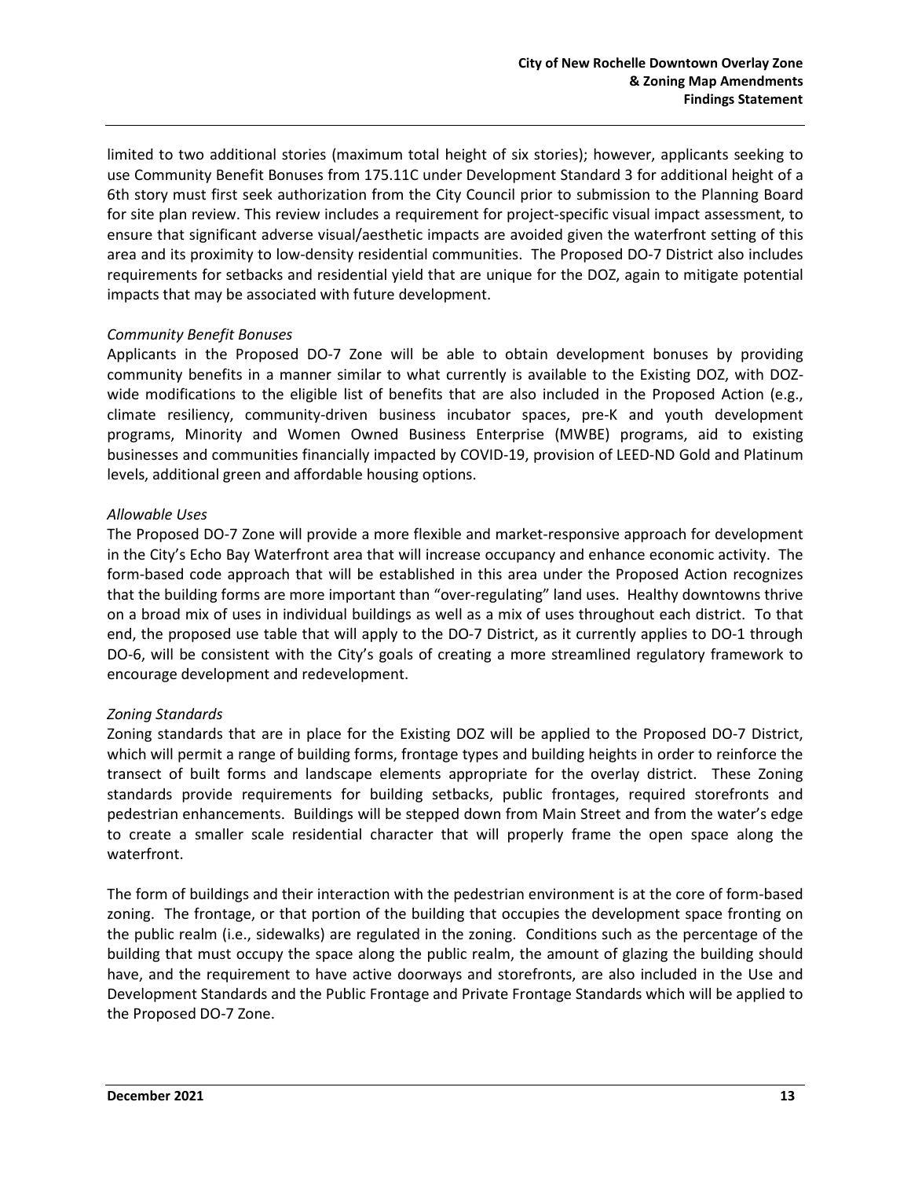limited to two additional stories (maximum total height of six stories); however, applicants seeking to use Community Benefit Bonuses from 175.11C under Development Standard 3 for additional height of a 6th story must first seek authorization from the City Council prior to submission to the Planning Board for site plan review. This review includes a requirement for project-specific visual impact assessment, to ensure that significant adverse visual/aesthetic impacts are avoided given the waterfront setting of this area and its proximity to low-density residential communities. The Proposed DO-7 District also includes requirements for setbacks and residential yield that are unique for the DOZ, again to mitigate potential impacts that may be associated with future development.

*Community Benefit Bonuses*

Applicants in the Proposed DO-7 Zone will be able to obtain development bonuses by providing community benefits in a manner similar to what currently is available to the Existing DOZ, with DOZ-wide modifications to the eligible list of benefits that are also included in the Proposed Action (e.g., climate resiliency, community-driven business incubator spaces, pre-K and youth development programs, Minority and Women Owned Business Enterprise (MWBE) programs, aid to existing businesses and communities financially impacted by COVID-19, provision of LEED-ND Gold and Platinum levels, additional green and affordable housing options.

*Allowable Uses*

The Proposed DO-7 Zone will provide a more flexible and market-responsive approach for development in the City's Echo Bay Waterfront area that will increase occupancy and enhance economic activity. The form-based code approach that will be established in this area under the Proposed Action recognizes that the building forms are more important than "over-regulating" land uses. Healthy downtowns thrive on a broad mix of uses in individual buildings as well as a mix of uses throughout each district. To that end, the proposed use table that will apply to the DO-7 District, as it currently applies to DO-1 through DO-6, will be consistent with the City's goals of creating a more streamlined regulatory framework to encourage development and redevelopment.

*Zoning Standards*

Zoning standards that are in place for the Existing DOZ will be applied to the Proposed DO-7 District, which will permit a range of building forms, frontage types and building heights in order to reinforce the transect of built forms and landscape elements appropriate for the overlay district. These Zoning standards provide requirements for building setbacks, public frontages, required storefronts and pedestrian enhancements. Buildings will be stepped down from Main Street and from the water's edge to create a smaller scale residential character that will properly frame the open space along the waterfront.

The form of buildings and their interaction with the pedestrian environment is at the core of form-based zoning. The frontage, or that portion of the building that occupies the development space fronting on the public realm (i.e., sidewalks) are regulated in the zoning. Conditions such as the percentage of the building that must occupy the space along the public realm, the amount of glazing the building should have, and the requirement to have active doorways and storefronts, are also included in the Use and Development Standards and the Public Frontage and Private Frontage Standards which will be applied to the Proposed DO-7 Zone.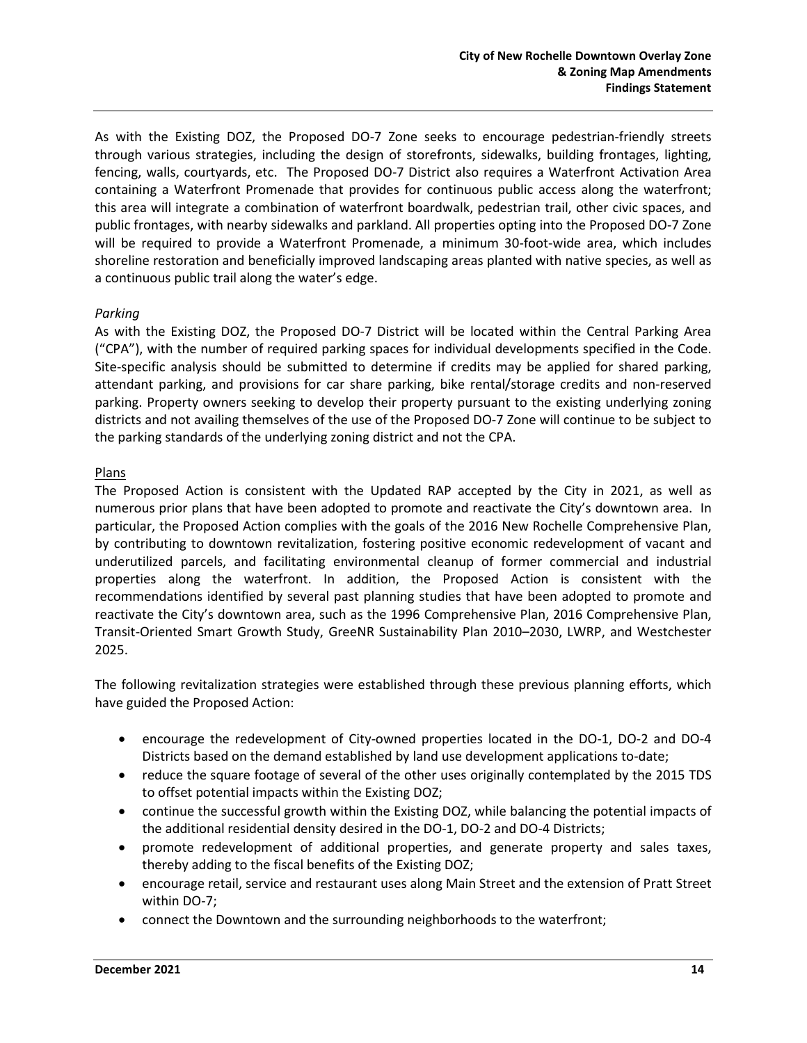As with the Existing DOZ, the Proposed DO-7 Zone seeks to encourage pedestrian-friendly streets through various strategies, including the design of storefronts, sidewalks, building frontages, lighting, fencing, walls, courtyards, etc. The Proposed DO-7 District also requires a Waterfront Activation Area containing a Waterfront Promenade that provides for continuous public access along the waterfront; this area will integrate a combination of waterfront boardwalk, pedestrian trail, other civic spaces, and public frontages, with nearby sidewalks and parkland. All properties opting into the Proposed DO-7 Zone will be required to provide a Waterfront Promenade, a minimum 30-foot-wide area, which includes shoreline restoration and beneficially improved landscaping areas planted with native species, as well as a continuous public trail along the water's edge.

*Parking*

As with the Existing DOZ, the Proposed DO-7 District will be located within the Central Parking Area ("CPA"), with the number of required parking spaces for individual developments specified in the Code. Site-specific analysis should be submitted to determine if credits may be applied for shared parking, attendant parking, and provisions for car share parking, bike rental/storage credits and non-reserved parking. Property owners seeking to develop their property pursuant to the existing underlying zoning districts and not availing themselves of the use of the Proposed DO-7 Zone will continue to be subject to the parking standards of the underlying zoning district and not the CPA.

Plans

The Proposed Action is consistent with the Updated RAP accepted by the City in 2021, as well as numerous prior plans that have been adopted to promote and reactivate the City's downtown area. In particular, the Proposed Action complies with the goals of the 2016 New Rochelle Comprehensive Plan, by contributing to downtown revitalization, fostering positive economic redevelopment of vacant and underutilized parcels, and facilitating environmental cleanup of former commercial and industrial properties along the waterfront. In addition, the Proposed Action is consistent with the recommendations identified by several past planning studies that have been adopted to promote and reactivate the City's downtown area, such as the 1996 Comprehensive Plan, 2016 Comprehensive Plan, Transit-Oriented Smart Growth Study, GreeNR Sustainability Plan 2010–2030, LWRP, and Westchester 2025.

The following revitalization strategies were established through these previous planning efforts, which have guided the Proposed Action:

- encourage the redevelopment of City-owned properties located in the DO-1, DO-2 and DO-4 Districts based on the demand established by land use development applications to-date;
- reduce the square footage of several of the other uses originally contemplated by the 2015 TDS to offset potential impacts within the Existing DOZ;
- continue the successful growth within the Existing DOZ, while balancing the potential impacts of the additional residential density desired in the DO-1, DO-2 and DO-4 Districts;
- promote redevelopment of additional properties, and generate property and sales taxes, thereby adding to the fiscal benefits of the Existing DOZ;
- encourage retail, service and restaurant uses along Main Street and the extension of Pratt Street within DO-7;
- connect the Downtown and the surrounding neighborhoods to the waterfront;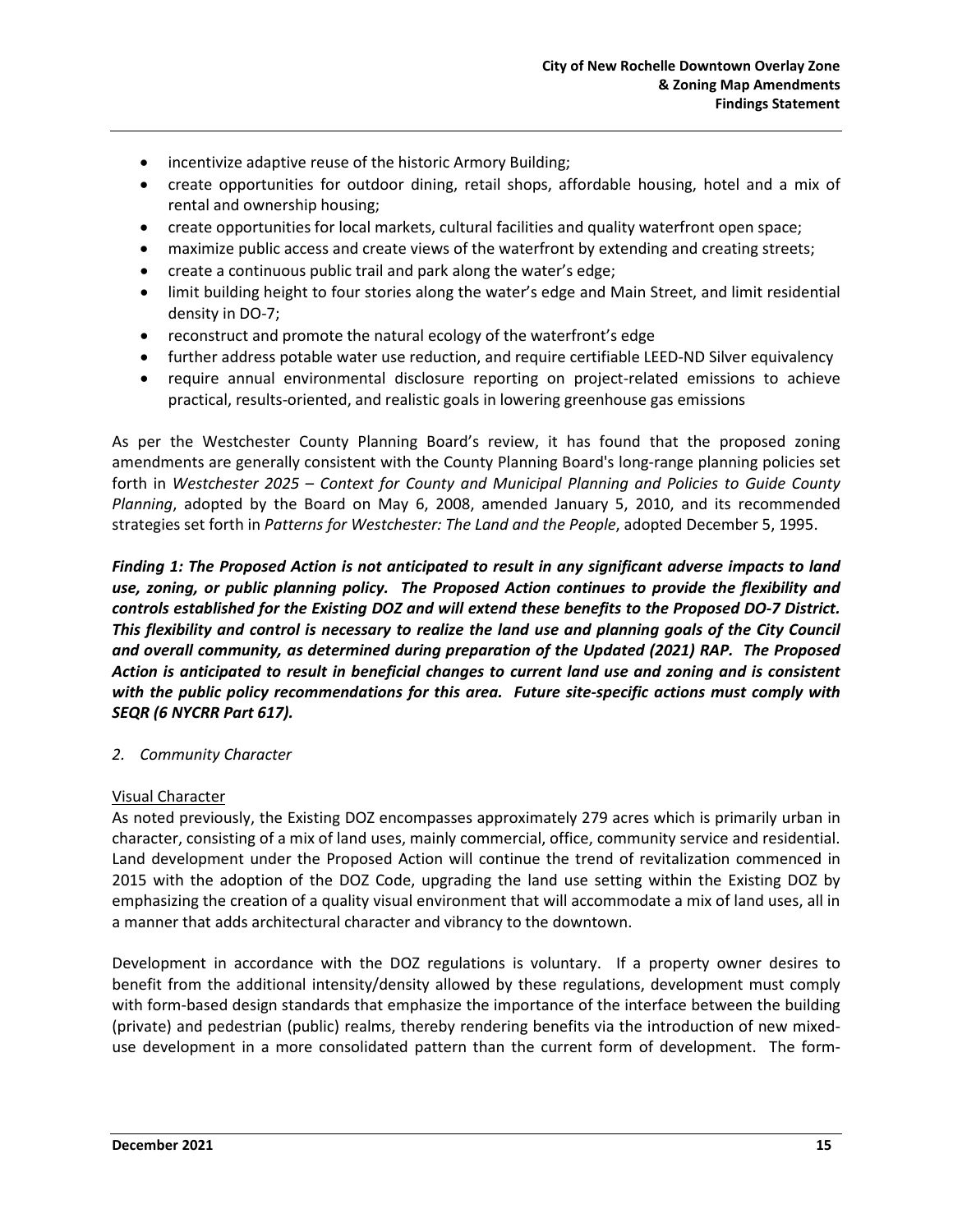- incentivize adaptive reuse of the historic Armory Building;
- create opportunities for outdoor dining, retail shops, affordable housing, hotel and a mix of rental and ownership housing;
- create opportunities for local markets, cultural facilities and quality waterfront open space;
- maximize public access and create views of the waterfront by extending and creating streets;
- create a continuous public trail and park along the water's edge;
- limit building height to four stories along the water's edge and Main Street, and limit residential density in DO-7;
- reconstruct and promote the natural ecology of the waterfront's edge
- further address potable water use reduction, and require certifiable LEED-ND Silver equivalency
- require annual environmental disclosure reporting on project-related emissions to achieve practical, results-oriented, and realistic goals in lowering greenhouse gas emissions

As per the Westchester County Planning Board's review, it has found that the proposed zoning amendments are generally consistent with the County Planning Board's long-range planning policies set forth in *Westchester 2025 – Context for County and Municipal Planning and Policies to Guide County Planning*, adopted by the Board on May 6, 2008, amended January 5, 2010, and its recommended strategies set forth in *Patterns for Westchester: The Land and the People*, adopted December 5, 1995.

***Finding 1: The Proposed Action is not anticipated to result in any significant adverse impacts to land use, zoning, or public planning policy. The Proposed Action continues to provide the flexibility and controls established for the Existing DOZ and will extend these benefits to the Proposed DO-7 District. This flexibility and control is necessary to realize the land use and planning goals of the City Council and overall community, as determined during preparation of the Updated (2021) RAP. The Proposed Action is anticipated to result in beneficial changes to current land use and zoning and is consistent with the public policy recommendations for this area. Future site-specific actions must comply with SEQR (6 NYCRR Part 617).***

*2. Community Character*

Visual Character

As noted previously, the Existing DOZ encompasses approximately 279 acres which is primarily urban in character, consisting of a mix of land uses, mainly commercial, office, community service and residential. Land development under the Proposed Action will continue the trend of revitalization commenced in 2015 with the adoption of the DOZ Code, upgrading the land use setting within the Existing DOZ by emphasizing the creation of a quality visual environment that will accommodate a mix of land uses, all in a manner that adds architectural character and vibrancy to the downtown.

Development in accordance with the DOZ regulations is voluntary. If a property owner desires to benefit from the additional intensity/density allowed by these regulations, development must comply with form-based design standards that emphasize the importance of the interface between the building (private) and pedestrian (public) realms, thereby rendering benefits via the introduction of new mixed-use development in a more consolidated pattern than the current form of development. The form-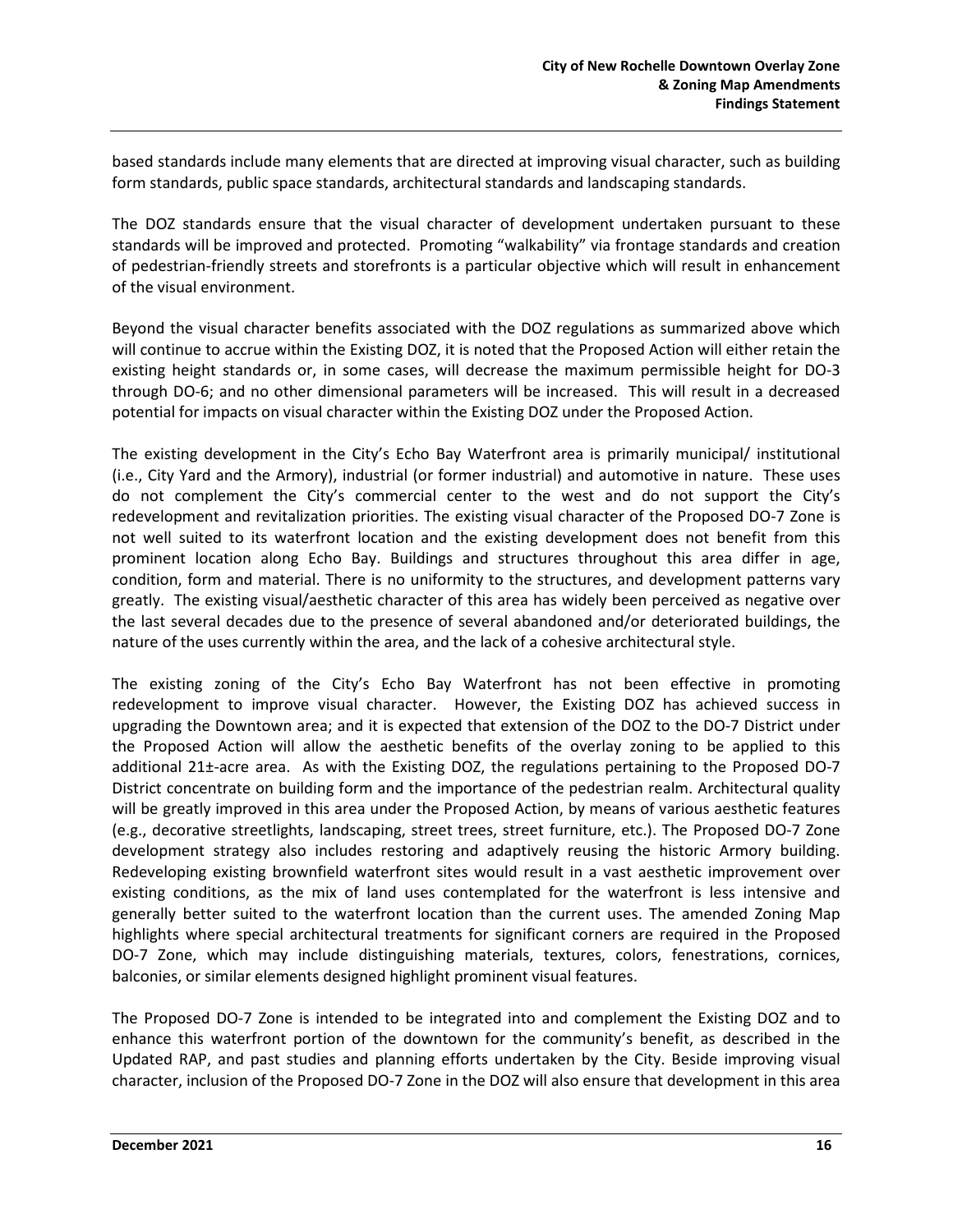based standards include many elements that are directed at improving visual character, such as building form standards, public space standards, architectural standards and landscaping standards.

The DOZ standards ensure that the visual character of development undertaken pursuant to these standards will be improved and protected. Promoting "walkability" via frontage standards and creation of pedestrian-friendly streets and storefronts is a particular objective which will result in enhancement of the visual environment.

Beyond the visual character benefits associated with the DOZ regulations as summarized above which will continue to accrue within the Existing DOZ, it is noted that the Proposed Action will either retain the existing height standards or, in some cases, will decrease the maximum permissible height for DO-3 through DO-6; and no other dimensional parameters will be increased. This will result in a decreased potential for impacts on visual character within the Existing DOZ under the Proposed Action.

The existing development in the City's Echo Bay Waterfront area is primarily municipal/ institutional (i.e., City Yard and the Armory), industrial (or former industrial) and automotive in nature. These uses do not complement the City's commercial center to the west and do not support the City's redevelopment and revitalization priorities. The existing visual character of the Proposed DO-7 Zone is not well suited to its waterfront location and the existing development does not benefit from this prominent location along Echo Bay. Buildings and structures throughout this area differ in age, condition, form and material. There is no uniformity to the structures, and development patterns vary greatly. The existing visual/aesthetic character of this area has widely been perceived as negative over the last several decades due to the presence of several abandoned and/or deteriorated buildings, the nature of the uses currently within the area, and the lack of a cohesive architectural style.

The existing zoning of the City's Echo Bay Waterfront has not been effective in promoting redevelopment to improve visual character. However, the Existing DOZ has achieved success in upgrading the Downtown area; and it is expected that extension of the DOZ to the DO-7 District under the Proposed Action will allow the aesthetic benefits of the overlay zoning to be applied to this additional 21±-acre area. As with the Existing DOZ, the regulations pertaining to the Proposed DO-7 District concentrate on building form and the importance of the pedestrian realm. Architectural quality will be greatly improved in this area under the Proposed Action, by means of various aesthetic features (e.g., decorative streetlights, landscaping, street trees, street furniture, etc.). The Proposed DO-7 Zone development strategy also includes restoring and adaptively reusing the historic Armory building. Redeveloping existing brownfield waterfront sites would result in a vast aesthetic improvement over existing conditions, as the mix of land uses contemplated for the waterfront is less intensive and generally better suited to the waterfront location than the current uses. The amended Zoning Map highlights where special architectural treatments for significant corners are required in the Proposed DO-7 Zone, which may include distinguishing materials, textures, colors, fenestrations, cornices, balconies, or similar elements designed highlight prominent visual features.

The Proposed DO-7 Zone is intended to be integrated into and complement the Existing DOZ and to enhance this waterfront portion of the downtown for the community's benefit, as described in the Updated RAP, and past studies and planning efforts undertaken by the City. Beside improving visual character, inclusion of the Proposed DO-7 Zone in the DOZ will also ensure that development in this area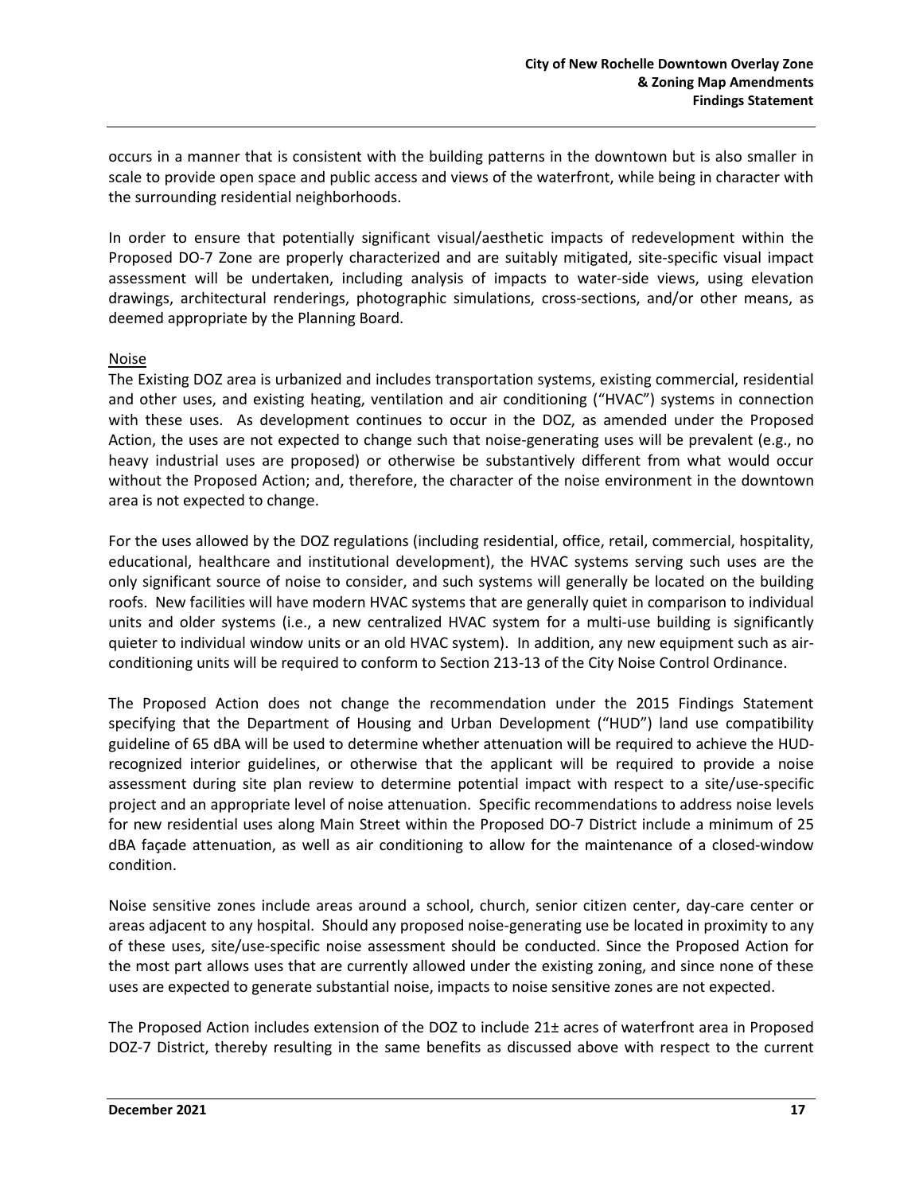occurs in a manner that is consistent with the building patterns in the downtown but is also smaller in scale to provide open space and public access and views of the waterfront, while being in character with the surrounding residential neighborhoods.

In order to ensure that potentially significant visual/aesthetic impacts of redevelopment within the Proposed DO-7 Zone are properly characterized and are suitably mitigated, site-specific visual impact assessment will be undertaken, including analysis of impacts to water-side views, using elevation drawings, architectural renderings, photographic simulations, cross-sections, and/or other means, as deemed appropriate by the Planning Board.

Noise

The Existing DOZ area is urbanized and includes transportation systems, existing commercial, residential and other uses, and existing heating, ventilation and air conditioning ("HVAC") systems in connection with these uses. As development continues to occur in the DOZ, as amended under the Proposed Action, the uses are not expected to change such that noise-generating uses will be prevalent (e.g., no heavy industrial uses are proposed) or otherwise be substantively different from what would occur without the Proposed Action; and, therefore, the character of the noise environment in the downtown area is not expected to change.

For the uses allowed by the DOZ regulations (including residential, office, retail, commercial, hospitality, educational, healthcare and institutional development), the HVAC systems serving such uses are the only significant source of noise to consider, and such systems will generally be located on the building roofs. New facilities will have modern HVAC systems that are generally quiet in comparison to individual units and older systems (i.e., a new centralized HVAC system for a multi-use building is significantly quieter to individual window units or an old HVAC system). In addition, any new equipment such as air-conditioning units will be required to conform to Section 213-13 of the City Noise Control Ordinance.

The Proposed Action does not change the recommendation under the 2015 Findings Statement specifying that the Department of Housing and Urban Development ("HUD") land use compatibility guideline of 65 dBA will be used to determine whether attenuation will be required to achieve the HUD-recognized interior guidelines, or otherwise that the applicant will be required to provide a noise assessment during site plan review to determine potential impact with respect to a site/use-specific project and an appropriate level of noise attenuation. Specific recommendations to address noise levels for new residential uses along Main Street within the Proposed DO-7 District include a minimum of 25 dBA façade attenuation, as well as air conditioning to allow for the maintenance of a closed-window condition.

Noise sensitive zones include areas around a school, church, senior citizen center, day-care center or areas adjacent to any hospital. Should any proposed noise-generating use be located in proximity to any of these uses, site/use-specific noise assessment should be conducted. Since the Proposed Action for the most part allows uses that are currently allowed under the existing zoning, and since none of these uses are expected to generate substantial noise, impacts to noise sensitive zones are not expected.

The Proposed Action includes extension of the DOZ to include 21± acres of waterfront area in Proposed DOZ-7 District, thereby resulting in the same benefits as discussed above with respect to the current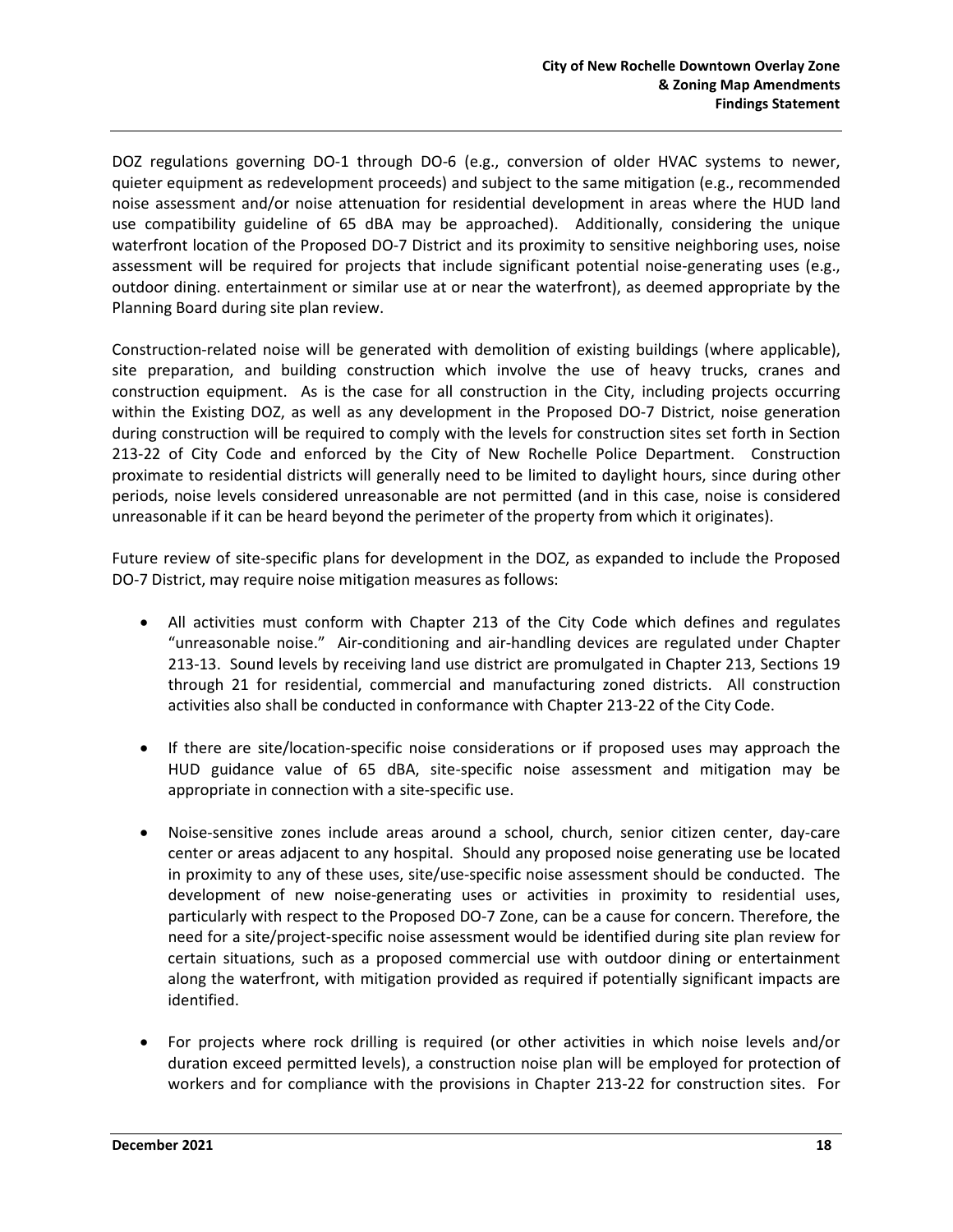DOZ regulations governing DO-1 through DO-6 (e.g., conversion of older HVAC systems to newer, quieter equipment as redevelopment proceeds) and subject to the same mitigation (e.g., recommended noise assessment and/or noise attenuation for residential development in areas where the HUD land use compatibility guideline of 65 dBA may be approached). Additionally, considering the unique waterfront location of the Proposed DO-7 District and its proximity to sensitive neighboring uses, noise assessment will be required for projects that include significant potential noise-generating uses (e.g., outdoor dining. entertainment or similar use at or near the waterfront), as deemed appropriate by the Planning Board during site plan review.

Construction-related noise will be generated with demolition of existing buildings (where applicable), site preparation, and building construction which involve the use of heavy trucks, cranes and construction equipment. As is the case for all construction in the City, including projects occurring within the Existing DOZ, as well as any development in the Proposed DO-7 District, noise generation during construction will be required to comply with the levels for construction sites set forth in Section 213-22 of City Code and enforced by the City of New Rochelle Police Department. Construction proximate to residential districts will generally need to be limited to daylight hours, since during other periods, noise levels considered unreasonable are not permitted (and in this case, noise is considered unreasonable if it can be heard beyond the perimeter of the property from which it originates).

Future review of site-specific plans for development in the DOZ, as expanded to include the Proposed DO-7 District, may require noise mitigation measures as follows:

- All activities must conform with Chapter 213 of the City Code which defines and regulates "unreasonable noise." Air-conditioning and air-handling devices are regulated under Chapter 213-13. Sound levels by receiving land use district are promulgated in Chapter 213, Sections 19 through 21 for residential, commercial and manufacturing zoned districts. All construction activities also shall be conducted in conformance with Chapter 213-22 of the City Code.

- If there are site/location-specific noise considerations or if proposed uses may approach the HUD guidance value of 65 dBA, site-specific noise assessment and mitigation may be appropriate in connection with a site-specific use.

- Noise-sensitive zones include areas around a school, church, senior citizen center, day-care center or areas adjacent to any hospital. Should any proposed noise generating use be located in proximity to any of these uses, site/use-specific noise assessment should be conducted. The development of new noise-generating uses or activities in proximity to residential uses, particularly with respect to the Proposed DO-7 Zone, can be a cause for concern. Therefore, the need for a site/project-specific noise assessment would be identified during site plan review for certain situations, such as a proposed commercial use with outdoor dining or entertainment along the waterfront, with mitigation provided as required if potentially significant impacts are identified.

- For projects where rock drilling is required (or other activities in which noise levels and/or duration exceed permitted levels), a construction noise plan will be employed for protection of workers and for compliance with the provisions in Chapter 213-22 for construction sites. For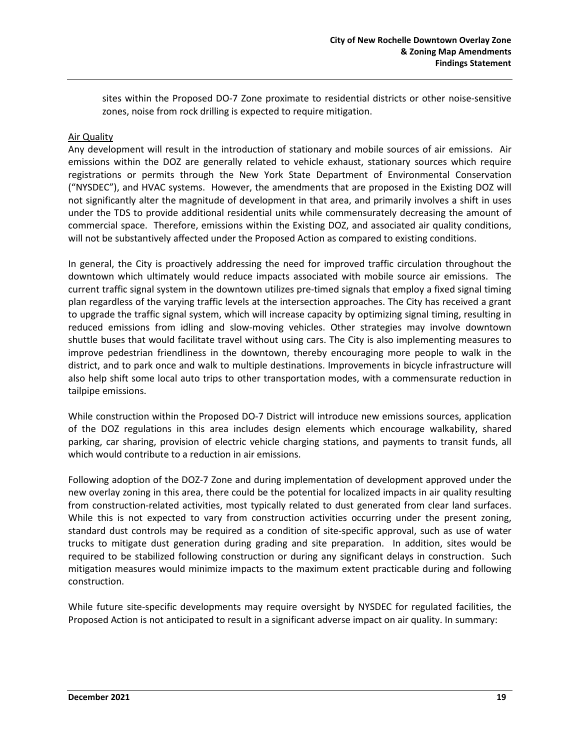sites within the Proposed DO-7 Zone proximate to residential districts or other noise-sensitive zones, noise from rock drilling is expected to require mitigation.

Air Quality

Any development will result in the introduction of stationary and mobile sources of air emissions. Air emissions within the DOZ are generally related to vehicle exhaust, stationary sources which require registrations or permits through the New York State Department of Environmental Conservation ("NYSDEC"), and HVAC systems. However, the amendments that are proposed in the Existing DOZ will not significantly alter the magnitude of development in that area, and primarily involves a shift in uses under the TDS to provide additional residential units while commensurately decreasing the amount of commercial space. Therefore, emissions within the Existing DOZ, and associated air quality conditions, will not be substantively affected under the Proposed Action as compared to existing conditions.

In general, the City is proactively addressing the need for improved traffic circulation throughout the downtown which ultimately would reduce impacts associated with mobile source air emissions. The current traffic signal system in the downtown utilizes pre-timed signals that employ a fixed signal timing plan regardless of the varying traffic levels at the intersection approaches. The City has received a grant to upgrade the traffic signal system, which will increase capacity by optimizing signal timing, resulting in reduced emissions from idling and slow-moving vehicles. Other strategies may involve downtown shuttle buses that would facilitate travel without using cars. The City is also implementing measures to improve pedestrian friendliness in the downtown, thereby encouraging more people to walk in the district, and to park once and walk to multiple destinations. Improvements in bicycle infrastructure will also help shift some local auto trips to other transportation modes, with a commensurate reduction in tailpipe emissions.

While construction within the Proposed DO-7 District will introduce new emissions sources, application of the DOZ regulations in this area includes design elements which encourage walkability, shared parking, car sharing, provision of electric vehicle charging stations, and payments to transit funds, all which would contribute to a reduction in air emissions.

Following adoption of the DOZ-7 Zone and during implementation of development approved under the new overlay zoning in this area, there could be the potential for localized impacts in air quality resulting from construction-related activities, most typically related to dust generated from clear land surfaces. While this is not expected to vary from construction activities occurring under the present zoning, standard dust controls may be required as a condition of site-specific approval, such as use of water trucks to mitigate dust generation during grading and site preparation. In addition, sites would be required to be stabilized following construction or during any significant delays in construction. Such mitigation measures would minimize impacts to the maximum extent practicable during and following construction.

While future site-specific developments may require oversight by NYSDEC for regulated facilities, the Proposed Action is not anticipated to result in a significant adverse impact on air quality. In summary: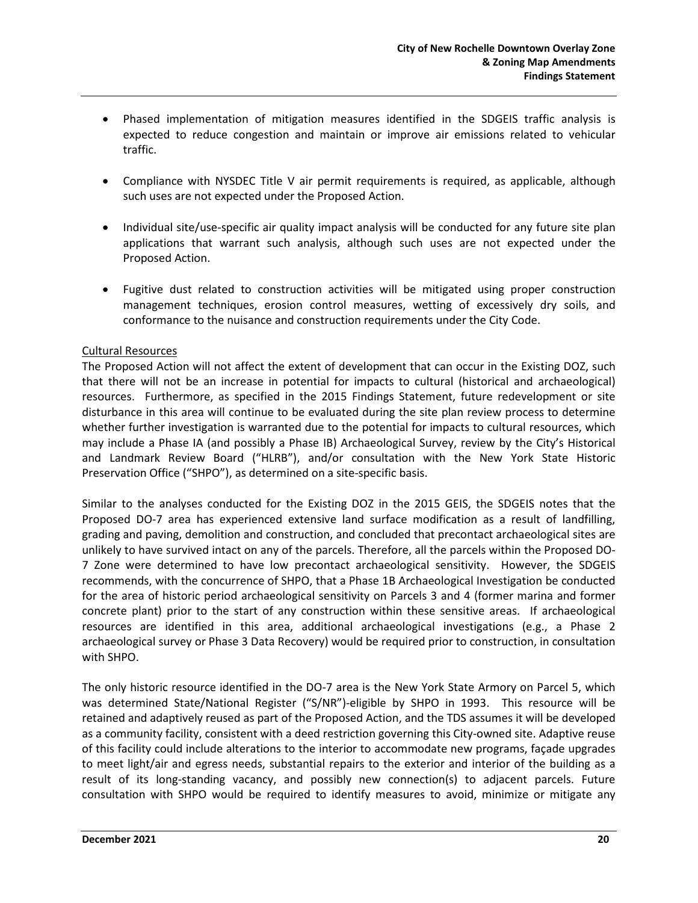- Phased implementation of mitigation measures identified in the SDGEIS traffic analysis is expected to reduce congestion and maintain or improve air emissions related to vehicular traffic.

- Compliance with NYSDEC Title V air permit requirements is required, as applicable, although such uses are not expected under the Proposed Action.

- Individual site/use-specific air quality impact analysis will be conducted for any future site plan applications that warrant such analysis, although such uses are not expected under the Proposed Action.

- Fugitive dust related to construction activities will be mitigated using proper construction management techniques, erosion control measures, wetting of excessively dry soils, and conformance to the nuisance and construction requirements under the City Code.

Cultural Resources

The Proposed Action will not affect the extent of development that can occur in the Existing DOZ, such that there will not be an increase in potential for impacts to cultural (historical and archaeological) resources. Furthermore, as specified in the 2015 Findings Statement, future redevelopment or site disturbance in this area will continue to be evaluated during the site plan review process to determine whether further investigation is warranted due to the potential for impacts to cultural resources, which may include a Phase IA (and possibly a Phase IB) Archaeological Survey, review by the City's Historical and Landmark Review Board ("HLRB"), and/or consultation with the New York State Historic Preservation Office ("SHPO"), as determined on a site-specific basis.

Similar to the analyses conducted for the Existing DOZ in the 2015 GEIS, the SDGEIS notes that the Proposed DO-7 area has experienced extensive land surface modification as a result of landfilling, grading and paving, demolition and construction, and concluded that precontact archaeological sites are unlikely to have survived intact on any of the parcels. Therefore, all the parcels within the Proposed DO-7 Zone were determined to have low precontact archaeological sensitivity. However, the SDGEIS recommends, with the concurrence of SHPO, that a Phase 1B Archaeological Investigation be conducted for the area of historic period archaeological sensitivity on Parcels 3 and 4 (former marina and former concrete plant) prior to the start of any construction within these sensitive areas. If archaeological resources are identified in this area, additional archaeological investigations (e.g., a Phase 2 archaeological survey or Phase 3 Data Recovery) would be required prior to construction, in consultation with SHPO.

The only historic resource identified in the DO-7 area is the New York State Armory on Parcel 5, which was determined State/National Register ("S/NR")-eligible by SHPO in 1993. This resource will be retained and adaptively reused as part of the Proposed Action, and the TDS assumes it will be developed as a community facility, consistent with a deed restriction governing this City-owned site. Adaptive reuse of this facility could include alterations to the interior to accommodate new programs, façade upgrades to meet light/air and egress needs, substantial repairs to the exterior and interior of the building as a result of its long-standing vacancy, and possibly new connection(s) to adjacent parcels. Future consultation with SHPO would be required to identify measures to avoid, minimize or mitigate any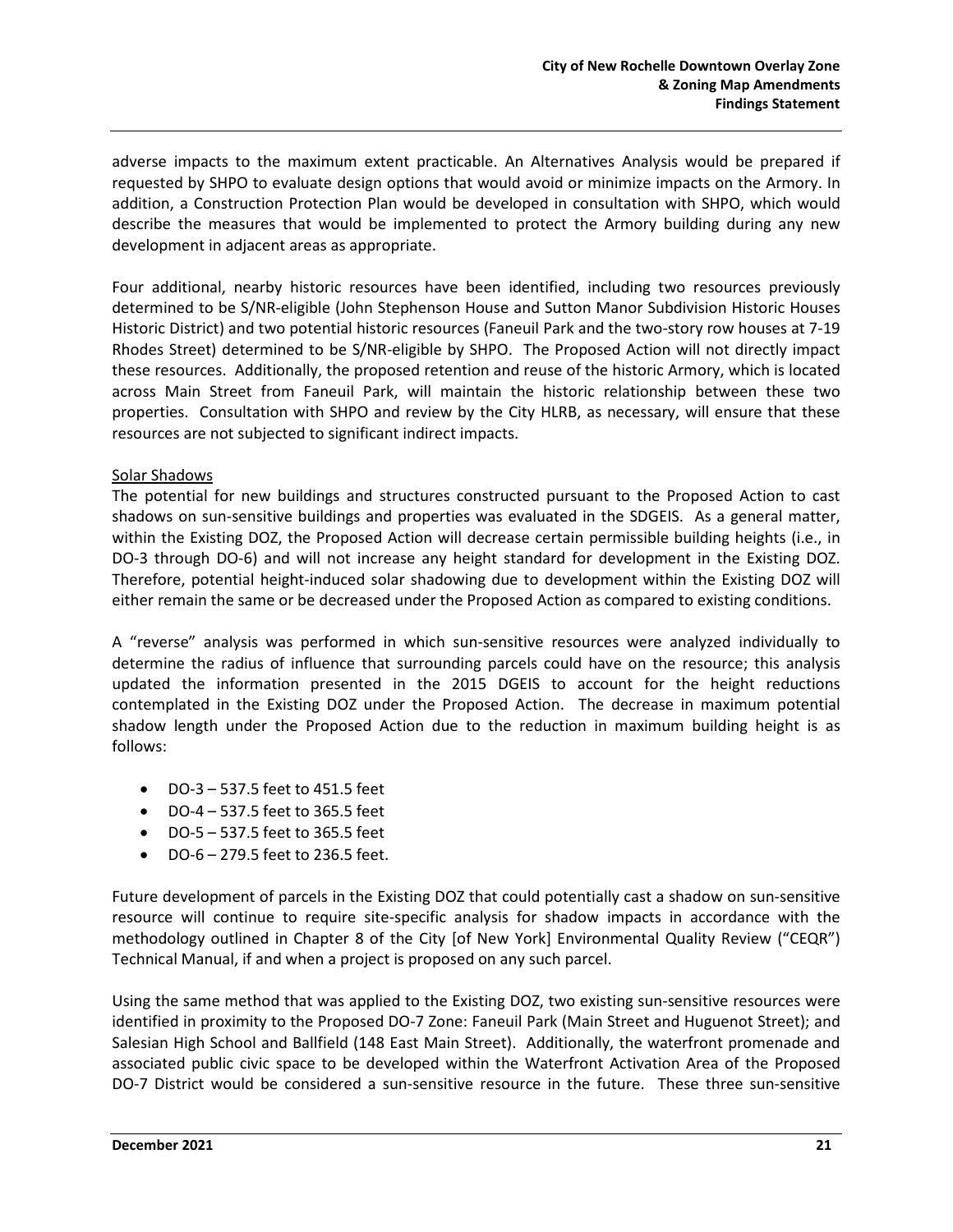adverse impacts to the maximum extent practicable. An Alternatives Analysis would be prepared if requested by SHPO to evaluate design options that would avoid or minimize impacts on the Armory. In addition, a Construction Protection Plan would be developed in consultation with SHPO, which would describe the measures that would be implemented to protect the Armory building during any new development in adjacent areas as appropriate.

Four additional, nearby historic resources have been identified, including two resources previously determined to be S/NR-eligible (John Stephenson House and Sutton Manor Subdivision Historic Houses Historic District) and two potential historic resources (Faneuil Park and the two-story row houses at 7-19 Rhodes Street) determined to be S/NR-eligible by SHPO. The Proposed Action will not directly impact these resources. Additionally, the proposed retention and reuse of the historic Armory, which is located across Main Street from Faneuil Park, will maintain the historic relationship between these two properties. Consultation with SHPO and review by the City HLRB, as necessary, will ensure that these resources are not subjected to significant indirect impacts.

<u>Solar Shadows</u>

The potential for new buildings and structures constructed pursuant to the Proposed Action to cast shadows on sun-sensitive buildings and properties was evaluated in the SDGEIS. As a general matter, within the Existing DOZ, the Proposed Action will decrease certain permissible building heights (i.e., in DO-3 through DO-6) and will not increase any height standard for development in the Existing DOZ. Therefore, potential height-induced solar shadowing due to development within the Existing DOZ will either remain the same or be decreased under the Proposed Action as compared to existing conditions.

A "reverse" analysis was performed in which sun-sensitive resources were analyzed individually to determine the radius of influence that surrounding parcels could have on the resource; this analysis updated the information presented in the 2015 DGEIS to account for the height reductions contemplated in the Existing DOZ under the Proposed Action. The decrease in maximum potential shadow length under the Proposed Action due to the reduction in maximum building height is as follows:

- DO-3 – 537.5 feet to 451.5 feet
- DO-4 – 537.5 feet to 365.5 feet
- DO-5 – 537.5 feet to 365.5 feet
- DO-6 – 279.5 feet to 236.5 feet.

Future development of parcels in the Existing DOZ that could potentially cast a shadow on sun-sensitive resource will continue to require site-specific analysis for shadow impacts in accordance with the methodology outlined in Chapter 8 of the City [of New York] Environmental Quality Review ("CEQR") Technical Manual, if and when a project is proposed on any such parcel.

Using the same method that was applied to the Existing DOZ, two existing sun-sensitive resources were identified in proximity to the Proposed DO-7 Zone: Faneuil Park (Main Street and Huguenot Street); and Salesian High School and Ballfield (148 East Main Street). Additionally, the waterfront promenade and associated public civic space to be developed within the Waterfront Activation Area of the Proposed DO-7 District would be considered a sun-sensitive resource in the future. These three sun-sensitive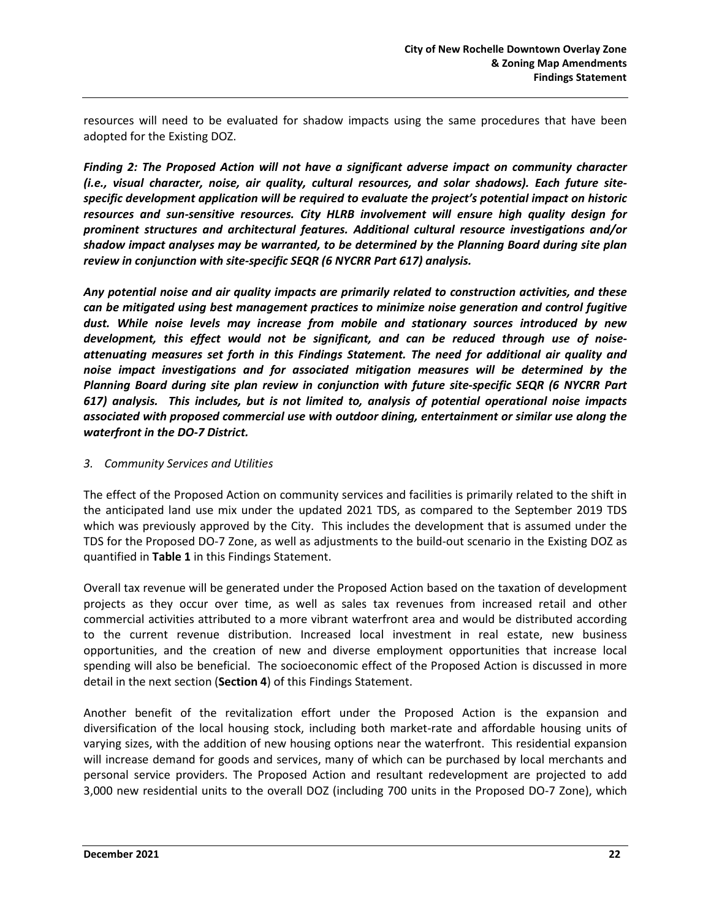resources will need to be evaluated for shadow impacts using the same procedures that have been adopted for the Existing DOZ.

***Finding 2: The Proposed Action will not have a significant adverse impact on community character (i.e., visual character, noise, air quality, cultural resources, and solar shadows). Each future site-specific development application will be required to evaluate the project's potential impact on historic resources and sun-sensitive resources. City HLRB involvement will ensure high quality design for prominent structures and architectural features. Additional cultural resource investigations and/or shadow impact analyses may be warranted, to be determined by the Planning Board during site plan review in conjunction with site-specific SEQR (6 NYCRR Part 617) analysis.***

***Any potential noise and air quality impacts are primarily related to construction activities, and these can be mitigated using best management practices to minimize noise generation and control fugitive dust. While noise levels may increase from mobile and stationary sources introduced by new development, this effect would not be significant, and can be reduced through use of noise-attenuating measures set forth in this Findings Statement. The need for additional air quality and noise impact investigations and for associated mitigation measures will be determined by the Planning Board during site plan review in conjunction with future site-specific SEQR (6 NYCRR Part 617) analysis. This includes, but is not limited to, analysis of potential operational noise impacts associated with proposed commercial use with outdoor dining, entertainment or similar use along the waterfront in the DO-7 District.***

*3. Community Services and Utilities*

The effect of the Proposed Action on community services and facilities is primarily related to the shift in the anticipated land use mix under the updated 2021 TDS, as compared to the September 2019 TDS which was previously approved by the City. This includes the development that is assumed under the TDS for the Proposed DO-7 Zone, as well as adjustments to the build-out scenario in the Existing DOZ as quantified in **Table 1** in this Findings Statement.

Overall tax revenue will be generated under the Proposed Action based on the taxation of development projects as they occur over time, as well as sales tax revenues from increased retail and other commercial activities attributed to a more vibrant waterfront area and would be distributed according to the current revenue distribution. Increased local investment in real estate, new business opportunities, and the creation of new and diverse employment opportunities that increase local spending will also be beneficial. The socioeconomic effect of the Proposed Action is discussed in more detail in the next section (**Section 4**) of this Findings Statement.

Another benefit of the revitalization effort under the Proposed Action is the expansion and diversification of the local housing stock, including both market-rate and affordable housing units of varying sizes, with the addition of new housing options near the waterfront. This residential expansion will increase demand for goods and services, many of which can be purchased by local merchants and personal service providers. The Proposed Action and resultant redevelopment are projected to add 3,000 new residential units to the overall DOZ (including 700 units in the Proposed DO-7 Zone), which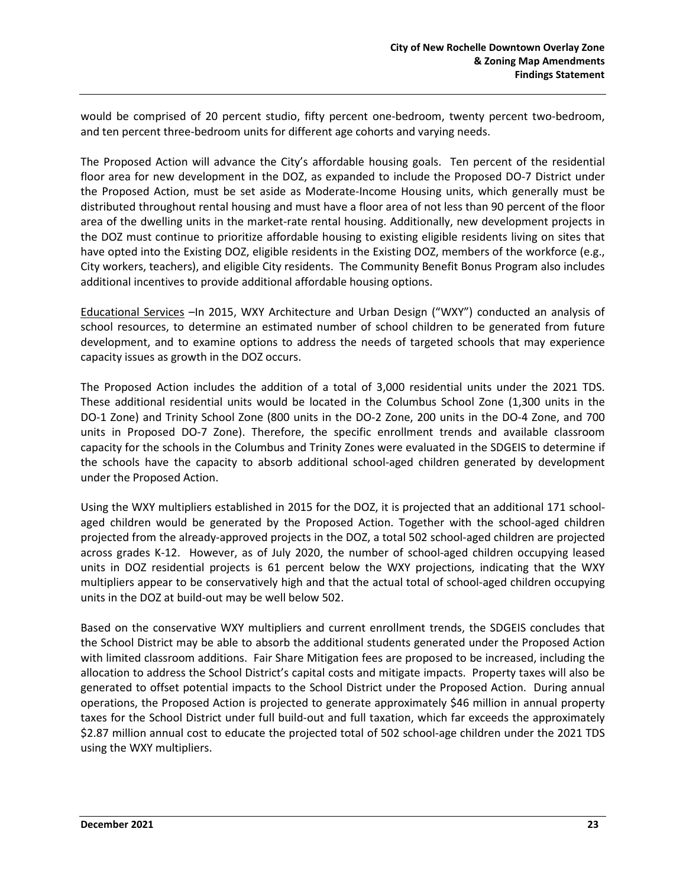would be comprised of 20 percent studio, fifty percent one-bedroom, twenty percent two-bedroom, and ten percent three-bedroom units for different age cohorts and varying needs.

The Proposed Action will advance the City's affordable housing goals. Ten percent of the residential floor area for new development in the DOZ, as expanded to include the Proposed DO-7 District under the Proposed Action, must be set aside as Moderate-Income Housing units, which generally must be distributed throughout rental housing and must have a floor area of not less than 90 percent of the floor area of the dwelling units in the market-rate rental housing. Additionally, new development projects in the DOZ must continue to prioritize affordable housing to existing eligible residents living on sites that have opted into the Existing DOZ, eligible residents in the Existing DOZ, members of the workforce (e.g., City workers, teachers), and eligible City residents. The Community Benefit Bonus Program also includes additional incentives to provide additional affordable housing options.

Educational Services –In 2015, WXY Architecture and Urban Design ("WXY") conducted an analysis of school resources, to determine an estimated number of school children to be generated from future development, and to examine options to address the needs of targeted schools that may experience capacity issues as growth in the DOZ occurs.

The Proposed Action includes the addition of a total of 3,000 residential units under the 2021 TDS. These additional residential units would be located in the Columbus School Zone (1,300 units in the DO-1 Zone) and Trinity School Zone (800 units in the DO-2 Zone, 200 units in the DO-4 Zone, and 700 units in Proposed DO-7 Zone). Therefore, the specific enrollment trends and available classroom capacity for the schools in the Columbus and Trinity Zones were evaluated in the SDGEIS to determine if the schools have the capacity to absorb additional school-aged children generated by development under the Proposed Action.

Using the WXY multipliers established in 2015 for the DOZ, it is projected that an additional 171 school-aged children would be generated by the Proposed Action. Together with the school-aged children projected from the already-approved projects in the DOZ, a total 502 school-aged children are projected across grades K-12. However, as of July 2020, the number of school-aged children occupying leased units in DOZ residential projects is 61 percent below the WXY projections, indicating that the WXY multipliers appear to be conservatively high and that the actual total of school-aged children occupying units in the DOZ at build-out may be well below 502.

Based on the conservative WXY multipliers and current enrollment trends, the SDGEIS concludes that the School District may be able to absorb the additional students generated under the Proposed Action with limited classroom additions. Fair Share Mitigation fees are proposed to be increased, including the allocation to address the School District's capital costs and mitigate impacts. Property taxes will also be generated to offset potential impacts to the School District under the Proposed Action. During annual operations, the Proposed Action is projected to generate approximately $46 million in annual property taxes for the School District under full build-out and full taxation, which far exceeds the approximately $2.87 million annual cost to educate the projected total of 502 school-age children under the 2021 TDS using the WXY multipliers.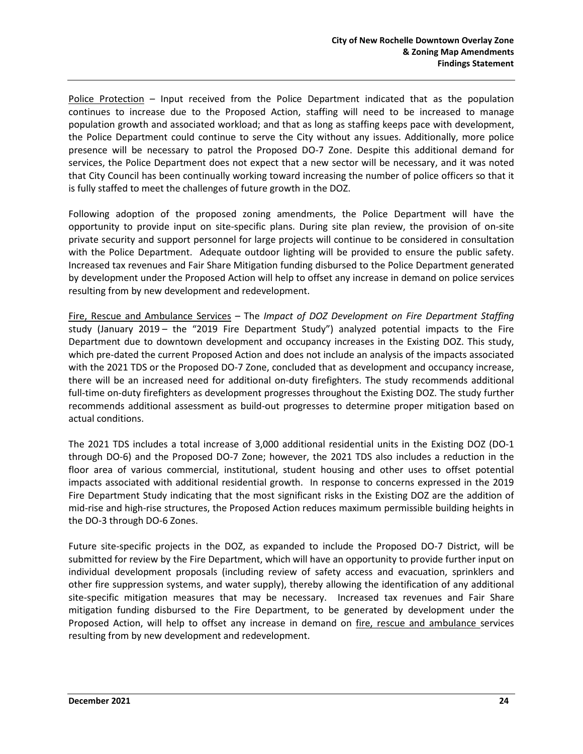Police Protection – Input received from the Police Department indicated that as the population continues to increase due to the Proposed Action, staffing will need to be increased to manage population growth and associated workload; and that as long as staffing keeps pace with development, the Police Department could continue to serve the City without any issues. Additionally, more police presence will be necessary to patrol the Proposed DO-7 Zone. Despite this additional demand for services, the Police Department does not expect that a new sector will be necessary, and it was noted that City Council has been continually working toward increasing the number of police officers so that it is fully staffed to meet the challenges of future growth in the DOZ.

Following adoption of the proposed zoning amendments, the Police Department will have the opportunity to provide input on site-specific plans. During site plan review, the provision of on-site private security and support personnel for large projects will continue to be considered in consultation with the Police Department. Adequate outdoor lighting will be provided to ensure the public safety. Increased tax revenues and Fair Share Mitigation funding disbursed to the Police Department generated by development under the Proposed Action will help to offset any increase in demand on police services resulting from by new development and redevelopment.

Fire, Rescue and Ambulance Services – The *Impact of DOZ Development on Fire Department Staffing* study (January 2019 – the "2019 Fire Department Study") analyzed potential impacts to the Fire Department due to downtown development and occupancy increases in the Existing DOZ. This study, which pre-dated the current Proposed Action and does not include an analysis of the impacts associated with the 2021 TDS or the Proposed DO-7 Zone, concluded that as development and occupancy increase, there will be an increased need for additional on-duty firefighters. The study recommends additional full-time on-duty firefighters as development progresses throughout the Existing DOZ. The study further recommends additional assessment as build-out progresses to determine proper mitigation based on actual conditions.

The 2021 TDS includes a total increase of 3,000 additional residential units in the Existing DOZ (DO-1 through DO-6) and the Proposed DO-7 Zone; however, the 2021 TDS also includes a reduction in the floor area of various commercial, institutional, student housing and other uses to offset potential impacts associated with additional residential growth. In response to concerns expressed in the 2019 Fire Department Study indicating that the most significant risks in the Existing DOZ are the addition of mid-rise and high-rise structures, the Proposed Action reduces maximum permissible building heights in the DO-3 through DO-6 Zones.

Future site-specific projects in the DOZ, as expanded to include the Proposed DO-7 District, will be submitted for review by the Fire Department, which will have an opportunity to provide further input on individual development proposals (including review of safety access and evacuation, sprinklers and other fire suppression systems, and water supply), thereby allowing the identification of any additional site-specific mitigation measures that may be necessary. Increased tax revenues and Fair Share mitigation funding disbursed to the Fire Department, to be generated by development under the Proposed Action, will help to offset any increase in demand on fire, rescue and ambulance services resulting from by new development and redevelopment.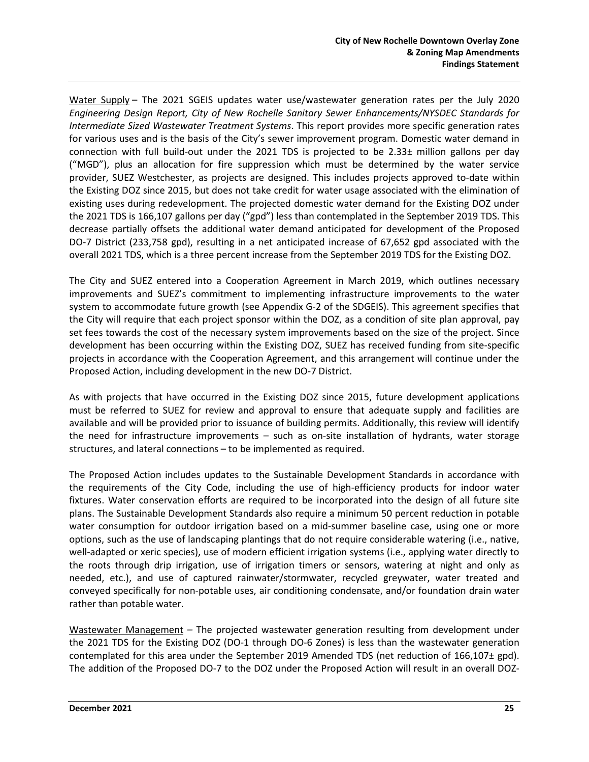Water Supply – The 2021 SGEIS updates water use/wastewater generation rates per the July 2020 *Engineering Design Report, City of New Rochelle Sanitary Sewer Enhancements/NYSDEC Standards for Intermediate Sized Wastewater Treatment Systems*. This report provides more specific generation rates for various uses and is the basis of the City's sewer improvement program. Domestic water demand in connection with full build-out under the 2021 TDS is projected to be 2.33± million gallons per day ("MGD"), plus an allocation for fire suppression which must be determined by the water service provider, SUEZ Westchester, as projects are designed. This includes projects approved to-date within the Existing DOZ since 2015, but does not take credit for water usage associated with the elimination of existing uses during redevelopment. The projected domestic water demand for the Existing DOZ under the 2021 TDS is 166,107 gallons per day ("gpd") less than contemplated in the September 2019 TDS. This decrease partially offsets the additional water demand anticipated for development of the Proposed DO-7 District (233,758 gpd), resulting in a net anticipated increase of 67,652 gpd associated with the overall 2021 TDS, which is a three percent increase from the September 2019 TDS for the Existing DOZ.

The City and SUEZ entered into a Cooperation Agreement in March 2019, which outlines necessary improvements and SUEZ's commitment to implementing infrastructure improvements to the water system to accommodate future growth (see Appendix G-2 of the SDGEIS). This agreement specifies that the City will require that each project sponsor within the DOZ, as a condition of site plan approval, pay set fees towards the cost of the necessary system improvements based on the size of the project. Since development has been occurring within the Existing DOZ, SUEZ has received funding from site-specific projects in accordance with the Cooperation Agreement, and this arrangement will continue under the Proposed Action, including development in the new DO-7 District.

As with projects that have occurred in the Existing DOZ since 2015, future development applications must be referred to SUEZ for review and approval to ensure that adequate supply and facilities are available and will be provided prior to issuance of building permits. Additionally, this review will identify the need for infrastructure improvements – such as on-site installation of hydrants, water storage structures, and lateral connections – to be implemented as required.

The Proposed Action includes updates to the Sustainable Development Standards in accordance with the requirements of the City Code, including the use of high-efficiency products for indoor water fixtures. Water conservation efforts are required to be incorporated into the design of all future site plans. The Sustainable Development Standards also require a minimum 50 percent reduction in potable water consumption for outdoor irrigation based on a mid-summer baseline case, using one or more options, such as the use of landscaping plantings that do not require considerable watering (i.e., native, well-adapted or xeric species), use of modern efficient irrigation systems (i.e., applying water directly to the roots through drip irrigation, use of irrigation timers or sensors, watering at night and only as needed, etc.), and use of captured rainwater/stormwater, recycled greywater, water treated and conveyed specifically for non-potable uses, air conditioning condensate, and/or foundation drain water rather than potable water.

Wastewater Management – The projected wastewater generation resulting from development under the 2021 TDS for the Existing DOZ (DO-1 through DO-6 Zones) is less than the wastewater generation contemplated for this area under the September 2019 Amended TDS (net reduction of 166,107± gpd). The addition of the Proposed DO-7 to the DOZ under the Proposed Action will result in an overall DOZ-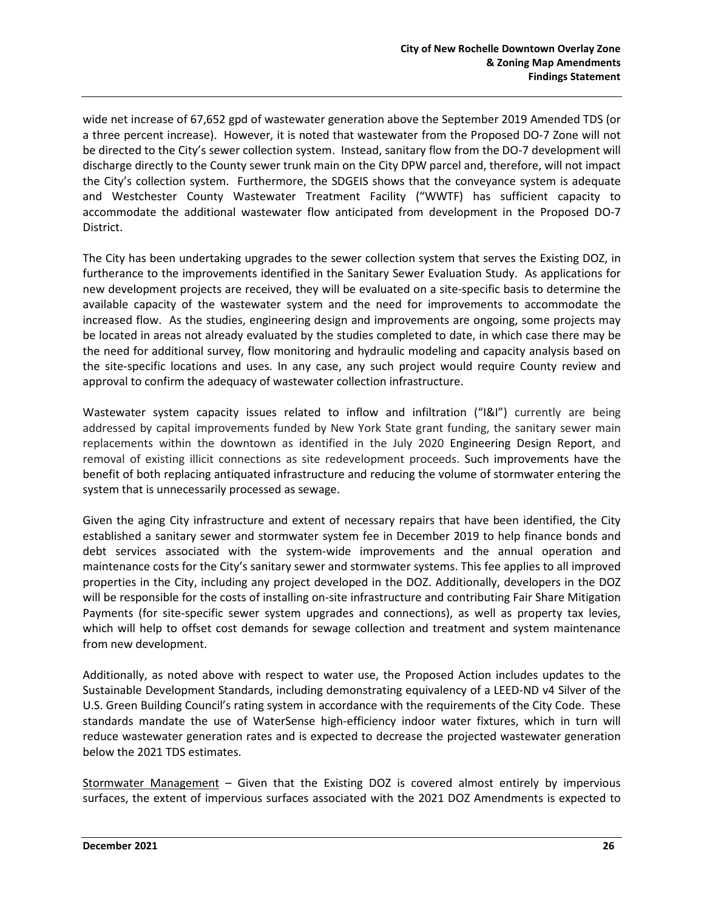wide net increase of 67,652 gpd of wastewater generation above the September 2019 Amended TDS (or a three percent increase). However, it is noted that wastewater from the Proposed DO-7 Zone will not be directed to the City's sewer collection system. Instead, sanitary flow from the DO-7 development will discharge directly to the County sewer trunk main on the City DPW parcel and, therefore, will not impact the City's collection system. Furthermore, the SDGEIS shows that the conveyance system is adequate and Westchester County Wastewater Treatment Facility ("WWTF) has sufficient capacity to accommodate the additional wastewater flow anticipated from development in the Proposed DO-7 District.

The City has been undertaking upgrades to the sewer collection system that serves the Existing DOZ, in furtherance to the improvements identified in the Sanitary Sewer Evaluation Study. As applications for new development projects are received, they will be evaluated on a site-specific basis to determine the available capacity of the wastewater system and the need for improvements to accommodate the increased flow. As the studies, engineering design and improvements are ongoing, some projects may be located in areas not already evaluated by the studies completed to date, in which case there may be the need for additional survey, flow monitoring and hydraulic modeling and capacity analysis based on the site-specific locations and uses. In any case, any such project would require County review and approval to confirm the adequacy of wastewater collection infrastructure.

Wastewater system capacity issues related to inflow and infiltration ("I&I") currently are being addressed by capital improvements funded by New York State grant funding, the sanitary sewer main replacements within the downtown as identified in the July 2020 Engineering Design Report, and removal of existing illicit connections as site redevelopment proceeds. Such improvements have the benefit of both replacing antiquated infrastructure and reducing the volume of stormwater entering the system that is unnecessarily processed as sewage.

Given the aging City infrastructure and extent of necessary repairs that have been identified, the City established a sanitary sewer and stormwater system fee in December 2019 to help finance bonds and debt services associated with the system-wide improvements and the annual operation and maintenance costs for the City's sanitary sewer and stormwater systems. This fee applies to all improved properties in the City, including any project developed in the DOZ. Additionally, developers in the DOZ will be responsible for the costs of installing on-site infrastructure and contributing Fair Share Mitigation Payments (for site-specific sewer system upgrades and connections), as well as property tax levies, which will help to offset cost demands for sewage collection and treatment and system maintenance from new development.

Additionally, as noted above with respect to water use, the Proposed Action includes updates to the Sustainable Development Standards, including demonstrating equivalency of a LEED-ND v4 Silver of the U.S. Green Building Council's rating system in accordance with the requirements of the City Code. These standards mandate the use of WaterSense high-efficiency indoor water fixtures, which in turn will reduce wastewater generation rates and is expected to decrease the projected wastewater generation below the 2021 TDS estimates.

Stormwater Management – Given that the Existing DOZ is covered almost entirely by impervious surfaces, the extent of impervious surfaces associated with the 2021 DOZ Amendments is expected to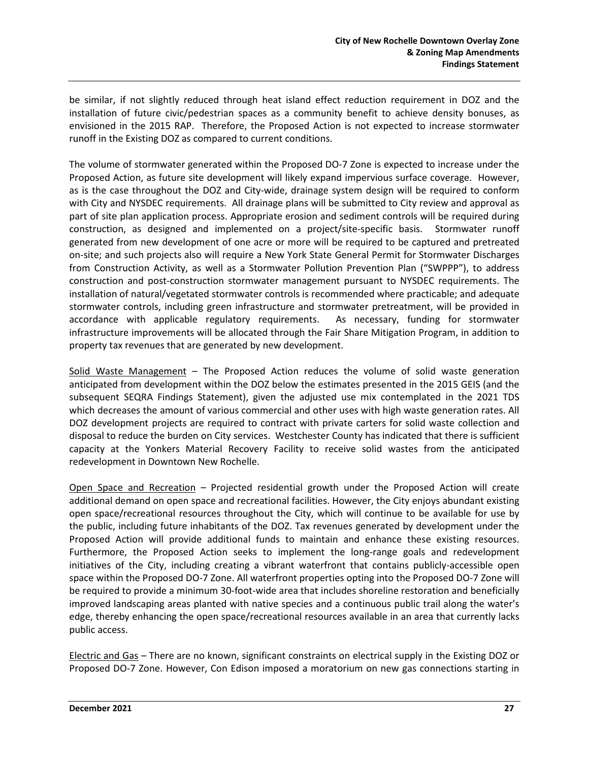be similar, if not slightly reduced through heat island effect reduction requirement in DOZ and the installation of future civic/pedestrian spaces as a community benefit to achieve density bonuses, as envisioned in the 2015 RAP. Therefore, the Proposed Action is not expected to increase stormwater runoff in the Existing DOZ as compared to current conditions.

The volume of stormwater generated within the Proposed DO-7 Zone is expected to increase under the Proposed Action, as future site development will likely expand impervious surface coverage. However, as is the case throughout the DOZ and City-wide, drainage system design will be required to conform with City and NYSDEC requirements. All drainage plans will be submitted to City review and approval as part of site plan application process. Appropriate erosion and sediment controls will be required during construction, as designed and implemented on a project/site-specific basis. Stormwater runoff generated from new development of one acre or more will be required to be captured and pretreated on-site; and such projects also will require a New York State General Permit for Stormwater Discharges from Construction Activity, as well as a Stormwater Pollution Prevention Plan ("SWPPP"), to address construction and post-construction stormwater management pursuant to NYSDEC requirements. The installation of natural/vegetated stormwater controls is recommended where practicable; and adequate stormwater controls, including green infrastructure and stormwater pretreatment, will be provided in accordance with applicable regulatory requirements. As necessary, funding for stormwater infrastructure improvements will be allocated through the Fair Share Mitigation Program, in addition to property tax revenues that are generated by new development.

<u>Solid Waste Management</u> – The Proposed Action reduces the volume of solid waste generation anticipated from development within the DOZ below the estimates presented in the 2015 GEIS (and the subsequent SEQRA Findings Statement), given the adjusted use mix contemplated in the 2021 TDS which decreases the amount of various commercial and other uses with high waste generation rates. All DOZ development projects are required to contract with private carters for solid waste collection and disposal to reduce the burden on City services. Westchester County has indicated that there is sufficient capacity at the Yonkers Material Recovery Facility to receive solid wastes from the anticipated redevelopment in Downtown New Rochelle.

<u>Open Space and Recreation</u> – Projected residential growth under the Proposed Action will create additional demand on open space and recreational facilities. However, the City enjoys abundant existing open space/recreational resources throughout the City, which will continue to be available for use by the public, including future inhabitants of the DOZ. Tax revenues generated by development under the Proposed Action will provide additional funds to maintain and enhance these existing resources. Furthermore, the Proposed Action seeks to implement the long-range goals and redevelopment initiatives of the City, including creating a vibrant waterfront that contains publicly-accessible open space within the Proposed DO-7 Zone. All waterfront properties opting into the Proposed DO-7 Zone will be required to provide a minimum 30-foot-wide area that includes shoreline restoration and beneficially improved landscaping areas planted with native species and a continuous public trail along the water's edge, thereby enhancing the open space/recreational resources available in an area that currently lacks public access.

<u>Electric and Gas</u> – There are no known, significant constraints on electrical supply in the Existing DOZ or Proposed DO-7 Zone. However, Con Edison imposed a moratorium on new gas connections starting in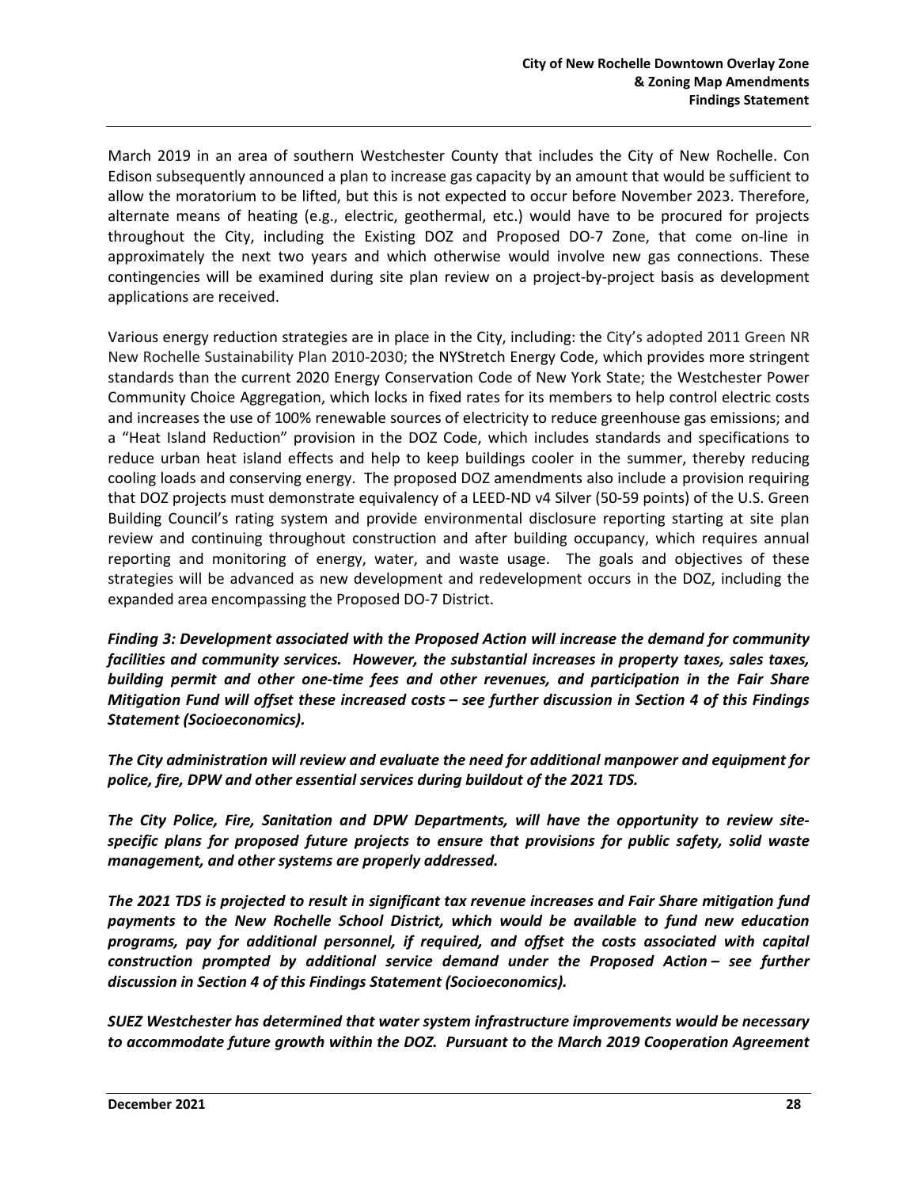March 2019 in an area of southern Westchester County that includes the City of New Rochelle. Con Edison subsequently announced a plan to increase gas capacity by an amount that would be sufficient to allow the moratorium to be lifted, but this is not expected to occur before November 2023. Therefore, alternate means of heating (e.g., electric, geothermal, etc.) would have to be procured for projects throughout the City, including the Existing DOZ and Proposed DO-7 Zone, that come on-line in approximately the next two years and which otherwise would involve new gas connections. These contingencies will be examined during site plan review on a project-by-project basis as development applications are received.

Various energy reduction strategies are in place in the City, including: the City's adopted 2011 Green NR New Rochelle Sustainability Plan 2010-2030; the NYStretch Energy Code, which provides more stringent standards than the current 2020 Energy Conservation Code of New York State; the Westchester Power Community Choice Aggregation, which locks in fixed rates for its members to help control electric costs and increases the use of 100% renewable sources of electricity to reduce greenhouse gas emissions; and a "Heat Island Reduction" provision in the DOZ Code, which includes standards and specifications to reduce urban heat island effects and help to keep buildings cooler in the summer, thereby reducing cooling loads and conserving energy. The proposed DOZ amendments also include a provision requiring that DOZ projects must demonstrate equivalency of a LEED-ND v4 Silver (50-59 points) of the U.S. Green Building Council's rating system and provide environmental disclosure reporting starting at site plan review and continuing throughout construction and after building occupancy, which requires annual reporting and monitoring of energy, water, and waste usage. The goals and objectives of these strategies will be advanced as new development and redevelopment occurs in the DOZ, including the expanded area encompassing the Proposed DO-7 District.

***Finding 3: Development associated with the Proposed Action will increase the demand for community facilities and community services. However, the substantial increases in property taxes, sales taxes, building permit and other one-time fees and other revenues, and participation in the Fair Share Mitigation Fund will offset these increased costs – see further discussion in Section 4 of this Findings Statement (Socioeconomics).***

***The City administration will review and evaluate the need for additional manpower and equipment for police, fire, DPW and other essential services during buildout of the 2021 TDS.***

***The City Police, Fire, Sanitation and DPW Departments, will have the opportunity to review site-specific plans for proposed future projects to ensure that provisions for public safety, solid waste management, and other systems are properly addressed.***

***The 2021 TDS is projected to result in significant tax revenue increases and Fair Share mitigation fund payments to the New Rochelle School District, which would be available to fund new education programs, pay for additional personnel, if required, and offset the costs associated with capital construction prompted by additional service demand under the Proposed Action – see further discussion in Section 4 of this Findings Statement (Socioeconomics).***

***SUEZ Westchester has determined that water system infrastructure improvements would be necessary to accommodate future growth within the DOZ. Pursuant to the March 2019 Cooperation Agreement***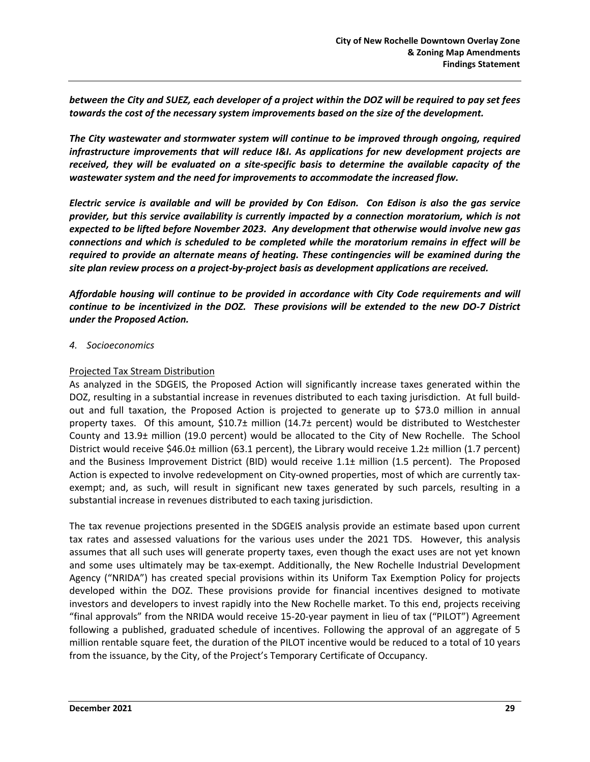***between the City and SUEZ, each developer of a project within the DOZ will be required to pay set fees towards the cost of the necessary system improvements based on the size of the development.***

***The City wastewater and stormwater system will continue to be improved through ongoing, required infrastructure improvements that will reduce I&I. As applications for new development projects are received, they will be evaluated on a site-specific basis to determine the available capacity of the wastewater system and the need for improvements to accommodate the increased flow.***

***Electric service is available and will be provided by Con Edison. Con Edison is also the gas service provider, but this service availability is currently impacted by a connection moratorium, which is not expected to be lifted before November 2023. Any development that otherwise would involve new gas connections and which is scheduled to be completed while the moratorium remains in effect will be required to provide an alternate means of heating. These contingencies will be examined during the site plan review process on a project-by-project basis as development applications are received.***

***Affordable housing will continue to be provided in accordance with City Code requirements and will continue to be incentivized in the DOZ. These provisions will be extended to the new DO-7 District under the Proposed Action.***

*4. Socioeconomics*

Projected Tax Stream Distribution

As analyzed in the SDGEIS, the Proposed Action will significantly increase taxes generated within the DOZ, resulting in a substantial increase in revenues distributed to each taxing jurisdiction. At full build-out and full taxation, the Proposed Action is projected to generate up to $73.0 million in annual property taxes. Of this amount, $10.7± million (14.7± percent) would be distributed to Westchester County and 13.9± million (19.0 percent) would be allocated to the City of New Rochelle. The School District would receive $46.0± million (63.1 percent), the Library would receive 1.2± million (1.7 percent) and the Business Improvement District (BID) would receive 1.1± million (1.5 percent). The Proposed Action is expected to involve redevelopment on City-owned properties, most of which are currently tax-exempt; and, as such, will result in significant new taxes generated by such parcels, resulting in a substantial increase in revenues distributed to each taxing jurisdiction.

The tax revenue projections presented in the SDGEIS analysis provide an estimate based upon current tax rates and assessed valuations for the various uses under the 2021 TDS. However, this analysis assumes that all such uses will generate property taxes, even though the exact uses are not yet known and some uses ultimately may be tax-exempt. Additionally, the New Rochelle Industrial Development Agency ("NRIDA") has created special provisions within its Uniform Tax Exemption Policy for projects developed within the DOZ. These provisions provide for financial incentives designed to motivate investors and developers to invest rapidly into the New Rochelle market. To this end, projects receiving "final approvals" from the NRIDA would receive 15-20-year payment in lieu of tax ("PILOT") Agreement following a published, graduated schedule of incentives. Following the approval of an aggregate of 5 million rentable square feet, the duration of the PILOT incentive would be reduced to a total of 10 years from the issuance, by the City, of the Project's Temporary Certificate of Occupancy.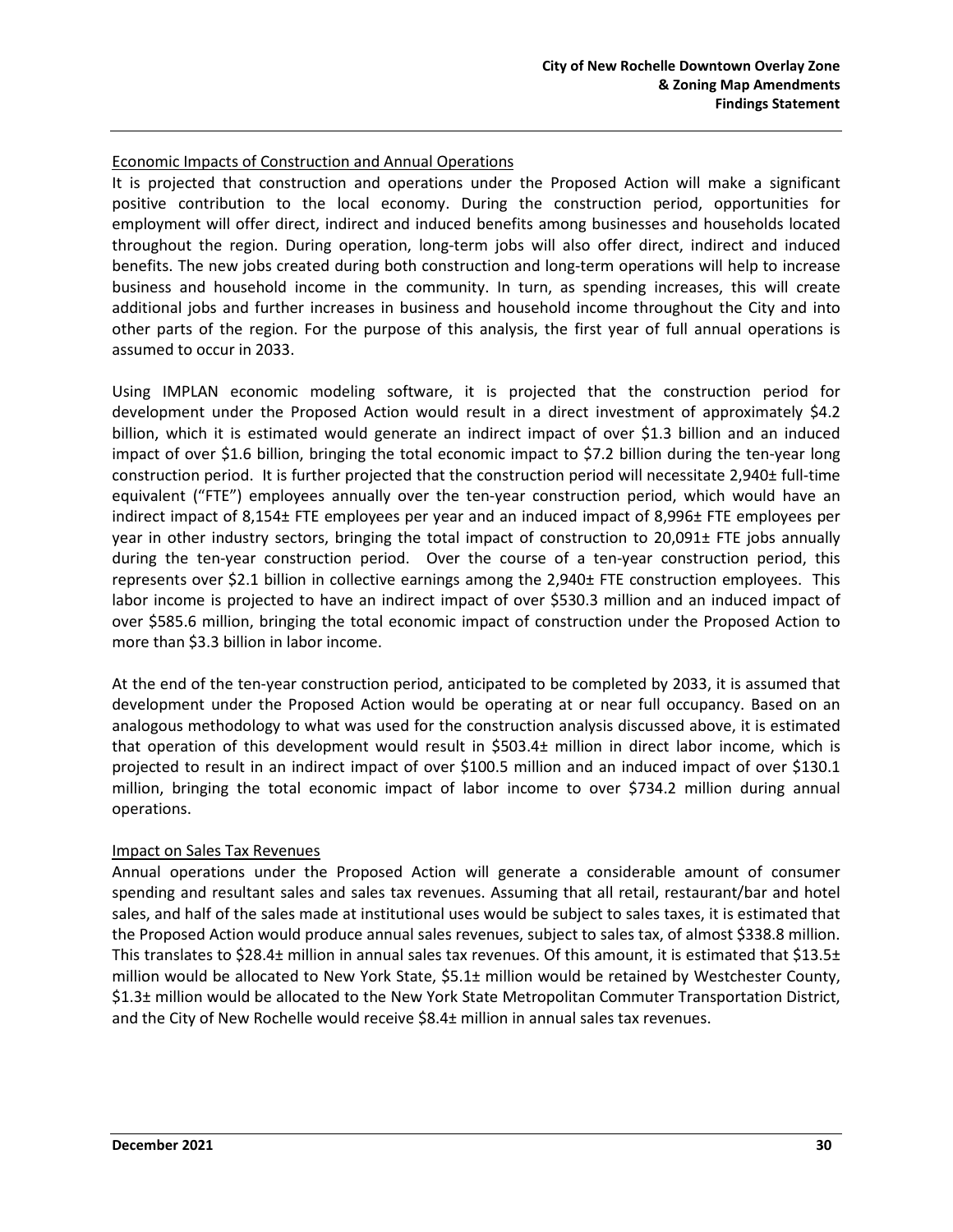Economic Impacts of Construction and Annual Operations

It is projected that construction and operations under the Proposed Action will make a significant positive contribution to the local economy. During the construction period, opportunities for employment will offer direct, indirect and induced benefits among businesses and households located throughout the region. During operation, long-term jobs will also offer direct, indirect and induced benefits. The new jobs created during both construction and long-term operations will help to increase business and household income in the community. In turn, as spending increases, this will create additional jobs and further increases in business and household income throughout the City and into other parts of the region. For the purpose of this analysis, the first year of full annual operations is assumed to occur in 2033.

Using IMPLAN economic modeling software, it is projected that the construction period for development under the Proposed Action would result in a direct investment of approximately \$4.2 billion, which it is estimated would generate an indirect impact of over \$1.3 billion and an induced impact of over \$1.6 billion, bringing the total economic impact to \$7.2 billion during the ten-year long construction period. It is further projected that the construction period will necessitate 2,940± full-time equivalent ("FTE") employees annually over the ten-year construction period, which would have an indirect impact of 8,154± FTE employees per year and an induced impact of 8,996± FTE employees per year in other industry sectors, bringing the total impact of construction to 20,091± FTE jobs annually during the ten-year construction period. Over the course of a ten-year construction period, this represents over \$2.1 billion in collective earnings among the 2,940± FTE construction employees. This labor income is projected to have an indirect impact of over \$530.3 million and an induced impact of over \$585.6 million, bringing the total economic impact of construction under the Proposed Action to more than \$3.3 billion in labor income.

At the end of the ten-year construction period, anticipated to be completed by 2033, it is assumed that development under the Proposed Action would be operating at or near full occupancy. Based on an analogous methodology to what was used for the construction analysis discussed above, it is estimated that operation of this development would result in \$503.4± million in direct labor income, which is projected to result in an indirect impact of over \$100.5 million and an induced impact of over \$130.1 million, bringing the total economic impact of labor income to over \$734.2 million during annual operations.

Impact on Sales Tax Revenues

Annual operations under the Proposed Action will generate a considerable amount of consumer spending and resultant sales and sales tax revenues. Assuming that all retail, restaurant/bar and hotel sales, and half of the sales made at institutional uses would be subject to sales taxes, it is estimated that the Proposed Action would produce annual sales revenues, subject to sales tax, of almost \$338.8 million. This translates to \$28.4± million in annual sales tax revenues. Of this amount, it is estimated that \$13.5± million would be allocated to New York State, \$5.1± million would be retained by Westchester County, \$1.3± million would be allocated to the New York State Metropolitan Commuter Transportation District, and the City of New Rochelle would receive \$8.4± million in annual sales tax revenues.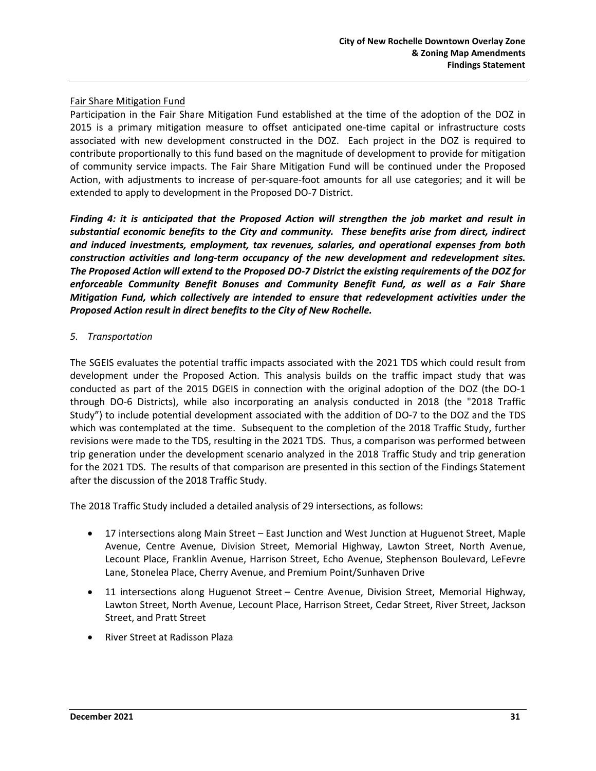Fair Share Mitigation Fund

Participation in the Fair Share Mitigation Fund established at the time of the adoption of the DOZ in 2015 is a primary mitigation measure to offset anticipated one-time capital or infrastructure costs associated with new development constructed in the DOZ. Each project in the DOZ is required to contribute proportionally to this fund based on the magnitude of development to provide for mitigation of community service impacts. The Fair Share Mitigation Fund will be continued under the Proposed Action, with adjustments to increase of per-square-foot amounts for all use categories; and it will be extended to apply to development in the Proposed DO-7 District.

***Finding 4: it is anticipated that the Proposed Action will strengthen the job market and result in substantial economic benefits to the City and community. These benefits arise from direct, indirect and induced investments, employment, tax revenues, salaries, and operational expenses from both construction activities and long-term occupancy of the new development and redevelopment sites. The Proposed Action will extend to the Proposed DO-7 District the existing requirements of the DOZ for enforceable Community Benefit Bonuses and Community Benefit Fund, as well as a Fair Share Mitigation Fund, which collectively are intended to ensure that redevelopment activities under the Proposed Action result in direct benefits to the City of New Rochelle.***

*5. Transportation*

The SGEIS evaluates the potential traffic impacts associated with the 2021 TDS which could result from development under the Proposed Action. This analysis builds on the traffic impact study that was conducted as part of the 2015 DGEIS in connection with the original adoption of the DOZ (the DO-1 through DO-6 Districts), while also incorporating an analysis conducted in 2018 (the "2018 Traffic Study") to include potential development associated with the addition of DO-7 to the DOZ and the TDS which was contemplated at the time. Subsequent to the completion of the 2018 Traffic Study, further revisions were made to the TDS, resulting in the 2021 TDS. Thus, a comparison was performed between trip generation under the development scenario analyzed in the 2018 Traffic Study and trip generation for the 2021 TDS. The results of that comparison are presented in this section of the Findings Statement after the discussion of the 2018 Traffic Study.

The 2018 Traffic Study included a detailed analysis of 29 intersections, as follows:

- 17 intersections along Main Street – East Junction and West Junction at Huguenot Street, Maple Avenue, Centre Avenue, Division Street, Memorial Highway, Lawton Street, North Avenue, Lecount Place, Franklin Avenue, Harrison Street, Echo Avenue, Stephenson Boulevard, LeFevre Lane, Stonelea Place, Cherry Avenue, and Premium Point/Sunhaven Drive
- 11 intersections along Huguenot Street – Centre Avenue, Division Street, Memorial Highway, Lawton Street, North Avenue, Lecount Place, Harrison Street, Cedar Street, River Street, Jackson Street, and Pratt Street
- River Street at Radisson Plaza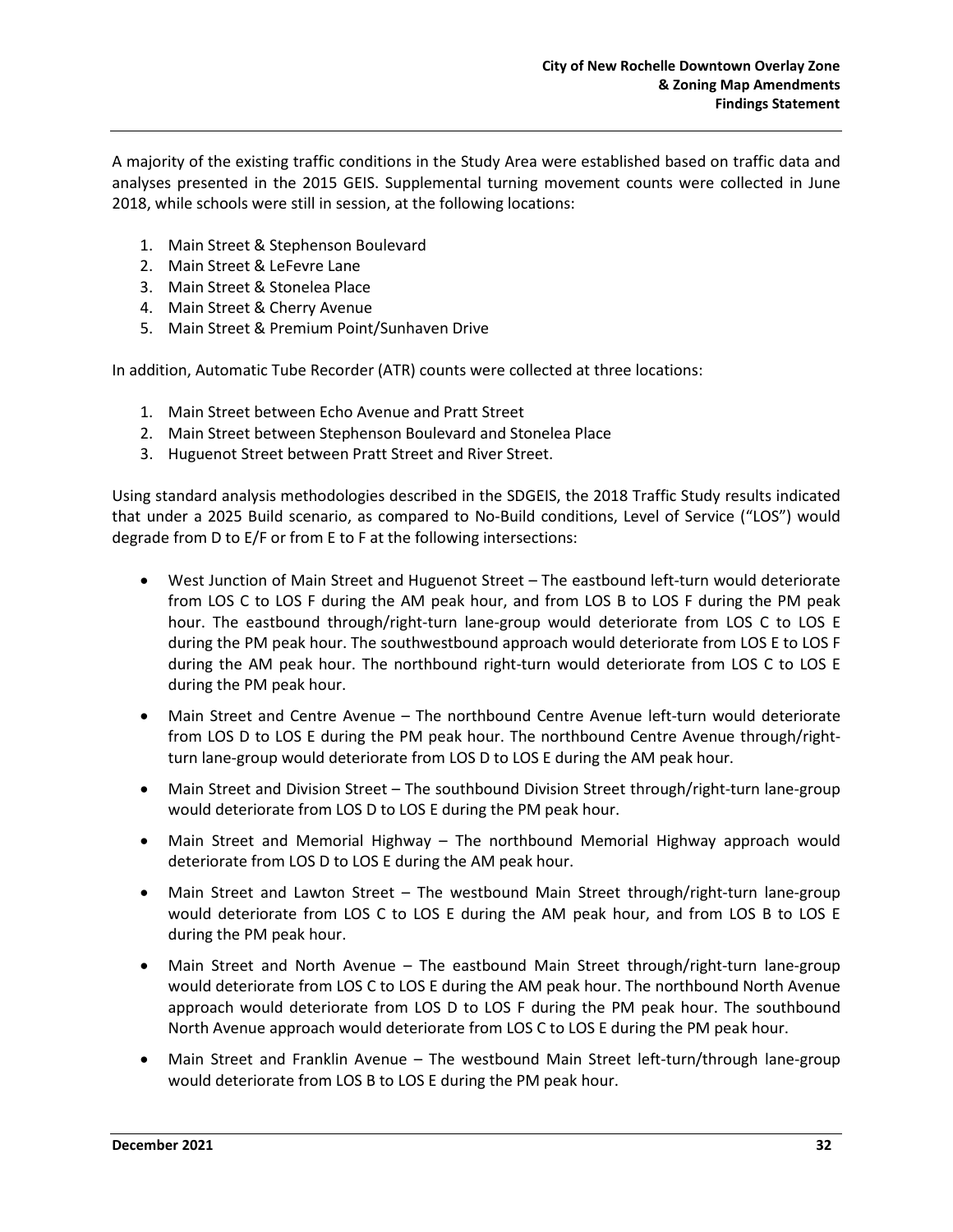A majority of the existing traffic conditions in the Study Area were established based on traffic data and analyses presented in the 2015 GEIS. Supplemental turning movement counts were collected in June 2018, while schools were still in session, at the following locations:

1. Main Street & Stephenson Boulevard
2. Main Street & LeFevre Lane
3. Main Street & Stonelea Place
4. Main Street & Cherry Avenue
5. Main Street & Premium Point/Sunhaven Drive

In addition, Automatic Tube Recorder (ATR) counts were collected at three locations:

1. Main Street between Echo Avenue and Pratt Street
2. Main Street between Stephenson Boulevard and Stonelea Place
3. Huguenot Street between Pratt Street and River Street.

Using standard analysis methodologies described in the SDGEIS, the 2018 Traffic Study results indicated that under a 2025 Build scenario, as compared to No-Build conditions, Level of Service ("LOS") would degrade from D to E/F or from E to F at the following intersections:

- West Junction of Main Street and Huguenot Street – The eastbound left-turn would deteriorate from LOS C to LOS F during the AM peak hour, and from LOS B to LOS F during the PM peak hour. The eastbound through/right-turn lane-group would deteriorate from LOS C to LOS E during the PM peak hour. The southwestbound approach would deteriorate from LOS E to LOS F during the AM peak hour. The northbound right-turn would deteriorate from LOS C to LOS E during the PM peak hour.
- Main Street and Centre Avenue – The northbound Centre Avenue left-turn would deteriorate from LOS D to LOS E during the PM peak hour. The northbound Centre Avenue through/right-turn lane-group would deteriorate from LOS D to LOS E during the AM peak hour.
- Main Street and Division Street – The southbound Division Street through/right-turn lane-group would deteriorate from LOS D to LOS E during the PM peak hour.
- Main Street and Memorial Highway – The northbound Memorial Highway approach would deteriorate from LOS D to LOS E during the AM peak hour.
- Main Street and Lawton Street – The westbound Main Street through/right-turn lane-group would deteriorate from LOS C to LOS E during the AM peak hour, and from LOS B to LOS E during the PM peak hour.
- Main Street and North Avenue – The eastbound Main Street through/right-turn lane-group would deteriorate from LOS C to LOS E during the AM peak hour. The northbound North Avenue approach would deteriorate from LOS D to LOS F during the PM peak hour. The southbound North Avenue approach would deteriorate from LOS C to LOS E during the PM peak hour.
- Main Street and Franklin Avenue – The westbound Main Street left-turn/through lane-group would deteriorate from LOS B to LOS E during the PM peak hour.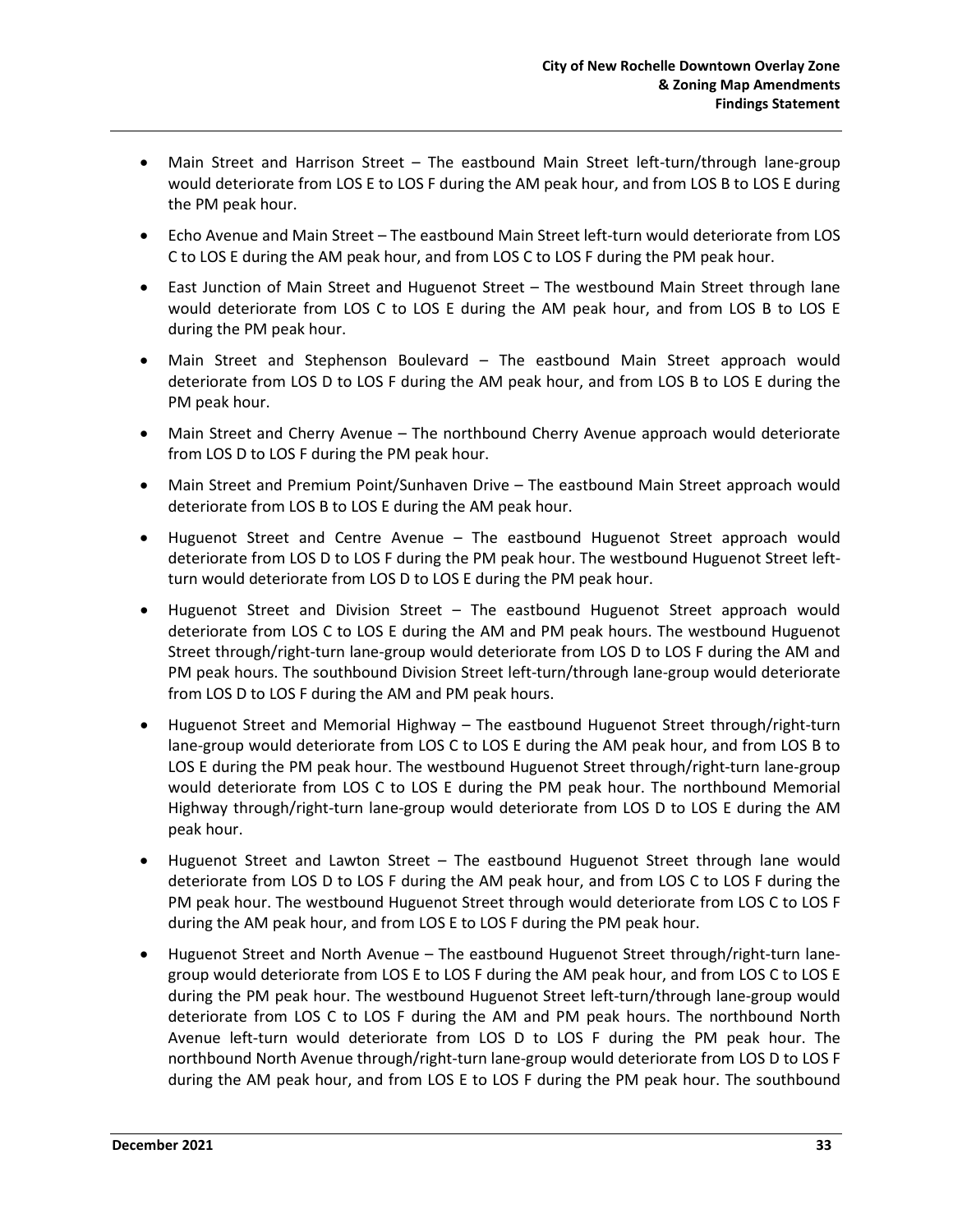- Main Street and Harrison Street – The eastbound Main Street left-turn/through lane-group would deteriorate from LOS E to LOS F during the AM peak hour, and from LOS B to LOS E during the PM peak hour.
- Echo Avenue and Main Street – The eastbound Main Street left-turn would deteriorate from LOS C to LOS E during the AM peak hour, and from LOS C to LOS F during the PM peak hour.
- East Junction of Main Street and Huguenot Street – The westbound Main Street through lane would deteriorate from LOS C to LOS E during the AM peak hour, and from LOS B to LOS E during the PM peak hour.
- Main Street and Stephenson Boulevard – The eastbound Main Street approach would deteriorate from LOS D to LOS F during the AM peak hour, and from LOS B to LOS E during the PM peak hour.
- Main Street and Cherry Avenue – The northbound Cherry Avenue approach would deteriorate from LOS D to LOS F during the PM peak hour.
- Main Street and Premium Point/Sunhaven Drive – The eastbound Main Street approach would deteriorate from LOS B to LOS E during the AM peak hour.
- Huguenot Street and Centre Avenue – The eastbound Huguenot Street approach would deteriorate from LOS D to LOS F during the PM peak hour. The westbound Huguenot Street left-turn would deteriorate from LOS D to LOS E during the PM peak hour.
- Huguenot Street and Division Street – The eastbound Huguenot Street approach would deteriorate from LOS C to LOS E during the AM and PM peak hours. The westbound Huguenot Street through/right-turn lane-group would deteriorate from LOS D to LOS F during the AM and PM peak hours. The southbound Division Street left-turn/through lane-group would deteriorate from LOS D to LOS F during the AM and PM peak hours.
- Huguenot Street and Memorial Highway – The eastbound Huguenot Street through/right-turn lane-group would deteriorate from LOS C to LOS E during the AM peak hour, and from LOS B to LOS E during the PM peak hour. The westbound Huguenot Street through/right-turn lane-group would deteriorate from LOS C to LOS E during the PM peak hour. The northbound Memorial Highway through/right-turn lane-group would deteriorate from LOS D to LOS E during the AM peak hour.
- Huguenot Street and Lawton Street – The eastbound Huguenot Street through lane would deteriorate from LOS D to LOS F during the AM peak hour, and from LOS C to LOS F during the PM peak hour. The westbound Huguenot Street through would deteriorate from LOS C to LOS F during the AM peak hour, and from LOS E to LOS F during the PM peak hour.
- Huguenot Street and North Avenue – The eastbound Huguenot Street through/right-turn lane-group would deteriorate from LOS E to LOS F during the AM peak hour, and from LOS C to LOS E during the PM peak hour. The westbound Huguenot Street left-turn/through lane-group would deteriorate from LOS C to LOS F during the AM and PM peak hours. The northbound North Avenue left-turn would deteriorate from LOS D to LOS F during the PM peak hour. The northbound North Avenue through/right-turn lane-group would deteriorate from LOS D to LOS F during the AM peak hour, and from LOS E to LOS F during the PM peak hour. The southbound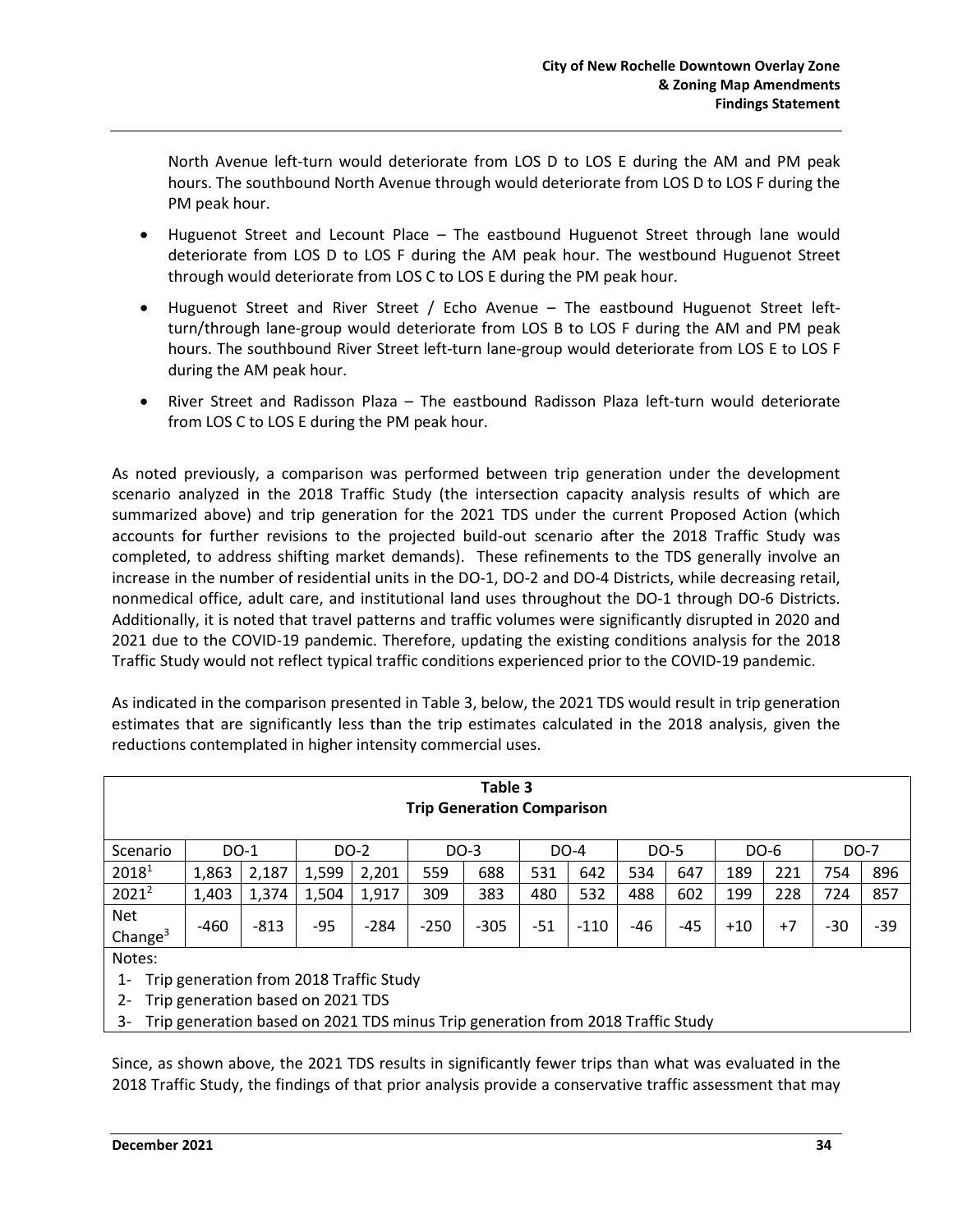North Avenue left-turn would deteriorate from LOS D to LOS E during the AM and PM peak hours. The southbound North Avenue through would deteriorate from LOS D to LOS F during the PM peak hour.

- Huguenot Street and Lecount Place – The eastbound Huguenot Street through lane would deteriorate from LOS D to LOS F during the AM peak hour. The westbound Huguenot Street through would deteriorate from LOS C to LOS E during the PM peak hour.
- Huguenot Street and River Street / Echo Avenue – The eastbound Huguenot Street left-turn/through lane-group would deteriorate from LOS B to LOS F during the AM and PM peak hours. The southbound River Street left-turn lane-group would deteriorate from LOS E to LOS F during the AM peak hour.
- River Street and Radisson Plaza – The eastbound Radisson Plaza left-turn would deteriorate from LOS C to LOS E during the PM peak hour.

As noted previously, a comparison was performed between trip generation under the development scenario analyzed in the 2018 Traffic Study (the intersection capacity analysis results of which are summarized above) and trip generation for the 2021 TDS under the current Proposed Action (which accounts for further revisions to the projected build-out scenario after the 2018 Traffic Study was completed, to address shifting market demands). These refinements to the TDS generally involve an increase in the number of residential units in the DO-1, DO-2 and DO-4 Districts, while decreasing retail, nonmedical office, adult care, and institutional land uses throughout the DO-1 through DO-6 Districts. Additionally, it is noted that travel patterns and traffic volumes were significantly disrupted in 2020 and 2021 due to the COVID-19 pandemic. Therefore, updating the existing conditions analysis for the 2018 Traffic Study would not reflect typical traffic conditions experienced prior to the COVID-19 pandemic.

As indicated in the comparison presented in Table 3, below, the 2021 TDS would result in trip generation estimates that are significantly less than the trip estimates calculated in the 2018 analysis, given the reductions contemplated in higher intensity commercial uses.

**Table 3**
**Trip Generation Comparison**

| Scenario | DO-1 | | DO-2 | | DO-3 | | DO-4 | | DO-5 | | DO-6 | | DO-7 | |
|---|---|---|---|---|---|---|---|---|---|---|---|---|---|---|
| 2018[1] | 1,863 | 2,187 | 1,599 | 2,201 | 559 | 688 | 531 | 642 | 534 | 647 | 189 | 221 | 754 | 896 |
| 2021[2] | 1,403 | 1,374 | 1,504 | 1,917 | 309 | 383 | 480 | 532 | 488 | 602 | 199 | 228 | 724 | 857 |
| Net Change[3] | -460 | -813 | -95 | -284 | -250 | -305 | -51 | -110 | -46 | -45 | +10 | +7 | -30 | -39 |

Notes:
1- Trip generation from 2018 Traffic Study
2- Trip generation based on 2021 TDS
3- Trip generation based on 2021 TDS minus Trip generation from 2018 Traffic Study

Since, as shown above, the 2021 TDS results in significantly fewer trips than what was evaluated in the 2018 Traffic Study, the findings of that prior analysis provide a conservative traffic assessment that may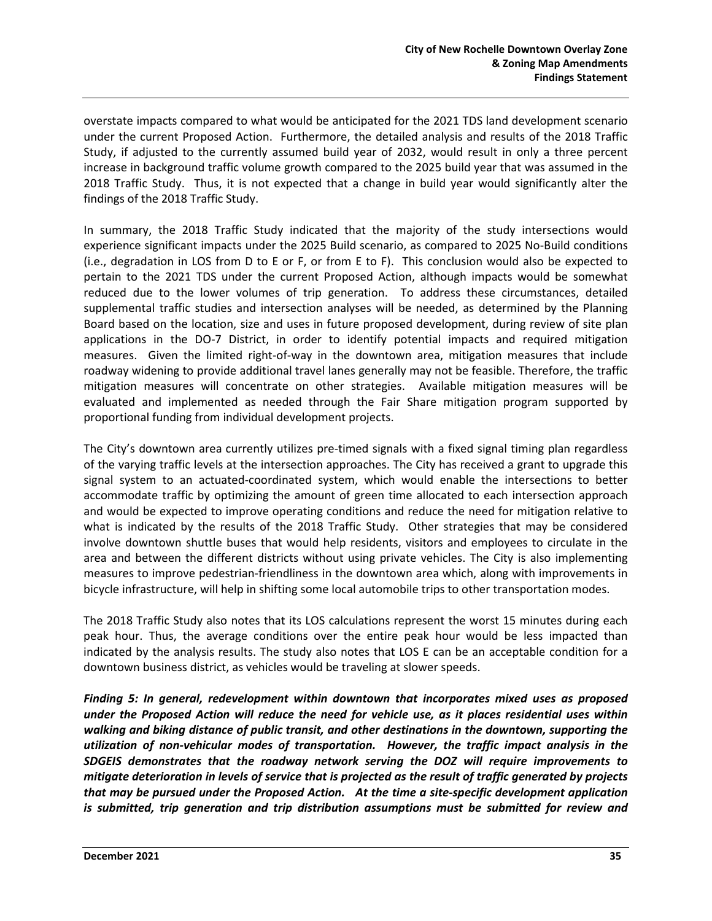overstate impacts compared to what would be anticipated for the 2021 TDS land development scenario under the current Proposed Action. Furthermore, the detailed analysis and results of the 2018 Traffic Study, if adjusted to the currently assumed build year of 2032, would result in only a three percent increase in background traffic volume growth compared to the 2025 build year that was assumed in the 2018 Traffic Study. Thus, it is not expected that a change in build year would significantly alter the findings of the 2018 Traffic Study.

In summary, the 2018 Traffic Study indicated that the majority of the study intersections would experience significant impacts under the 2025 Build scenario, as compared to 2025 No-Build conditions (i.e., degradation in LOS from D to E or F, or from E to F). This conclusion would also be expected to pertain to the 2021 TDS under the current Proposed Action, although impacts would be somewhat reduced due to the lower volumes of trip generation. To address these circumstances, detailed supplemental traffic studies and intersection analyses will be needed, as determined by the Planning Board based on the location, size and uses in future proposed development, during review of site plan applications in the DO-7 District, in order to identify potential impacts and required mitigation measures. Given the limited right-of-way in the downtown area, mitigation measures that include roadway widening to provide additional travel lanes generally may not be feasible. Therefore, the traffic mitigation measures will concentrate on other strategies. Available mitigation measures will be evaluated and implemented as needed through the Fair Share mitigation program supported by proportional funding from individual development projects.

The City's downtown area currently utilizes pre-timed signals with a fixed signal timing plan regardless of the varying traffic levels at the intersection approaches. The City has received a grant to upgrade this signal system to an actuated-coordinated system, which would enable the intersections to better accommodate traffic by optimizing the amount of green time allocated to each intersection approach and would be expected to improve operating conditions and reduce the need for mitigation relative to what is indicated by the results of the 2018 Traffic Study. Other strategies that may be considered involve downtown shuttle buses that would help residents, visitors and employees to circulate in the area and between the different districts without using private vehicles. The City is also implementing measures to improve pedestrian-friendliness in the downtown area which, along with improvements in bicycle infrastructure, will help in shifting some local automobile trips to other transportation modes.

The 2018 Traffic Study also notes that its LOS calculations represent the worst 15 minutes during each peak hour. Thus, the average conditions over the entire peak hour would be less impacted than indicated by the analysis results. The study also notes that LOS E can be an acceptable condition for a downtown business district, as vehicles would be traveling at slower speeds.

***Finding 5: In general, redevelopment within downtown that incorporates mixed uses as proposed under the Proposed Action will reduce the need for vehicle use, as it places residential uses within walking and biking distance of public transit, and other destinations in the downtown, supporting the utilization of non-vehicular modes of transportation. However, the traffic impact analysis in the SDGEIS demonstrates that the roadway network serving the DOZ will require improvements to mitigate deterioration in levels of service that is projected as the result of traffic generated by projects that may be pursued under the Proposed Action. At the time a site-specific development application is submitted, trip generation and trip distribution assumptions must be submitted for review and***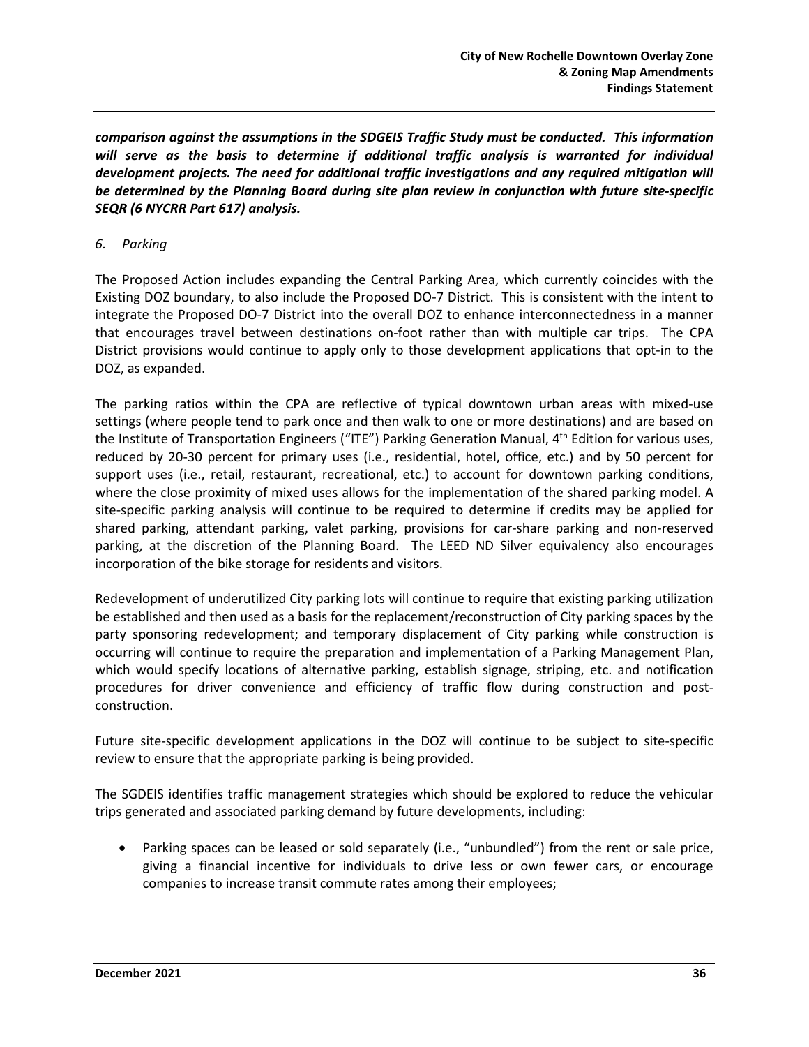***comparison against the assumptions in the SDGEIS Traffic Study must be conducted. This information will serve as the basis to determine if additional traffic analysis is warranted for individual development projects. The need for additional traffic investigations and any required mitigation will be determined by the Planning Board during site plan review in conjunction with future site-specific SEQR (6 NYCRR Part 617) analysis.***

*6. Parking*

The Proposed Action includes expanding the Central Parking Area, which currently coincides with the Existing DOZ boundary, to also include the Proposed DO-7 District. This is consistent with the intent to integrate the Proposed DO-7 District into the overall DOZ to enhance interconnectedness in a manner that encourages travel between destinations on-foot rather than with multiple car trips. The CPA District provisions would continue to apply only to those development applications that opt-in to the DOZ, as expanded.

The parking ratios within the CPA are reflective of typical downtown urban areas with mixed-use settings (where people tend to park once and then walk to one or more destinations) and are based on the Institute of Transportation Engineers ("ITE") Parking Generation Manual, 4th Edition for various uses, reduced by 20-30 percent for primary uses (i.e., residential, hotel, office, etc.) and by 50 percent for support uses (i.e., retail, restaurant, recreational, etc.) to account for downtown parking conditions, where the close proximity of mixed uses allows for the implementation of the shared parking model. A site-specific parking analysis will continue to be required to determine if credits may be applied for shared parking, attendant parking, valet parking, provisions for car-share parking and non-reserved parking, at the discretion of the Planning Board. The LEED ND Silver equivalency also encourages incorporation of the bike storage for residents and visitors.

Redevelopment of underutilized City parking lots will continue to require that existing parking utilization be established and then used as a basis for the replacement/reconstruction of City parking spaces by the party sponsoring redevelopment; and temporary displacement of City parking while construction is occurring will continue to require the preparation and implementation of a Parking Management Plan, which would specify locations of alternative parking, establish signage, striping, etc. and notification procedures for driver convenience and efficiency of traffic flow during construction and post-construction.

Future site-specific development applications in the DOZ will continue to be subject to site-specific review to ensure that the appropriate parking is being provided.

The SGDEIS identifies traffic management strategies which should be explored to reduce the vehicular trips generated and associated parking demand by future developments, including:

- Parking spaces can be leased or sold separately (i.e., "unbundled") from the rent or sale price, giving a financial incentive for individuals to drive less or own fewer cars, or encourage companies to increase transit commute rates among their employees;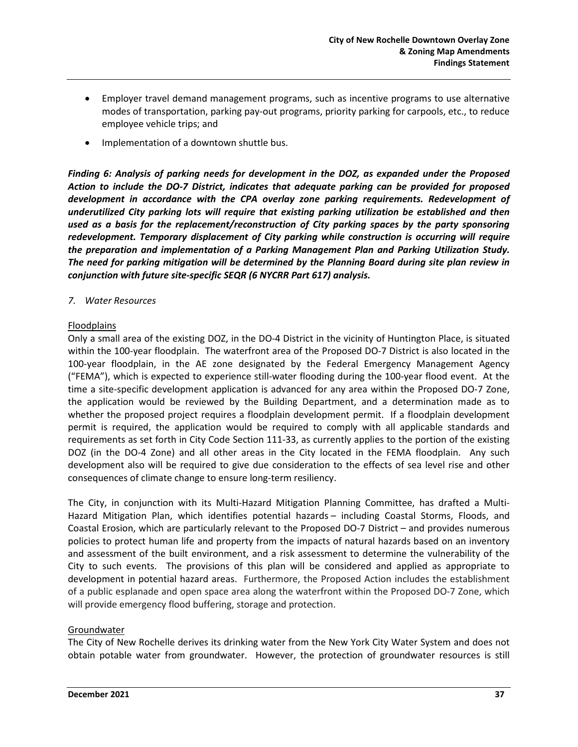- Employer travel demand management programs, such as incentive programs to use alternative modes of transportation, parking pay-out programs, priority parking for carpools, etc., to reduce employee vehicle trips; and
- Implementation of a downtown shuttle bus.

***Finding 6: Analysis of parking needs for development in the DOZ, as expanded under the Proposed Action to include the DO-7 District, indicates that adequate parking can be provided for proposed development in accordance with the CPA overlay zone parking requirements. Redevelopment of underutilized City parking lots will require that existing parking utilization be established and then used as a basis for the replacement/reconstruction of City parking spaces by the party sponsoring redevelopment. Temporary displacement of City parking while construction is occurring will require the preparation and implementation of a Parking Management Plan and Parking Utilization Study. The need for parking mitigation will be determined by the Planning Board during site plan review in conjunction with future site-specific SEQR (6 NYCRR Part 617) analysis.***

*7. Water Resources*

Floodplains

Only a small area of the existing DOZ, in the DO-4 District in the vicinity of Huntington Place, is situated within the 100-year floodplain. The waterfront area of the Proposed DO-7 District is also located in the 100-year floodplain, in the AE zone designated by the Federal Emergency Management Agency ("FEMA"), which is expected to experience still-water flooding during the 100-year flood event. At the time a site-specific development application is advanced for any area within the Proposed DO-7 Zone, the application would be reviewed by the Building Department, and a determination made as to whether the proposed project requires a floodplain development permit. If a floodplain development permit is required, the application would be required to comply with all applicable standards and requirements as set forth in City Code Section 111-33, as currently applies to the portion of the existing DOZ (in the DO-4 Zone) and all other areas in the City located in the FEMA floodplain. Any such development also will be required to give due consideration to the effects of sea level rise and other consequences of climate change to ensure long-term resiliency.

The City, in conjunction with its Multi-Hazard Mitigation Planning Committee, has drafted a Multi-Hazard Mitigation Plan, which identifies potential hazards – including Coastal Storms, Floods, and Coastal Erosion, which are particularly relevant to the Proposed DO-7 District – and provides numerous policies to protect human life and property from the impacts of natural hazards based on an inventory and assessment of the built environment, and a risk assessment to determine the vulnerability of the City to such events. The provisions of this plan will be considered and applied as appropriate to development in potential hazard areas. Furthermore, the Proposed Action includes the establishment of a public esplanade and open space area along the waterfront within the Proposed DO-7 Zone, which will provide emergency flood buffering, storage and protection.

Groundwater

The City of New Rochelle derives its drinking water from the New York City Water System and does not obtain potable water from groundwater. However, the protection of groundwater resources is still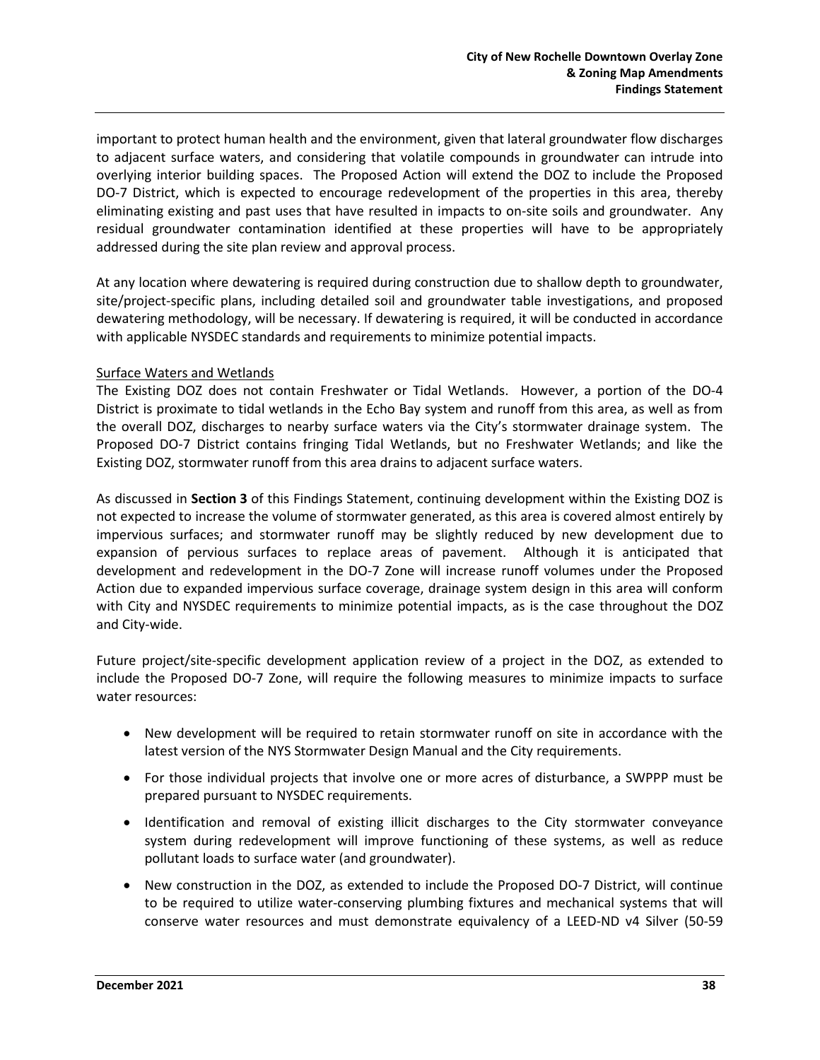important to protect human health and the environment, given that lateral groundwater flow discharges to adjacent surface waters, and considering that volatile compounds in groundwater can intrude into overlying interior building spaces. The Proposed Action will extend the DOZ to include the Proposed DO-7 District, which is expected to encourage redevelopment of the properties in this area, thereby eliminating existing and past uses that have resulted in impacts to on-site soils and groundwater. Any residual groundwater contamination identified at these properties will have to be appropriately addressed during the site plan review and approval process.

At any location where dewatering is required during construction due to shallow depth to groundwater, site/project-specific plans, including detailed soil and groundwater table investigations, and proposed dewatering methodology, will be necessary. If dewatering is required, it will be conducted in accordance with applicable NYSDEC standards and requirements to minimize potential impacts.

Surface Waters and Wetlands

The Existing DOZ does not contain Freshwater or Tidal Wetlands. However, a portion of the DO-4 District is proximate to tidal wetlands in the Echo Bay system and runoff from this area, as well as from the overall DOZ, discharges to nearby surface waters via the City's stormwater drainage system. The Proposed DO-7 District contains fringing Tidal Wetlands, but no Freshwater Wetlands; and like the Existing DOZ, stormwater runoff from this area drains to adjacent surface waters.

As discussed in **Section 3** of this Findings Statement, continuing development within the Existing DOZ is not expected to increase the volume of stormwater generated, as this area is covered almost entirely by impervious surfaces; and stormwater runoff may be slightly reduced by new development due to expansion of pervious surfaces to replace areas of pavement. Although it is anticipated that development and redevelopment in the DO-7 Zone will increase runoff volumes under the Proposed Action due to expanded impervious surface coverage, drainage system design in this area will conform with City and NYSDEC requirements to minimize potential impacts, as is the case throughout the DOZ and City-wide.

Future project/site-specific development application review of a project in the DOZ, as extended to include the Proposed DO-7 Zone, will require the following measures to minimize impacts to surface water resources:

- New development will be required to retain stormwater runoff on site in accordance with the latest version of the NYS Stormwater Design Manual and the City requirements.
- For those individual projects that involve one or more acres of disturbance, a SWPPP must be prepared pursuant to NYSDEC requirements.
- Identification and removal of existing illicit discharges to the City stormwater conveyance system during redevelopment will improve functioning of these systems, as well as reduce pollutant loads to surface water (and groundwater).
- New construction in the DOZ, as extended to include the Proposed DO-7 District, will continue to be required to utilize water-conserving plumbing fixtures and mechanical systems that will conserve water resources and must demonstrate equivalency of a LEED-ND v4 Silver (50-59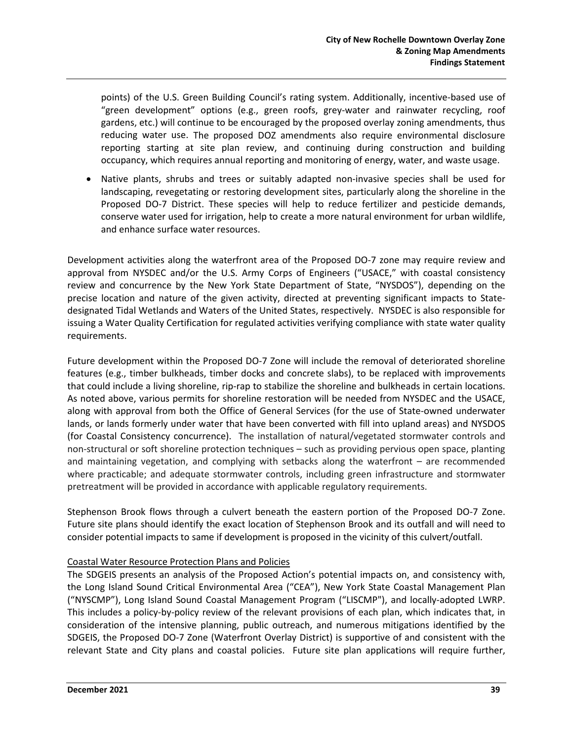points) of the U.S. Green Building Council's rating system. Additionally, incentive-based use of "green development" options (e.g., green roofs, grey-water and rainwater recycling, roof gardens, etc.) will continue to be encouraged by the proposed overlay zoning amendments, thus reducing water use. The proposed DOZ amendments also require environmental disclosure reporting starting at site plan review, and continuing during construction and building occupancy, which requires annual reporting and monitoring of energy, water, and waste usage.

- Native plants, shrubs and trees or suitably adapted non-invasive species shall be used for landscaping, revegetating or restoring development sites, particularly along the shoreline in the Proposed DO-7 District. These species will help to reduce fertilizer and pesticide demands, conserve water used for irrigation, help to create a more natural environment for urban wildlife, and enhance surface water resources.

Development activities along the waterfront area of the Proposed DO-7 zone may require review and approval from NYSDEC and/or the U.S. Army Corps of Engineers ("USACE," with coastal consistency review and concurrence by the New York State Department of State, "NYSDOS"), depending on the precise location and nature of the given activity, directed at preventing significant impacts to State-designated Tidal Wetlands and Waters of the United States, respectively. NYSDEC is also responsible for issuing a Water Quality Certification for regulated activities verifying compliance with state water quality requirements.

Future development within the Proposed DO-7 Zone will include the removal of deteriorated shoreline features (e.g., timber bulkheads, timber docks and concrete slabs), to be replaced with improvements that could include a living shoreline, rip-rap to stabilize the shoreline and bulkheads in certain locations. As noted above, various permits for shoreline restoration will be needed from NYSDEC and the USACE, along with approval from both the Office of General Services (for the use of State-owned underwater lands, or lands formerly under water that have been converted with fill into upland areas) and NYSDOS (for Coastal Consistency concurrence). The installation of natural/vegetated stormwater controls and non-structural or soft shoreline protection techniques – such as providing pervious open space, planting and maintaining vegetation, and complying with setbacks along the waterfront – are recommended where practicable; and adequate stormwater controls, including green infrastructure and stormwater pretreatment will be provided in accordance with applicable regulatory requirements.

Stephenson Brook flows through a culvert beneath the eastern portion of the Proposed DO-7 Zone. Future site plans should identify the exact location of Stephenson Brook and its outfall and will need to consider potential impacts to same if development is proposed in the vicinity of this culvert/outfall.

Coastal Water Resource Protection Plans and Policies

The SDGEIS presents an analysis of the Proposed Action's potential impacts on, and consistency with, the Long Island Sound Critical Environmental Area ("CEA"), New York State Coastal Management Plan ("NYSCMP"), Long Island Sound Coastal Management Program ("LISCMP"), and locally-adopted LWRP. This includes a policy-by-policy review of the relevant provisions of each plan, which indicates that, in consideration of the intensive planning, public outreach, and numerous mitigations identified by the SDGEIS, the Proposed DO-7 Zone (Waterfront Overlay District) is supportive of and consistent with the relevant State and City plans and coastal policies. Future site plan applications will require further,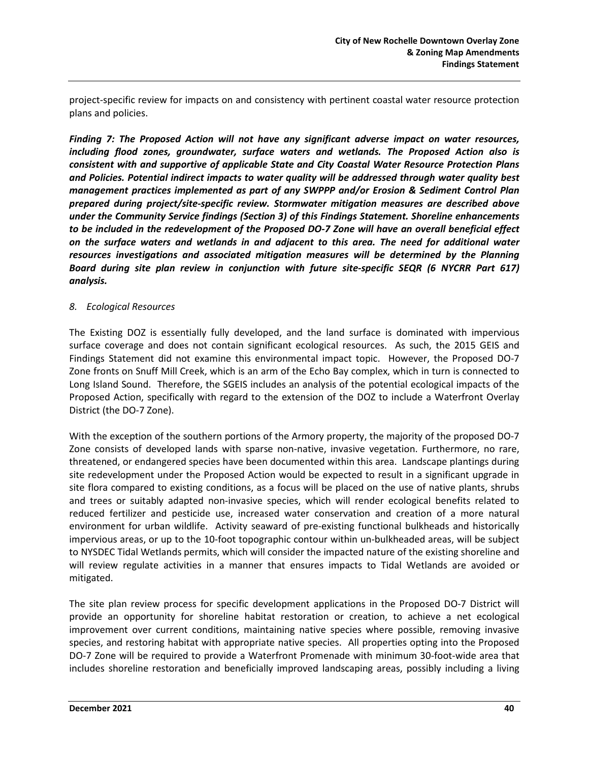project-specific review for impacts on and consistency with pertinent coastal water resource protection plans and policies.

***Finding 7: The Proposed Action will not have any significant adverse impact on water resources, including flood zones, groundwater, surface waters and wetlands. The Proposed Action also is consistent with and supportive of applicable State and City Coastal Water Resource Protection Plans and Policies. Potential indirect impacts to water quality will be addressed through water quality best management practices implemented as part of any SWPPP and/or Erosion & Sediment Control Plan prepared during project/site-specific review. Stormwater mitigation measures are described above under the Community Service findings (Section 3) of this Findings Statement. Shoreline enhancements to be included in the redevelopment of the Proposed DO-7 Zone will have an overall beneficial effect on the surface waters and wetlands in and adjacent to this area. The need for additional water resources investigations and associated mitigation measures will be determined by the Planning Board during site plan review in conjunction with future site-specific SEQR (6 NYCRR Part 617) analysis.***

*8. Ecological Resources*

The Existing DOZ is essentially fully developed, and the land surface is dominated with impervious surface coverage and does not contain significant ecological resources. As such, the 2015 GEIS and Findings Statement did not examine this environmental impact topic. However, the Proposed DO-7 Zone fronts on Snuff Mill Creek, which is an arm of the Echo Bay complex, which in turn is connected to Long Island Sound. Therefore, the SGEIS includes an analysis of the potential ecological impacts of the Proposed Action, specifically with regard to the extension of the DOZ to include a Waterfront Overlay District (the DO-7 Zone).

With the exception of the southern portions of the Armory property, the majority of the proposed DO-7 Zone consists of developed lands with sparse non-native, invasive vegetation. Furthermore, no rare, threatened, or endangered species have been documented within this area. Landscape plantings during site redevelopment under the Proposed Action would be expected to result in a significant upgrade in site flora compared to existing conditions, as a focus will be placed on the use of native plants, shrubs and trees or suitably adapted non-invasive species, which will render ecological benefits related to reduced fertilizer and pesticide use, increased water conservation and creation of a more natural environment for urban wildlife. Activity seaward of pre-existing functional bulkheads and historically impervious areas, or up to the 10-foot topographic contour within un-bulkheaded areas, will be subject to NYSDEC Tidal Wetlands permits, which will consider the impacted nature of the existing shoreline and will review regulate activities in a manner that ensures impacts to Tidal Wetlands are avoided or mitigated.

The site plan review process for specific development applications in the Proposed DO-7 District will provide an opportunity for shoreline habitat restoration or creation, to achieve a net ecological improvement over current conditions, maintaining native species where possible, removing invasive species, and restoring habitat with appropriate native species. All properties opting into the Proposed DO-7 Zone will be required to provide a Waterfront Promenade with minimum 30-foot-wide area that includes shoreline restoration and beneficially improved landscaping areas, possibly including a living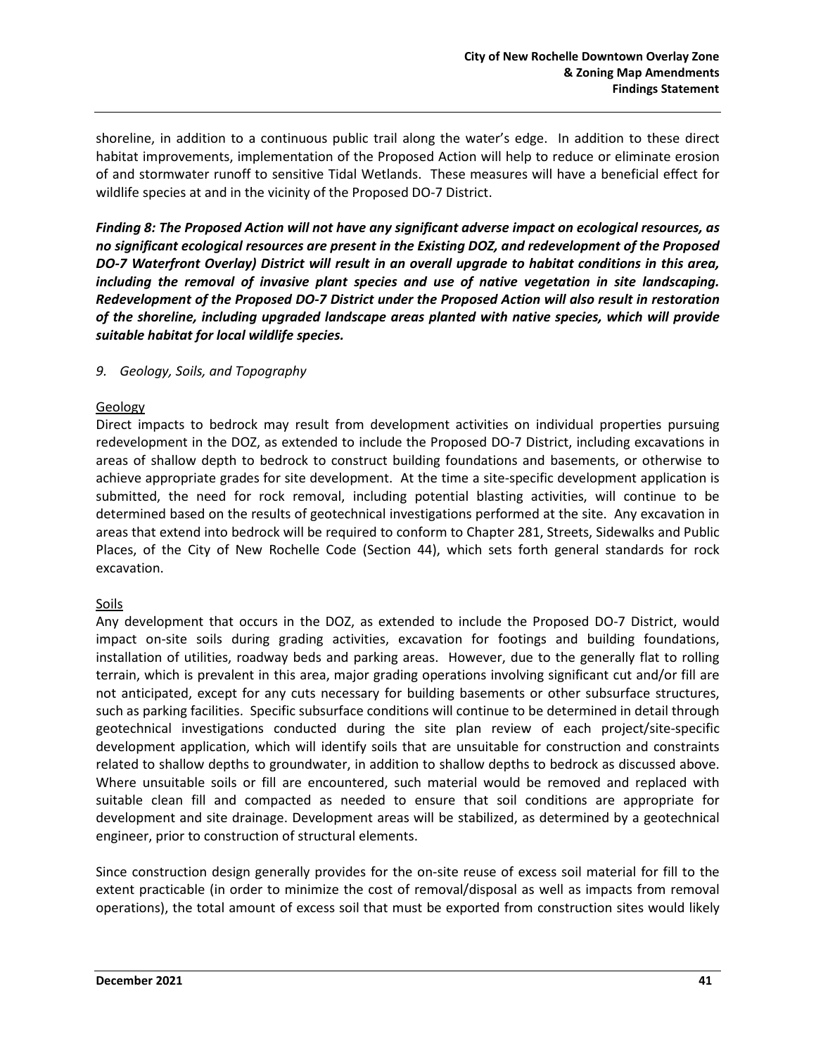shoreline, in addition to a continuous public trail along the water's edge. In addition to these direct habitat improvements, implementation of the Proposed Action will help to reduce or eliminate erosion of and stormwater runoff to sensitive Tidal Wetlands. These measures will have a beneficial effect for wildlife species at and in the vicinity of the Proposed DO-7 District.

***Finding 8: The Proposed Action will not have any significant adverse impact on ecological resources, as no significant ecological resources are present in the Existing DOZ, and redevelopment of the Proposed DO-7 Waterfront Overlay) District will result in an overall upgrade to habitat conditions in this area, including the removal of invasive plant species and use of native vegetation in site landscaping. Redevelopment of the Proposed DO-7 District under the Proposed Action will also result in restoration of the shoreline, including upgraded landscape areas planted with native species, which will provide suitable habitat for local wildlife species.***

*9. Geology, Soils, and Topography*

Geology

Direct impacts to bedrock may result from development activities on individual properties pursuing redevelopment in the DOZ, as extended to include the Proposed DO-7 District, including excavations in areas of shallow depth to bedrock to construct building foundations and basements, or otherwise to achieve appropriate grades for site development. At the time a site-specific development application is submitted, the need for rock removal, including potential blasting activities, will continue to be determined based on the results of geotechnical investigations performed at the site. Any excavation in areas that extend into bedrock will be required to conform to Chapter 281, Streets, Sidewalks and Public Places, of the City of New Rochelle Code (Section 44), which sets forth general standards for rock excavation.

Soils

Any development that occurs in the DOZ, as extended to include the Proposed DO-7 District, would impact on-site soils during grading activities, excavation for footings and building foundations, installation of utilities, roadway beds and parking areas. However, due to the generally flat to rolling terrain, which is prevalent in this area, major grading operations involving significant cut and/or fill are not anticipated, except for any cuts necessary for building basements or other subsurface structures, such as parking facilities. Specific subsurface conditions will continue to be determined in detail through geotechnical investigations conducted during the site plan review of each project/site-specific development application, which will identify soils that are unsuitable for construction and constraints related to shallow depths to groundwater, in addition to shallow depths to bedrock as discussed above. Where unsuitable soils or fill are encountered, such material would be removed and replaced with suitable clean fill and compacted as needed to ensure that soil conditions are appropriate for development and site drainage. Development areas will be stabilized, as determined by a geotechnical engineer, prior to construction of structural elements.

Since construction design generally provides for the on-site reuse of excess soil material for fill to the extent practicable (in order to minimize the cost of removal/disposal as well as impacts from removal operations), the total amount of excess soil that must be exported from construction sites would likely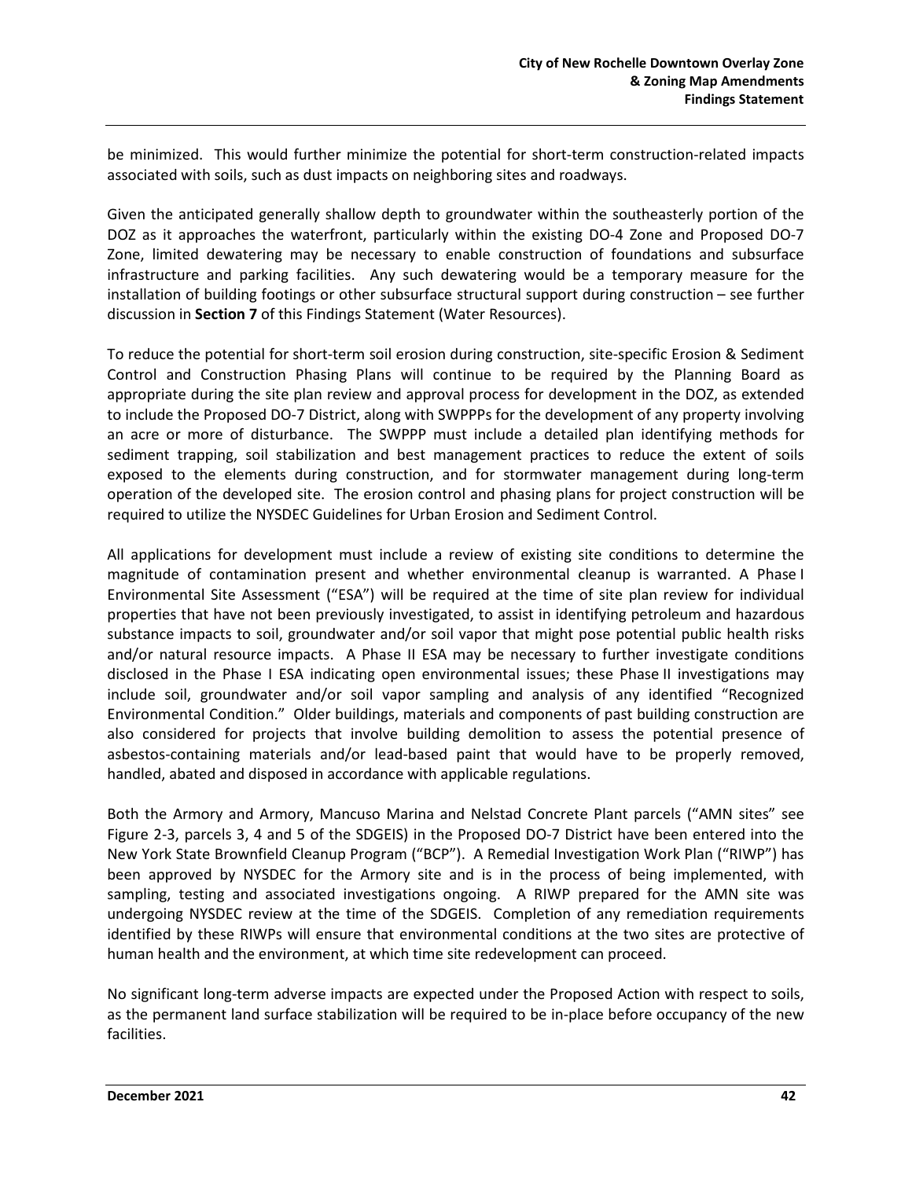be minimized. This would further minimize the potential for short-term construction-related impacts associated with soils, such as dust impacts on neighboring sites and roadways.

Given the anticipated generally shallow depth to groundwater within the southeasterly portion of the DOZ as it approaches the waterfront, particularly within the existing DO-4 Zone and Proposed DO-7 Zone, limited dewatering may be necessary to enable construction of foundations and subsurface infrastructure and parking facilities. Any such dewatering would be a temporary measure for the installation of building footings or other subsurface structural support during construction – see further discussion in **Section 7** of this Findings Statement (Water Resources).

To reduce the potential for short-term soil erosion during construction, site-specific Erosion & Sediment Control and Construction Phasing Plans will continue to be required by the Planning Board as appropriate during the site plan review and approval process for development in the DOZ, as extended to include the Proposed DO-7 District, along with SWPPPs for the development of any property involving an acre or more of disturbance. The SWPPP must include a detailed plan identifying methods for sediment trapping, soil stabilization and best management practices to reduce the extent of soils exposed to the elements during construction, and for stormwater management during long-term operation of the developed site. The erosion control and phasing plans for project construction will be required to utilize the NYSDEC Guidelines for Urban Erosion and Sediment Control.

All applications for development must include a review of existing site conditions to determine the magnitude of contamination present and whether environmental cleanup is warranted. A Phase I Environmental Site Assessment ("ESA") will be required at the time of site plan review for individual properties that have not been previously investigated, to assist in identifying petroleum and hazardous substance impacts to soil, groundwater and/or soil vapor that might pose potential public health risks and/or natural resource impacts. A Phase II ESA may be necessary to further investigate conditions disclosed in the Phase I ESA indicating open environmental issues; these Phase II investigations may include soil, groundwater and/or soil vapor sampling and analysis of any identified "Recognized Environmental Condition." Older buildings, materials and components of past building construction are also considered for projects that involve building demolition to assess the potential presence of asbestos-containing materials and/or lead-based paint that would have to be properly removed, handled, abated and disposed in accordance with applicable regulations.

Both the Armory and Armory, Mancuso Marina and Nelstad Concrete Plant parcels ("AMN sites" see Figure 2-3, parcels 3, 4 and 5 of the SDGEIS) in the Proposed DO-7 District have been entered into the New York State Brownfield Cleanup Program ("BCP"). A Remedial Investigation Work Plan ("RIWP") has been approved by NYSDEC for the Armory site and is in the process of being implemented, with sampling, testing and associated investigations ongoing. A RIWP prepared for the AMN site was undergoing NYSDEC review at the time of the SDGEIS. Completion of any remediation requirements identified by these RIWPs will ensure that environmental conditions at the two sites are protective of human health and the environment, at which time site redevelopment can proceed.

No significant long-term adverse impacts are expected under the Proposed Action with respect to soils, as the permanent land surface stabilization will be required to be in-place before occupancy of the new facilities.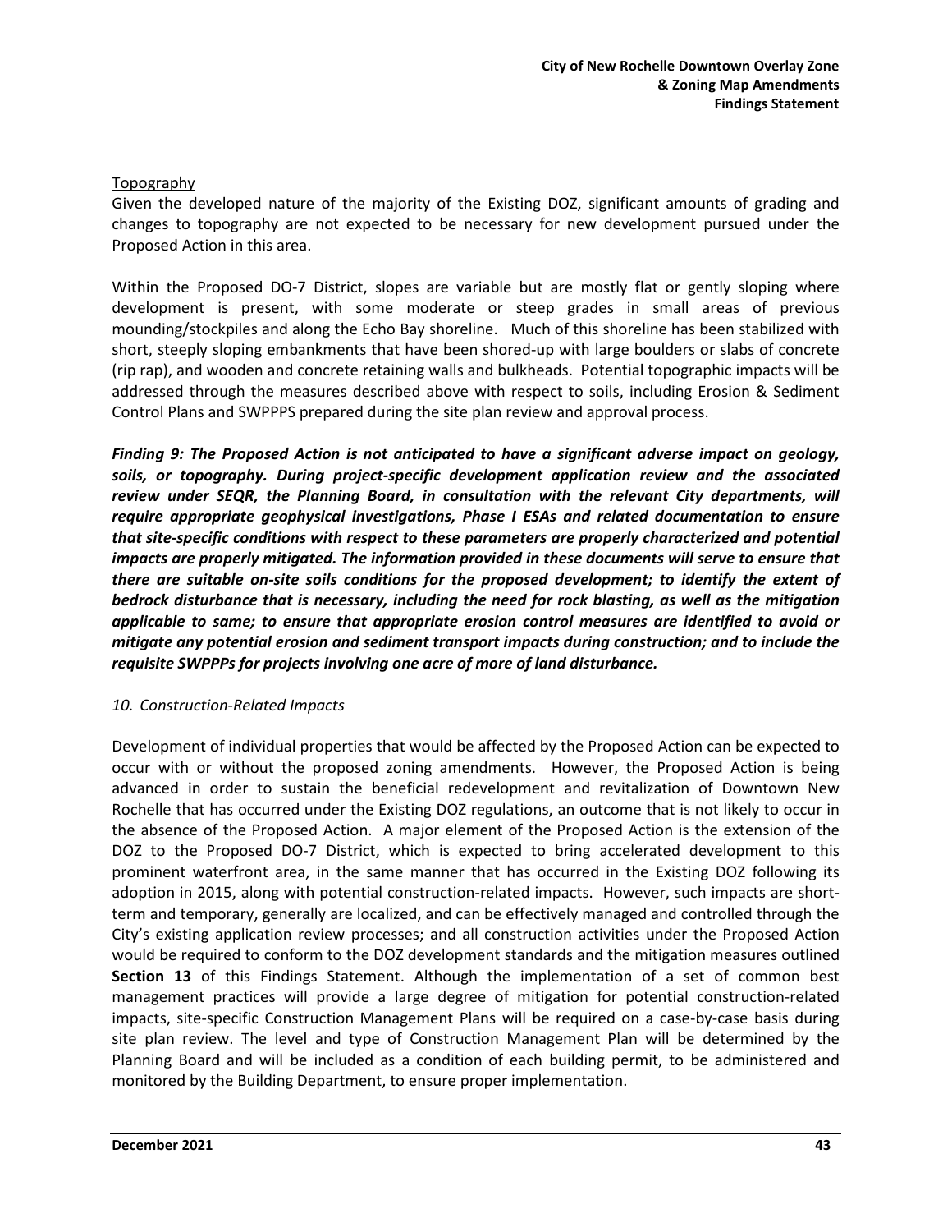Topography

Given the developed nature of the majority of the Existing DOZ, significant amounts of grading and changes to topography are not expected to be necessary for new development pursued under the Proposed Action in this area.

Within the Proposed DO-7 District, slopes are variable but are mostly flat or gently sloping where development is present, with some moderate or steep grades in small areas of previous mounding/stockpiles and along the Echo Bay shoreline. Much of this shoreline has been stabilized with short, steeply sloping embankments that have been shored-up with large boulders or slabs of concrete (rip rap), and wooden and concrete retaining walls and bulkheads. Potential topographic impacts will be addressed through the measures described above with respect to soils, including Erosion & Sediment Control Plans and SWPPPS prepared during the site plan review and approval process.

***Finding 9: The Proposed Action is not anticipated to have a significant adverse impact on geology, soils, or topography. During project-specific development application review and the associated review under SEQR, the Planning Board, in consultation with the relevant City departments, will require appropriate geophysical investigations, Phase I ESAs and related documentation to ensure that site-specific conditions with respect to these parameters are properly characterized and potential impacts are properly mitigated. The information provided in these documents will serve to ensure that there are suitable on-site soils conditions for the proposed development; to identify the extent of bedrock disturbance that is necessary, including the need for rock blasting, as well as the mitigation applicable to same; to ensure that appropriate erosion control measures are identified to avoid or mitigate any potential erosion and sediment transport impacts during construction; and to include the requisite SWPPPs for projects involving one acre of more of land disturbance.***

*10. Construction-Related Impacts*

Development of individual properties that would be affected by the Proposed Action can be expected to occur with or without the proposed zoning amendments. However, the Proposed Action is being advanced in order to sustain the beneficial redevelopment and revitalization of Downtown New Rochelle that has occurred under the Existing DOZ regulations, an outcome that is not likely to occur in the absence of the Proposed Action. A major element of the Proposed Action is the extension of the DOZ to the Proposed DO-7 District, which is expected to bring accelerated development to this prominent waterfront area, in the same manner that has occurred in the Existing DOZ following its adoption in 2015, along with potential construction-related impacts. However, such impacts are short-term and temporary, generally are localized, and can be effectively managed and controlled through the City's existing application review processes; and all construction activities under the Proposed Action would be required to conform to the DOZ development standards and the mitigation measures outlined **Section 13** of this Findings Statement. Although the implementation of a set of common best management practices will provide a large degree of mitigation for potential construction-related impacts, site-specific Construction Management Plans will be required on a case-by-case basis during site plan review. The level and type of Construction Management Plan will be determined by the Planning Board and will be included as a condition of each building permit, to be administered and monitored by the Building Department, to ensure proper implementation.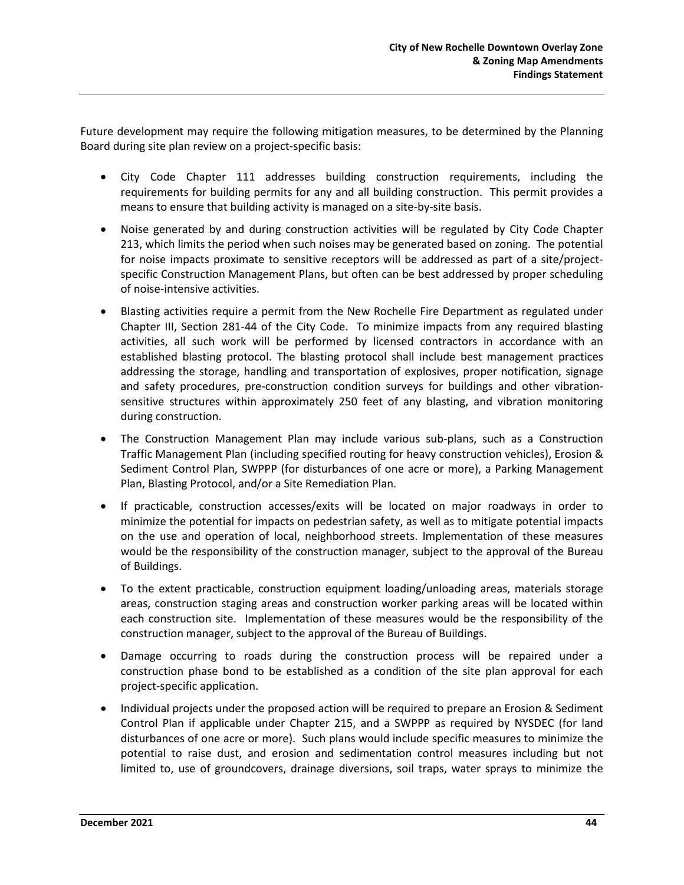Future development may require the following mitigation measures, to be determined by the Planning Board during site plan review on a project-specific basis:

- City Code Chapter 111 addresses building construction requirements, including the requirements for building permits for any and all building construction. This permit provides a means to ensure that building activity is managed on a site-by-site basis.
- Noise generated by and during construction activities will be regulated by City Code Chapter 213, which limits the period when such noises may be generated based on zoning. The potential for noise impacts proximate to sensitive receptors will be addressed as part of a site/project-specific Construction Management Plans, but often can be best addressed by proper scheduling of noise-intensive activities.
- Blasting activities require a permit from the New Rochelle Fire Department as regulated under Chapter III, Section 281-44 of the City Code. To minimize impacts from any required blasting activities, all such work will be performed by licensed contractors in accordance with an established blasting protocol. The blasting protocol shall include best management practices addressing the storage, handling and transportation of explosives, proper notification, signage and safety procedures, pre-construction condition surveys for buildings and other vibration-sensitive structures within approximately 250 feet of any blasting, and vibration monitoring during construction.
- The Construction Management Plan may include various sub-plans, such as a Construction Traffic Management Plan (including specified routing for heavy construction vehicles), Erosion & Sediment Control Plan, SWPPP (for disturbances of one acre or more), a Parking Management Plan, Blasting Protocol, and/or a Site Remediation Plan.
- If practicable, construction accesses/exits will be located on major roadways in order to minimize the potential for impacts on pedestrian safety, as well as to mitigate potential impacts on the use and operation of local, neighborhood streets. Implementation of these measures would be the responsibility of the construction manager, subject to the approval of the Bureau of Buildings.
- To the extent practicable, construction equipment loading/unloading areas, materials storage areas, construction staging areas and construction worker parking areas will be located within each construction site. Implementation of these measures would be the responsibility of the construction manager, subject to the approval of the Bureau of Buildings.
- Damage occurring to roads during the construction process will be repaired under a construction phase bond to be established as a condition of the site plan approval for each project-specific application.
- Individual projects under the proposed action will be required to prepare an Erosion & Sediment Control Plan if applicable under Chapter 215, and a SWPPP as required by NYSDEC (for land disturbances of one acre or more). Such plans would include specific measures to minimize the potential to raise dust, and erosion and sedimentation control measures including but not limited to, use of groundcovers, drainage diversions, soil traps, water sprays to minimize the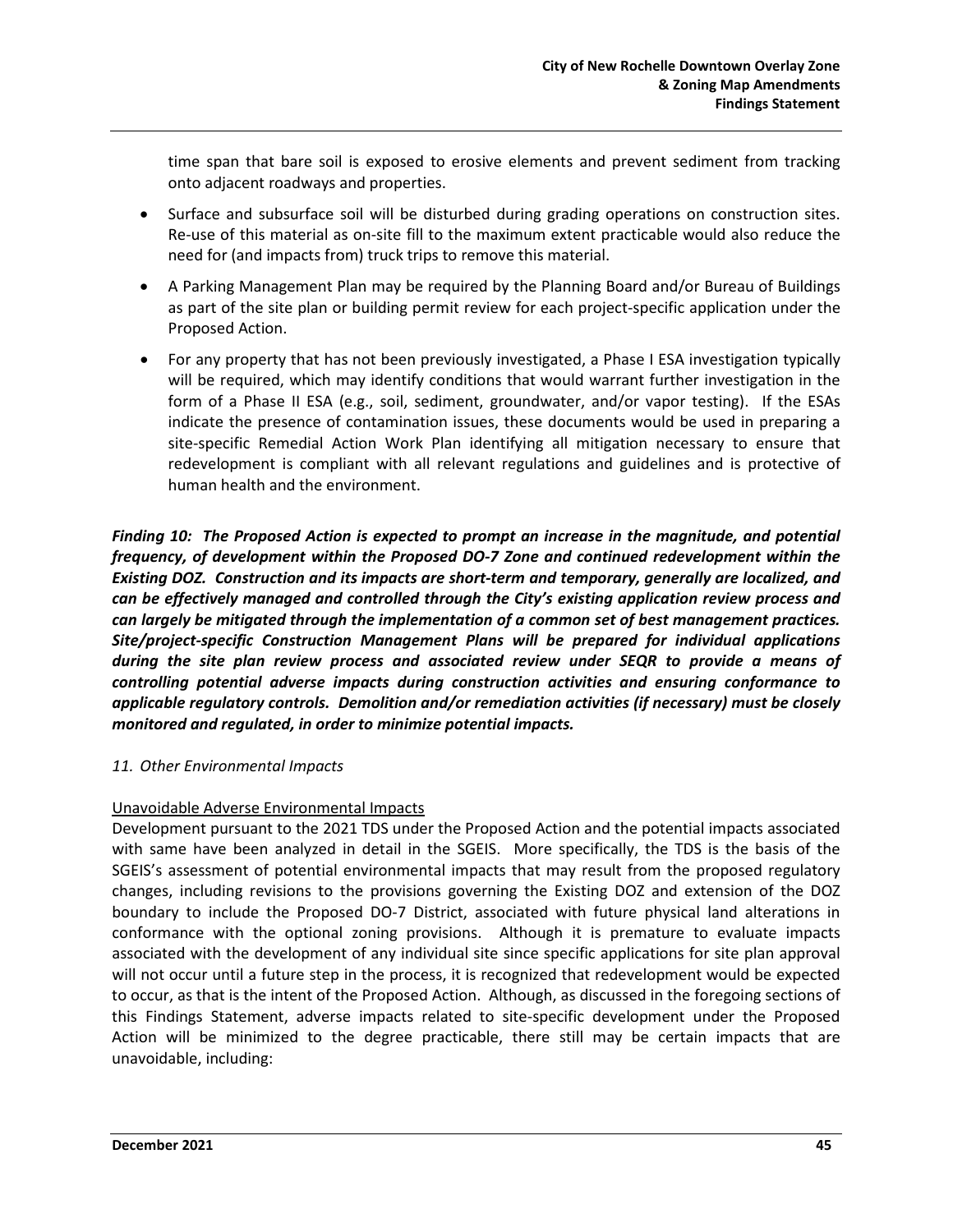time span that bare soil is exposed to erosive elements and prevent sediment from tracking onto adjacent roadways and properties.

- Surface and subsurface soil will be disturbed during grading operations on construction sites. Re-use of this material as on-site fill to the maximum extent practicable would also reduce the need for (and impacts from) truck trips to remove this material.
- A Parking Management Plan may be required by the Planning Board and/or Bureau of Buildings as part of the site plan or building permit review for each project-specific application under the Proposed Action.
- For any property that has not been previously investigated, a Phase I ESA investigation typically will be required, which may identify conditions that would warrant further investigation in the form of a Phase II ESA (e.g., soil, sediment, groundwater, and/or vapor testing). If the ESAs indicate the presence of contamination issues, these documents would be used in preparing a site-specific Remedial Action Work Plan identifying all mitigation necessary to ensure that redevelopment is compliant with all relevant regulations and guidelines and is protective of human health and the environment.

***Finding 10: The Proposed Action is expected to prompt an increase in the magnitude, and potential frequency, of development within the Proposed DO-7 Zone and continued redevelopment within the Existing DOZ. Construction and its impacts are short-term and temporary, generally are localized, and can be effectively managed and controlled through the City's existing application review process and can largely be mitigated through the implementation of a common set of best management practices. Site/project-specific Construction Management Plans will be prepared for individual applications during the site plan review process and associated review under SEQR to provide a means of controlling potential adverse impacts during construction activities and ensuring conformance to applicable regulatory controls. Demolition and/or remediation activities (if necessary) must be closely monitored and regulated, in order to minimize potential impacts.***

*11. Other Environmental Impacts*

Unavoidable Adverse Environmental Impacts

Development pursuant to the 2021 TDS under the Proposed Action and the potential impacts associated with same have been analyzed in detail in the SGEIS. More specifically, the TDS is the basis of the SGEIS's assessment of potential environmental impacts that may result from the proposed regulatory changes, including revisions to the provisions governing the Existing DOZ and extension of the DOZ boundary to include the Proposed DO-7 District, associated with future physical land alterations in conformance with the optional zoning provisions. Although it is premature to evaluate impacts associated with the development of any individual site since specific applications for site plan approval will not occur until a future step in the process, it is recognized that redevelopment would be expected to occur, as that is the intent of the Proposed Action. Although, as discussed in the foregoing sections of this Findings Statement, adverse impacts related to site-specific development under the Proposed Action will be minimized to the degree practicable, there still may be certain impacts that are unavoidable, including: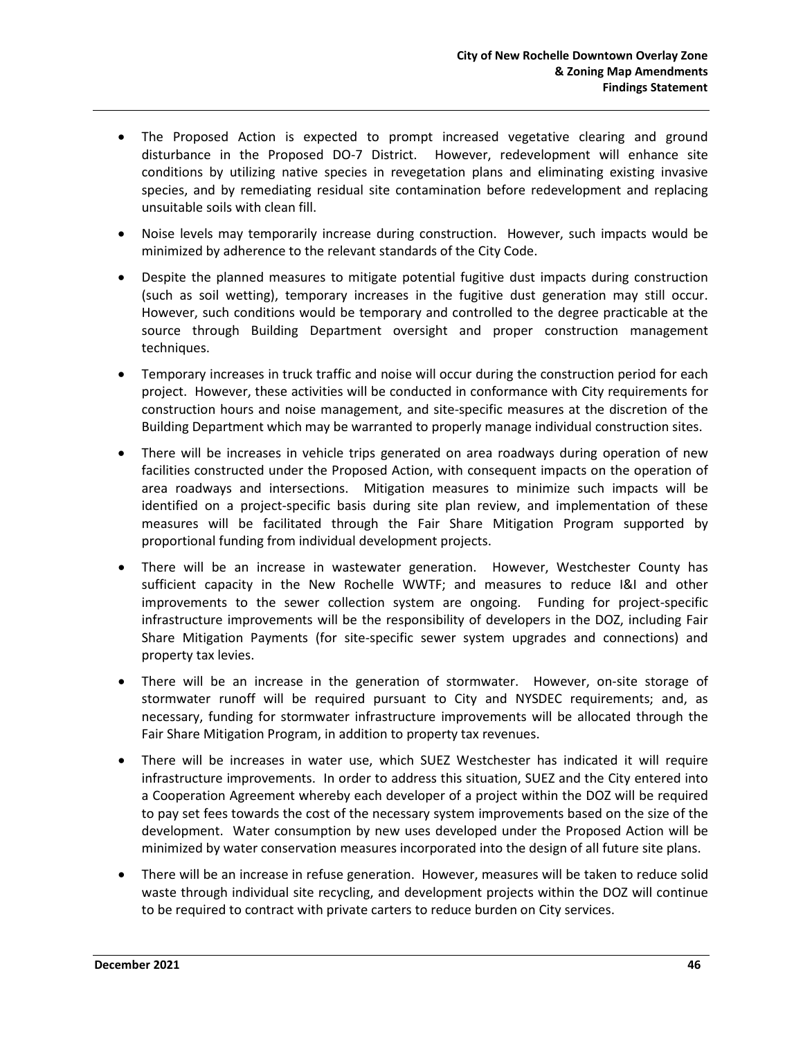- The Proposed Action is expected to prompt increased vegetative clearing and ground disturbance in the Proposed DO-7 District. However, redevelopment will enhance site conditions by utilizing native species in revegetation plans and eliminating existing invasive species, and by remediating residual site contamination before redevelopment and replacing unsuitable soils with clean fill.
- Noise levels may temporarily increase during construction. However, such impacts would be minimized by adherence to the relevant standards of the City Code.
- Despite the planned measures to mitigate potential fugitive dust impacts during construction (such as soil wetting), temporary increases in the fugitive dust generation may still occur. However, such conditions would be temporary and controlled to the degree practicable at the source through Building Department oversight and proper construction management techniques.
- Temporary increases in truck traffic and noise will occur during the construction period for each project. However, these activities will be conducted in conformance with City requirements for construction hours and noise management, and site-specific measures at the discretion of the Building Department which may be warranted to properly manage individual construction sites.
- There will be increases in vehicle trips generated on area roadways during operation of new facilities constructed under the Proposed Action, with consequent impacts on the operation of area roadways and intersections. Mitigation measures to minimize such impacts will be identified on a project-specific basis during site plan review, and implementation of these measures will be facilitated through the Fair Share Mitigation Program supported by proportional funding from individual development projects.
- There will be an increase in wastewater generation. However, Westchester County has sufficient capacity in the New Rochelle WWTF; and measures to reduce I&I and other improvements to the sewer collection system are ongoing. Funding for project-specific infrastructure improvements will be the responsibility of developers in the DOZ, including Fair Share Mitigation Payments (for site-specific sewer system upgrades and connections) and property tax levies.
- There will be an increase in the generation of stormwater. However, on-site storage of stormwater runoff will be required pursuant to City and NYSDEC requirements; and, as necessary, funding for stormwater infrastructure improvements will be allocated through the Fair Share Mitigation Program, in addition to property tax revenues.
- There will be increases in water use, which SUEZ Westchester has indicated it will require infrastructure improvements. In order to address this situation, SUEZ and the City entered into a Cooperation Agreement whereby each developer of a project within the DOZ will be required to pay set fees towards the cost of the necessary system improvements based on the size of the development. Water consumption by new uses developed under the Proposed Action will be minimized by water conservation measures incorporated into the design of all future site plans.
- There will be an increase in refuse generation. However, measures will be taken to reduce solid waste through individual site recycling, and development projects within the DOZ will continue to be required to contract with private carters to reduce burden on City services.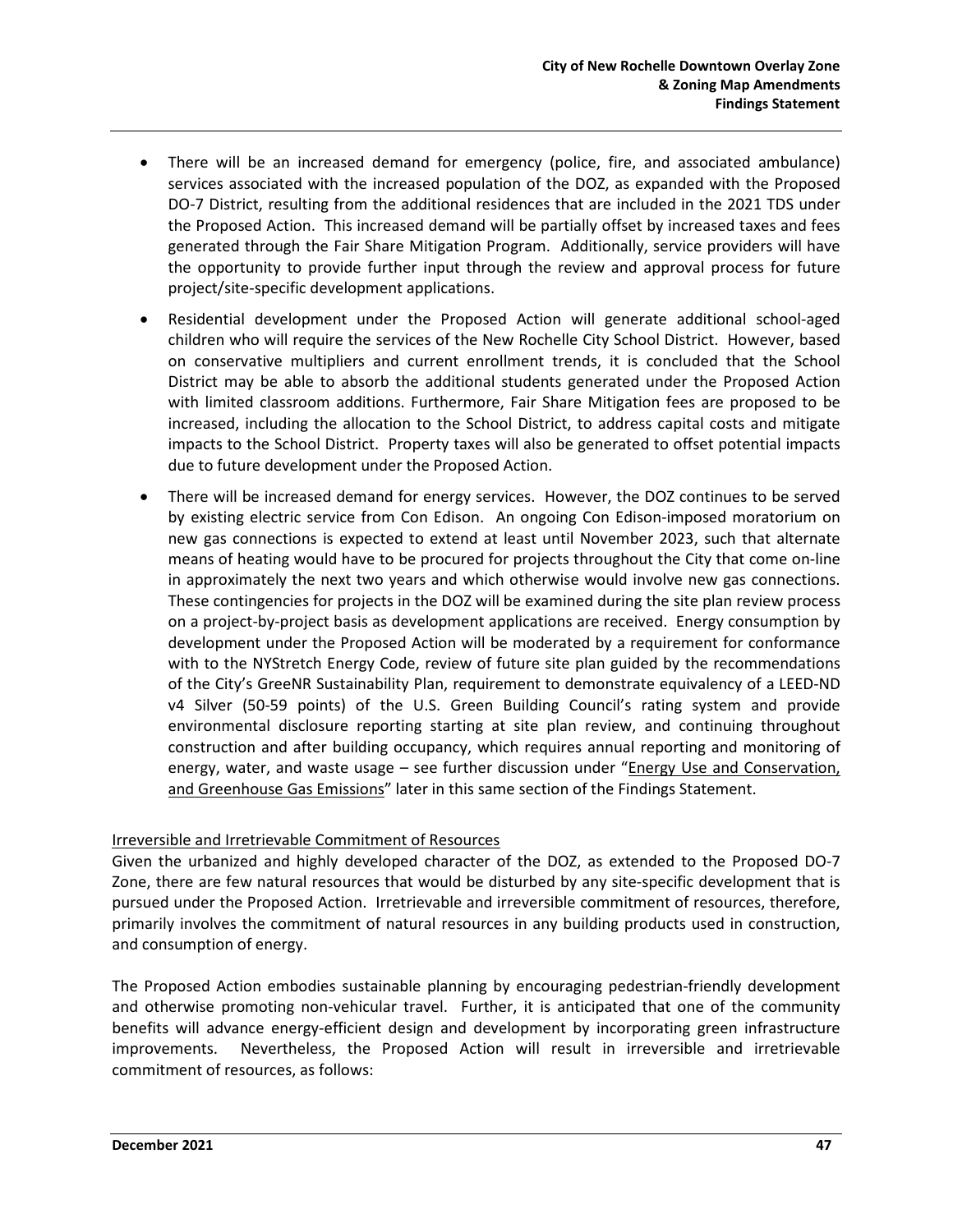- There will be an increased demand for emergency (police, fire, and associated ambulance) services associated with the increased population of the DOZ, as expanded with the Proposed DO-7 District, resulting from the additional residences that are included in the 2021 TDS under the Proposed Action. This increased demand will be partially offset by increased taxes and fees generated through the Fair Share Mitigation Program. Additionally, service providers will have the opportunity to provide further input through the review and approval process for future project/site-specific development applications.
- Residential development under the Proposed Action will generate additional school-aged children who will require the services of the New Rochelle City School District. However, based on conservative multipliers and current enrollment trends, it is concluded that the School District may be able to absorb the additional students generated under the Proposed Action with limited classroom additions. Furthermore, Fair Share Mitigation fees are proposed to be increased, including the allocation to the School District, to address capital costs and mitigate impacts to the School District. Property taxes will also be generated to offset potential impacts due to future development under the Proposed Action.
- There will be increased demand for energy services. However, the DOZ continues to be served by existing electric service from Con Edison. An ongoing Con Edison-imposed moratorium on new gas connections is expected to extend at least until November 2023, such that alternate means of heating would have to be procured for projects throughout the City that come on-line in approximately the next two years and which otherwise would involve new gas connections. These contingencies for projects in the DOZ will be examined during the site plan review process on a project-by-project basis as development applications are received. Energy consumption by development under the Proposed Action will be moderated by a requirement for conformance with to the NYStretch Energy Code, review of future site plan guided by the recommendations of the City's GreeNR Sustainability Plan, requirement to demonstrate equivalency of a LEED-ND v4 Silver (50-59 points) of the U.S. Green Building Council's rating system and provide environmental disclosure reporting starting at site plan review, and continuing throughout construction and after building occupancy, which requires annual reporting and monitoring of energy, water, and waste usage – see further discussion under "Energy Use and Conservation, and Greenhouse Gas Emissions" later in this same section of the Findings Statement.

Irreversible and Irretrievable Commitment of Resources

Given the urbanized and highly developed character of the DOZ, as extended to the Proposed DO-7 Zone, there are few natural resources that would be disturbed by any site-specific development that is pursued under the Proposed Action. Irretrievable and irreversible commitment of resources, therefore, primarily involves the commitment of natural resources in any building products used in construction, and consumption of energy.

The Proposed Action embodies sustainable planning by encouraging pedestrian-friendly development and otherwise promoting non-vehicular travel. Further, it is anticipated that one of the community benefits will advance energy-efficient design and development by incorporating green infrastructure improvements. Nevertheless, the Proposed Action will result in irreversible and irretrievable commitment of resources, as follows: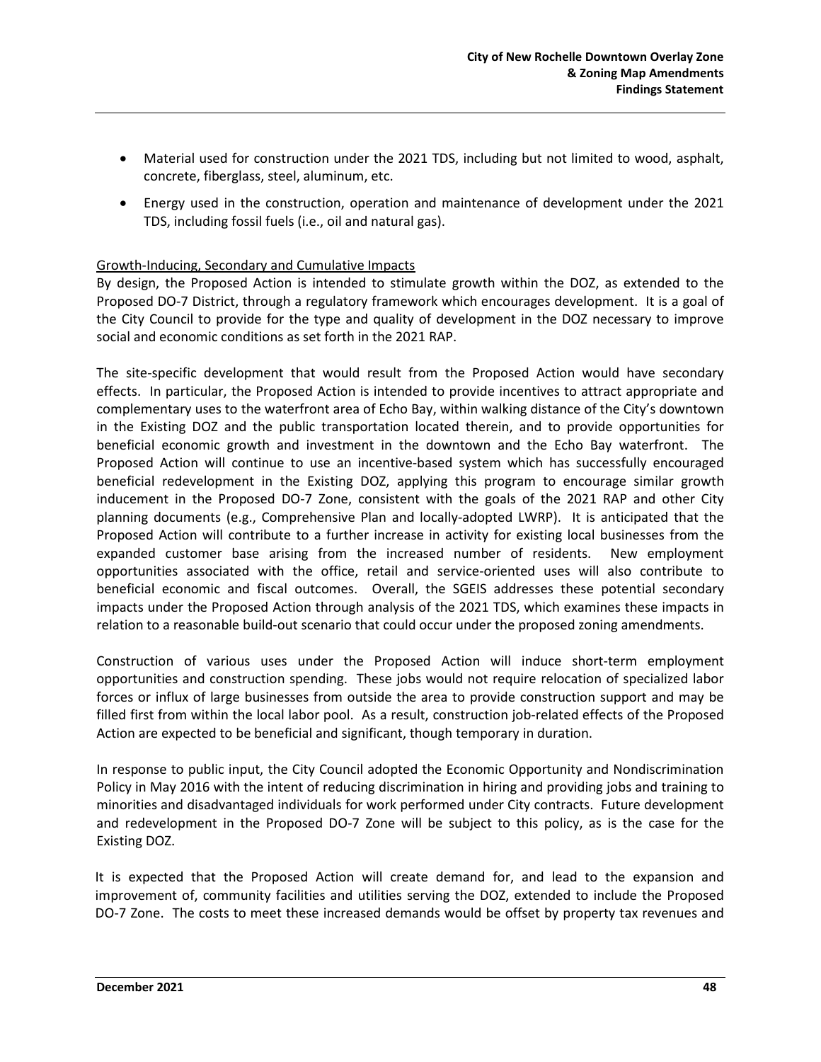- Material used for construction under the 2021 TDS, including but not limited to wood, asphalt, concrete, fiberglass, steel, aluminum, etc.
- Energy used in the construction, operation and maintenance of development under the 2021 TDS, including fossil fuels (i.e., oil and natural gas).

Growth-Inducing, Secondary and Cumulative Impacts

By design, the Proposed Action is intended to stimulate growth within the DOZ, as extended to the Proposed DO-7 District, through a regulatory framework which encourages development. It is a goal of the City Council to provide for the type and quality of development in the DOZ necessary to improve social and economic conditions as set forth in the 2021 RAP.

The site-specific development that would result from the Proposed Action would have secondary effects. In particular, the Proposed Action is intended to provide incentives to attract appropriate and complementary uses to the waterfront area of Echo Bay, within walking distance of the City's downtown in the Existing DOZ and the public transportation located therein, and to provide opportunities for beneficial economic growth and investment in the downtown and the Echo Bay waterfront. The Proposed Action will continue to use an incentive-based system which has successfully encouraged beneficial redevelopment in the Existing DOZ, applying this program to encourage similar growth inducement in the Proposed DO-7 Zone, consistent with the goals of the 2021 RAP and other City planning documents (e.g., Comprehensive Plan and locally-adopted LWRP). It is anticipated that the Proposed Action will contribute to a further increase in activity for existing local businesses from the expanded customer base arising from the increased number of residents. New employment opportunities associated with the office, retail and service-oriented uses will also contribute to beneficial economic and fiscal outcomes. Overall, the SGEIS addresses these potential secondary impacts under the Proposed Action through analysis of the 2021 TDS, which examines these impacts in relation to a reasonable build-out scenario that could occur under the proposed zoning amendments.

Construction of various uses under the Proposed Action will induce short-term employment opportunities and construction spending. These jobs would not require relocation of specialized labor forces or influx of large businesses from outside the area to provide construction support and may be filled first from within the local labor pool. As a result, construction job-related effects of the Proposed Action are expected to be beneficial and significant, though temporary in duration.

In response to public input, the City Council adopted the Economic Opportunity and Nondiscrimination Policy in May 2016 with the intent of reducing discrimination in hiring and providing jobs and training to minorities and disadvantaged individuals for work performed under City contracts. Future development and redevelopment in the Proposed DO-7 Zone will be subject to this policy, as is the case for the Existing DOZ.

It is expected that the Proposed Action will create demand for, and lead to the expansion and improvement of, community facilities and utilities serving the DOZ, extended to include the Proposed DO-7 Zone. The costs to meet these increased demands would be offset by property tax revenues and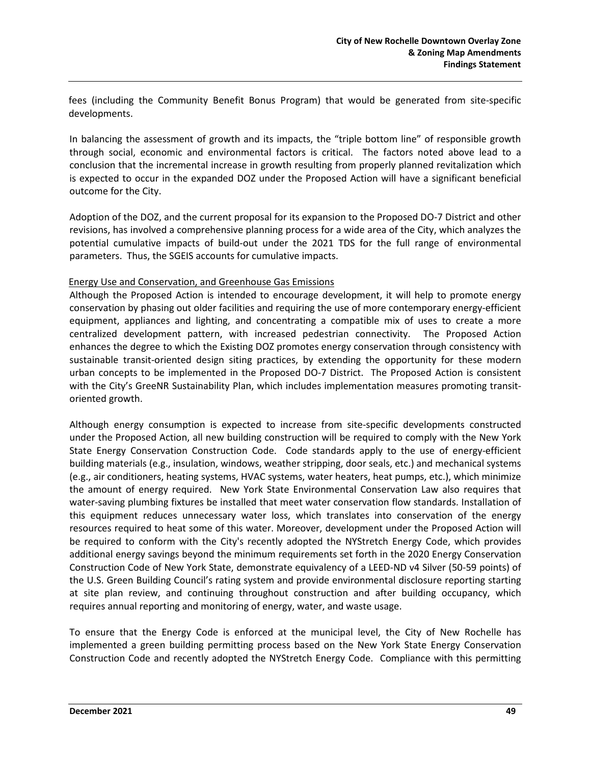fees (including the Community Benefit Bonus Program) that would be generated from site-specific developments.

In balancing the assessment of growth and its impacts, the "triple bottom line" of responsible growth through social, economic and environmental factors is critical. The factors noted above lead to a conclusion that the incremental increase in growth resulting from properly planned revitalization which is expected to occur in the expanded DOZ under the Proposed Action will have a significant beneficial outcome for the City.

Adoption of the DOZ, and the current proposal for its expansion to the Proposed DO-7 District and other revisions, has involved a comprehensive planning process for a wide area of the City, which analyzes the potential cumulative impacts of build-out under the 2021 TDS for the full range of environmental parameters. Thus, the SGEIS accounts for cumulative impacts.

Energy Use and Conservation, and Greenhouse Gas Emissions

Although the Proposed Action is intended to encourage development, it will help to promote energy conservation by phasing out older facilities and requiring the use of more contemporary energy-efficient equipment, appliances and lighting, and concentrating a compatible mix of uses to create a more centralized development pattern, with increased pedestrian connectivity. The Proposed Action enhances the degree to which the Existing DOZ promotes energy conservation through consistency with sustainable transit-oriented design siting practices, by extending the opportunity for these modern urban concepts to be implemented in the Proposed DO-7 District. The Proposed Action is consistent with the City's GreeNR Sustainability Plan, which includes implementation measures promoting transit-oriented growth.

Although energy consumption is expected to increase from site-specific developments constructed under the Proposed Action, all new building construction will be required to comply with the New York State Energy Conservation Construction Code. Code standards apply to the use of energy-efficient building materials (e.g., insulation, windows, weather stripping, door seals, etc.) and mechanical systems (e.g., air conditioners, heating systems, HVAC systems, water heaters, heat pumps, etc.), which minimize the amount of energy required. New York State Environmental Conservation Law also requires that water-saving plumbing fixtures be installed that meet water conservation flow standards. Installation of this equipment reduces unnecessary water loss, which translates into conservation of the energy resources required to heat some of this water. Moreover, development under the Proposed Action will be required to conform with the City's recently adopted the NYStretch Energy Code, which provides additional energy savings beyond the minimum requirements set forth in the 2020 Energy Conservation Construction Code of New York State, demonstrate equivalency of a LEED-ND v4 Silver (50-59 points) of the U.S. Green Building Council's rating system and provide environmental disclosure reporting starting at site plan review, and continuing throughout construction and after building occupancy, which requires annual reporting and monitoring of energy, water, and waste usage.

To ensure that the Energy Code is enforced at the municipal level, the City of New Rochelle has implemented a green building permitting process based on the New York State Energy Conservation Construction Code and recently adopted the NYStretch Energy Code. Compliance with this permitting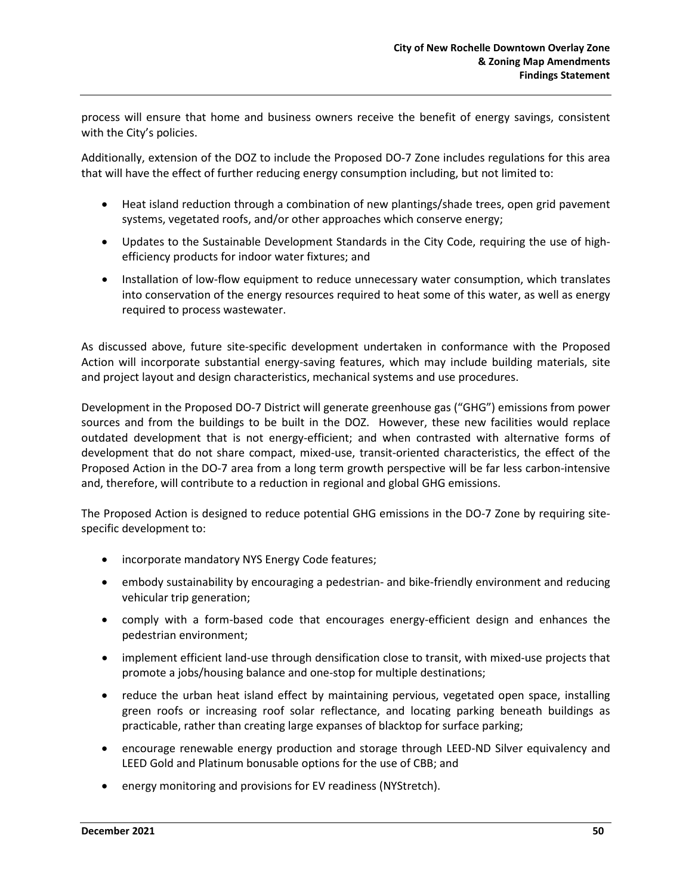process will ensure that home and business owners receive the benefit of energy savings, consistent with the City's policies.

Additionally, extension of the DOZ to include the Proposed DO-7 Zone includes regulations for this area that will have the effect of further reducing energy consumption including, but not limited to:

- Heat island reduction through a combination of new plantings/shade trees, open grid pavement systems, vegetated roofs, and/or other approaches which conserve energy;
- Updates to the Sustainable Development Standards in the City Code, requiring the use of high-efficiency products for indoor water fixtures; and
- Installation of low-flow equipment to reduce unnecessary water consumption, which translates into conservation of the energy resources required to heat some of this water, as well as energy required to process wastewater.

As discussed above, future site-specific development undertaken in conformance with the Proposed Action will incorporate substantial energy-saving features, which may include building materials, site and project layout and design characteristics, mechanical systems and use procedures.

Development in the Proposed DO-7 District will generate greenhouse gas ("GHG") emissions from power sources and from the buildings to be built in the DOZ. However, these new facilities would replace outdated development that is not energy-efficient; and when contrasted with alternative forms of development that do not share compact, mixed-use, transit-oriented characteristics, the effect of the Proposed Action in the DO-7 area from a long term growth perspective will be far less carbon-intensive and, therefore, will contribute to a reduction in regional and global GHG emissions.

The Proposed Action is designed to reduce potential GHG emissions in the DO-7 Zone by requiring site-specific development to:

- incorporate mandatory NYS Energy Code features;
- embody sustainability by encouraging a pedestrian- and bike-friendly environment and reducing vehicular trip generation;
- comply with a form-based code that encourages energy-efficient design and enhances the pedestrian environment;
- implement efficient land-use through densification close to transit, with mixed-use projects that promote a jobs/housing balance and one-stop for multiple destinations;
- reduce the urban heat island effect by maintaining pervious, vegetated open space, installing green roofs or increasing roof solar reflectance, and locating parking beneath buildings as practicable, rather than creating large expanses of blacktop for surface parking;
- encourage renewable energy production and storage through LEED-ND Silver equivalency and LEED Gold and Platinum bonusable options for the use of CBB; and
- energy monitoring and provisions for EV readiness (NYStretch).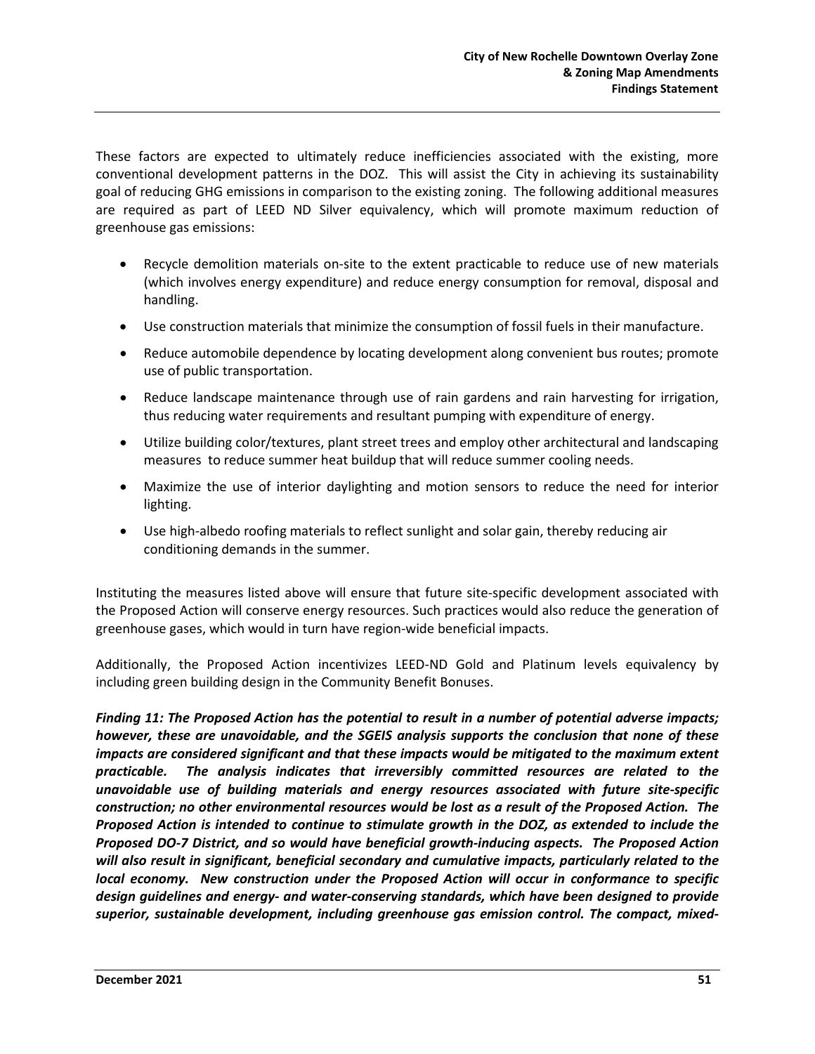These factors are expected to ultimately reduce inefficiencies associated with the existing, more conventional development patterns in the DOZ. This will assist the City in achieving its sustainability goal of reducing GHG emissions in comparison to the existing zoning. The following additional measures are required as part of LEED ND Silver equivalency, which will promote maximum reduction of greenhouse gas emissions:

- Recycle demolition materials on-site to the extent practicable to reduce use of new materials (which involves energy expenditure) and reduce energy consumption for removal, disposal and handling.
- Use construction materials that minimize the consumption of fossil fuels in their manufacture.
- Reduce automobile dependence by locating development along convenient bus routes; promote use of public transportation.
- Reduce landscape maintenance through use of rain gardens and rain harvesting for irrigation, thus reducing water requirements and resultant pumping with expenditure of energy.
- Utilize building color/textures, plant street trees and employ other architectural and landscaping measures to reduce summer heat buildup that will reduce summer cooling needs.
- Maximize the use of interior daylighting and motion sensors to reduce the need for interior lighting.
- Use high-albedo roofing materials to reflect sunlight and solar gain, thereby reducing air conditioning demands in the summer.

Instituting the measures listed above will ensure that future site-specific development associated with the Proposed Action will conserve energy resources. Such practices would also reduce the generation of greenhouse gases, which would in turn have region-wide beneficial impacts.

Additionally, the Proposed Action incentivizes LEED-ND Gold and Platinum levels equivalency by including green building design in the Community Benefit Bonuses.

***Finding 11: The Proposed Action has the potential to result in a number of potential adverse impacts; however, these are unavoidable, and the SGEIS analysis supports the conclusion that none of these impacts are considered significant and that these impacts would be mitigated to the maximum extent practicable. The analysis indicates that irreversibly committed resources are related to the unavoidable use of building materials and energy resources associated with future site-specific construction; no other environmental resources would be lost as a result of the Proposed Action. The Proposed Action is intended to continue to stimulate growth in the DOZ, as extended to include the Proposed DO-7 District, and so would have beneficial growth-inducing aspects. The Proposed Action will also result in significant, beneficial secondary and cumulative impacts, particularly related to the local economy. New construction under the Proposed Action will occur in conformance to specific design guidelines and energy- and water-conserving standards, which have been designed to provide superior, sustainable development, including greenhouse gas emission control. The compact, mixed-***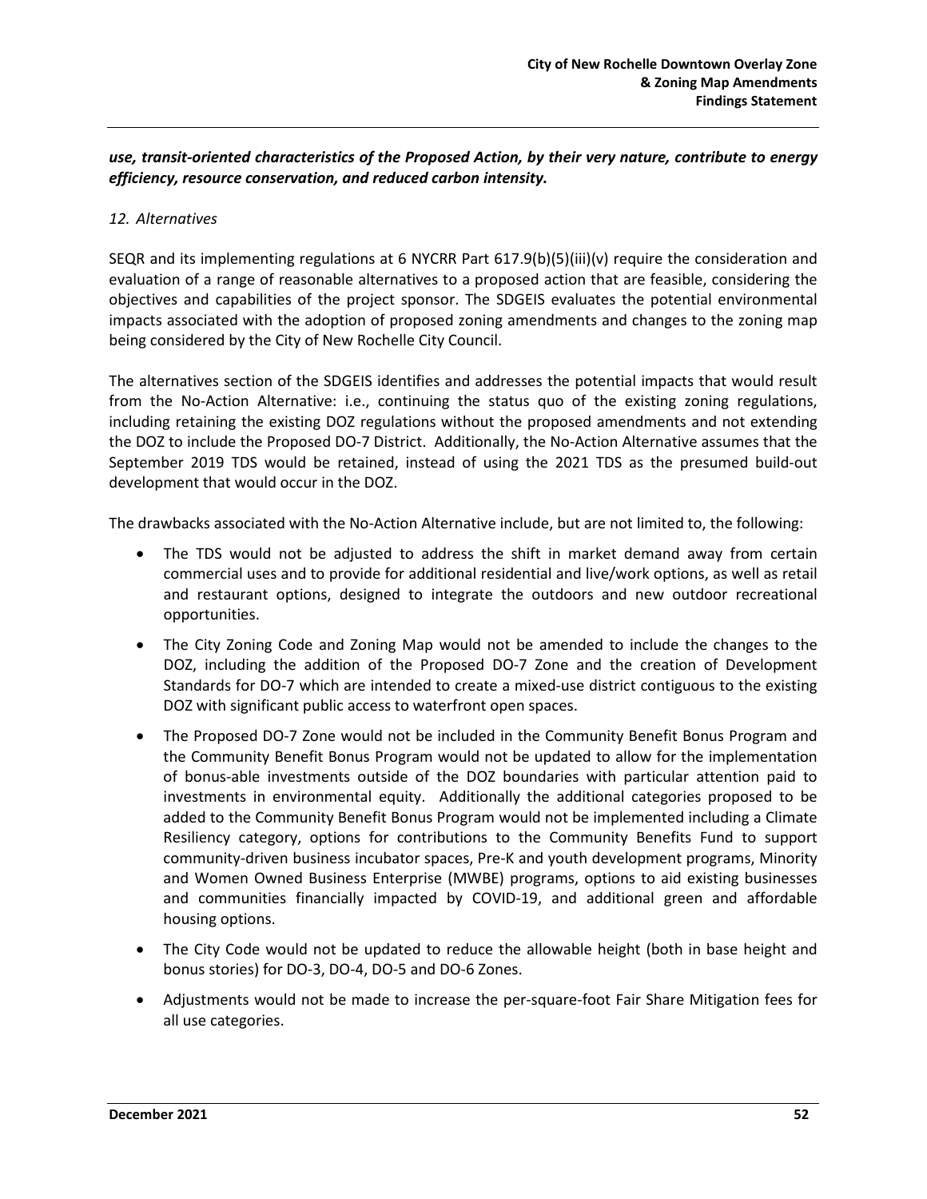***use, transit-oriented characteristics of the Proposed Action, by their very nature, contribute to energy efficiency, resource conservation, and reduced carbon intensity.***

*12. Alternatives*

SEQR and its implementing regulations at 6 NYCRR Part 617.9(b)(5)(iii)(v) require the consideration and evaluation of a range of reasonable alternatives to a proposed action that are feasible, considering the objectives and capabilities of the project sponsor. The SDGEIS evaluates the potential environmental impacts associated with the adoption of proposed zoning amendments and changes to the zoning map being considered by the City of New Rochelle City Council.

The alternatives section of the SDGEIS identifies and addresses the potential impacts that would result from the No-Action Alternative: i.e., continuing the status quo of the existing zoning regulations, including retaining the existing DOZ regulations without the proposed amendments and not extending the DOZ to include the Proposed DO-7 District. Additionally, the No-Action Alternative assumes that the September 2019 TDS would be retained, instead of using the 2021 TDS as the presumed build-out development that would occur in the DOZ.

The drawbacks associated with the No-Action Alternative include, but are not limited to, the following:

- The TDS would not be adjusted to address the shift in market demand away from certain commercial uses and to provide for additional residential and live/work options, as well as retail and restaurant options, designed to integrate the outdoors and new outdoor recreational opportunities.
- The City Zoning Code and Zoning Map would not be amended to include the changes to the DOZ, including the addition of the Proposed DO-7 Zone and the creation of Development Standards for DO-7 which are intended to create a mixed-use district contiguous to the existing DOZ with significant public access to waterfront open spaces.
- The Proposed DO-7 Zone would not be included in the Community Benefit Bonus Program and the Community Benefit Bonus Program would not be updated to allow for the implementation of bonus-able investments outside of the DOZ boundaries with particular attention paid to investments in environmental equity. Additionally the additional categories proposed to be added to the Community Benefit Bonus Program would not be implemented including a Climate Resiliency category, options for contributions to the Community Benefits Fund to support community-driven business incubator spaces, Pre-K and youth development programs, Minority and Women Owned Business Enterprise (MWBE) programs, options to aid existing businesses and communities financially impacted by COVID-19, and additional green and affordable housing options.
- The City Code would not be updated to reduce the allowable height (both in base height and bonus stories) for DO-3, DO-4, DO-5 and DO-6 Zones.
- Adjustments would not be made to increase the per-square-foot Fair Share Mitigation fees for all use categories.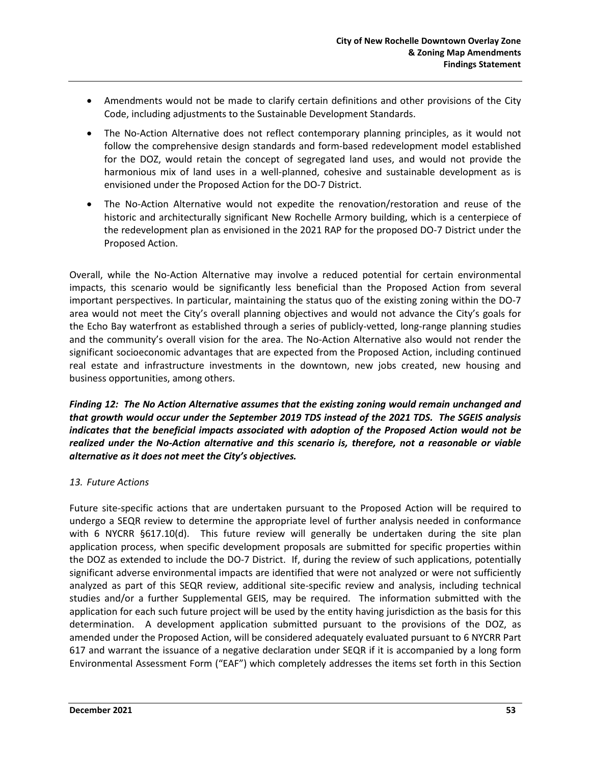- Amendments would not be made to clarify certain definitions and other provisions of the City Code, including adjustments to the Sustainable Development Standards.
- The No-Action Alternative does not reflect contemporary planning principles, as it would not follow the comprehensive design standards and form-based redevelopment model established for the DOZ, would retain the concept of segregated land uses, and would not provide the harmonious mix of land uses in a well-planned, cohesive and sustainable development as is envisioned under the Proposed Action for the DO-7 District.
- The No-Action Alternative would not expedite the renovation/restoration and reuse of the historic and architecturally significant New Rochelle Armory building, which is a centerpiece of the redevelopment plan as envisioned in the 2021 RAP for the proposed DO-7 District under the Proposed Action.

Overall, while the No-Action Alternative may involve a reduced potential for certain environmental impacts, this scenario would be significantly less beneficial than the Proposed Action from several important perspectives. In particular, maintaining the status quo of the existing zoning within the DO-7 area would not meet the City's overall planning objectives and would not advance the City's goals for the Echo Bay waterfront as established through a series of publicly-vetted, long-range planning studies and the community's overall vision for the area. The No-Action Alternative also would not render the significant socioeconomic advantages that are expected from the Proposed Action, including continued real estate and infrastructure investments in the downtown, new jobs created, new housing and business opportunities, among others.

***Finding 12: The No Action Alternative assumes that the existing zoning would remain unchanged and that growth would occur under the September 2019 TDS instead of the 2021 TDS. The SGEIS analysis indicates that the beneficial impacts associated with adoption of the Proposed Action would not be realized under the No-Action alternative and this scenario is, therefore, not a reasonable or viable alternative as it does not meet the City's objectives.***

*13. Future Actions*

Future site-specific actions that are undertaken pursuant to the Proposed Action will be required to undergo a SEQR review to determine the appropriate level of further analysis needed in conformance with 6 NYCRR §617.10(d). This future review will generally be undertaken during the site plan application process, when specific development proposals are submitted for specific properties within the DOZ as extended to include the DO-7 District. If, during the review of such applications, potentially significant adverse environmental impacts are identified that were not analyzed or were not sufficiently analyzed as part of this SEQR review, additional site-specific review and analysis, including technical studies and/or a further Supplemental GEIS, may be required. The information submitted with the application for each such future project will be used by the entity having jurisdiction as the basis for this determination. A development application submitted pursuant to the provisions of the DOZ, as amended under the Proposed Action, will be considered adequately evaluated pursuant to 6 NYCRR Part 617 and warrant the issuance of a negative declaration under SEQR if it is accompanied by a long form Environmental Assessment Form ("EAF") which completely addresses the items set forth in this Section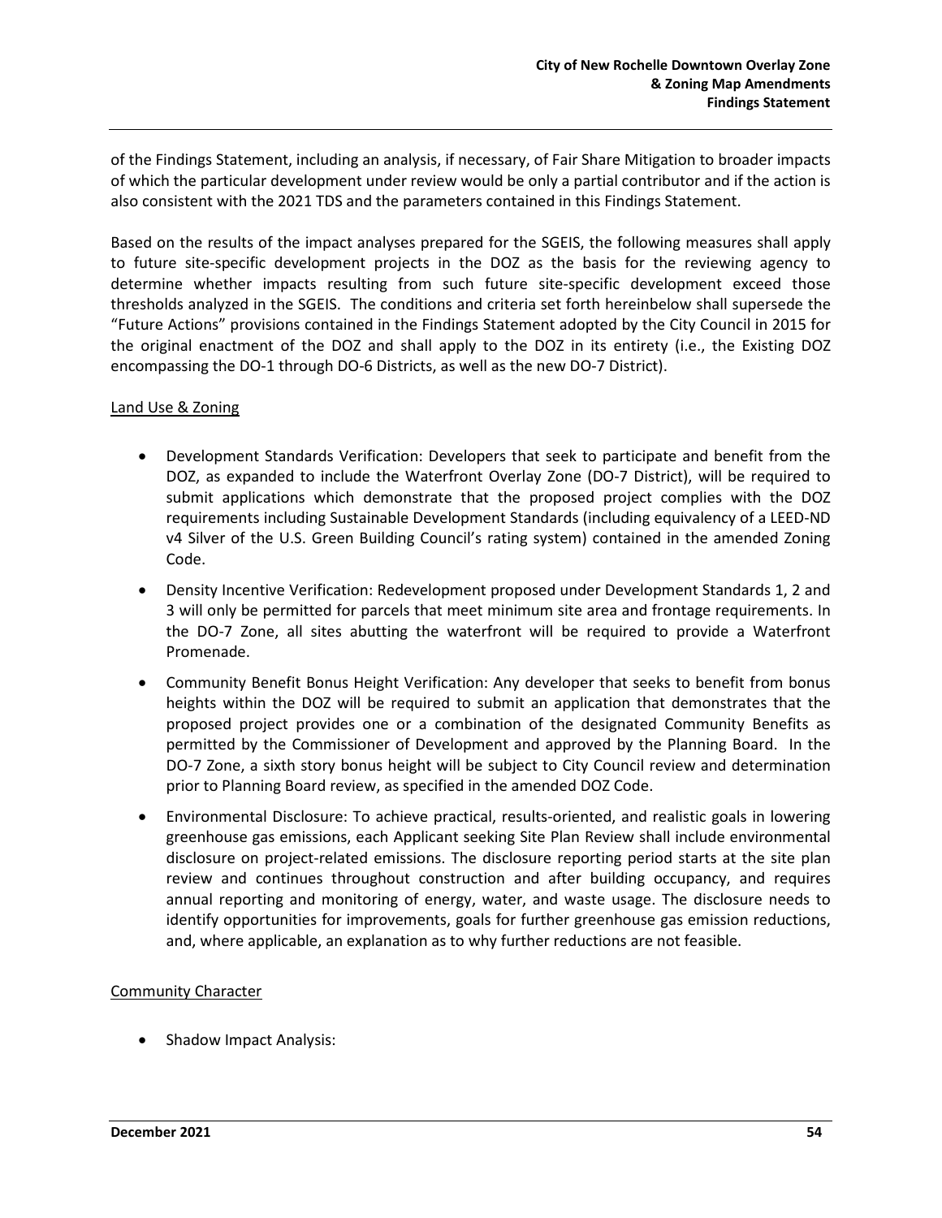of the Findings Statement, including an analysis, if necessary, of Fair Share Mitigation to broader impacts of which the particular development under review would be only a partial contributor and if the action is also consistent with the 2021 TDS and the parameters contained in this Findings Statement.

Based on the results of the impact analyses prepared for the SGEIS, the following measures shall apply to future site-specific development projects in the DOZ as the basis for the reviewing agency to determine whether impacts resulting from such future site-specific development exceed those thresholds analyzed in the SGEIS. The conditions and criteria set forth hereinbelow shall supersede the "Future Actions" provisions contained in the Findings Statement adopted by the City Council in 2015 for the original enactment of the DOZ and shall apply to the DOZ in its entirety (i.e., the Existing DOZ encompassing the DO-1 through DO-6 Districts, as well as the new DO-7 District).

Land Use & Zoning

- Development Standards Verification: Developers that seek to participate and benefit from the DOZ, as expanded to include the Waterfront Overlay Zone (DO-7 District), will be required to submit applications which demonstrate that the proposed project complies with the DOZ requirements including Sustainable Development Standards (including equivalency of a LEED-ND v4 Silver of the U.S. Green Building Council's rating system) contained in the amended Zoning Code.
- Density Incentive Verification: Redevelopment proposed under Development Standards 1, 2 and 3 will only be permitted for parcels that meet minimum site area and frontage requirements. In the DO-7 Zone, all sites abutting the waterfront will be required to provide a Waterfront Promenade.
- Community Benefit Bonus Height Verification: Any developer that seeks to benefit from bonus heights within the DOZ will be required to submit an application that demonstrates that the proposed project provides one or a combination of the designated Community Benefits as permitted by the Commissioner of Development and approved by the Planning Board. In the DO-7 Zone, a sixth story bonus height will be subject to City Council review and determination prior to Planning Board review, as specified in the amended DOZ Code.
- Environmental Disclosure: To achieve practical, results-oriented, and realistic goals in lowering greenhouse gas emissions, each Applicant seeking Site Plan Review shall include environmental disclosure on project-related emissions. The disclosure reporting period starts at the site plan review and continues throughout construction and after building occupancy, and requires annual reporting and monitoring of energy, water, and waste usage. The disclosure needs to identify opportunities for improvements, goals for further greenhouse gas emission reductions, and, where applicable, an explanation as to why further reductions are not feasible.

Community Character

- Shadow Impact Analysis: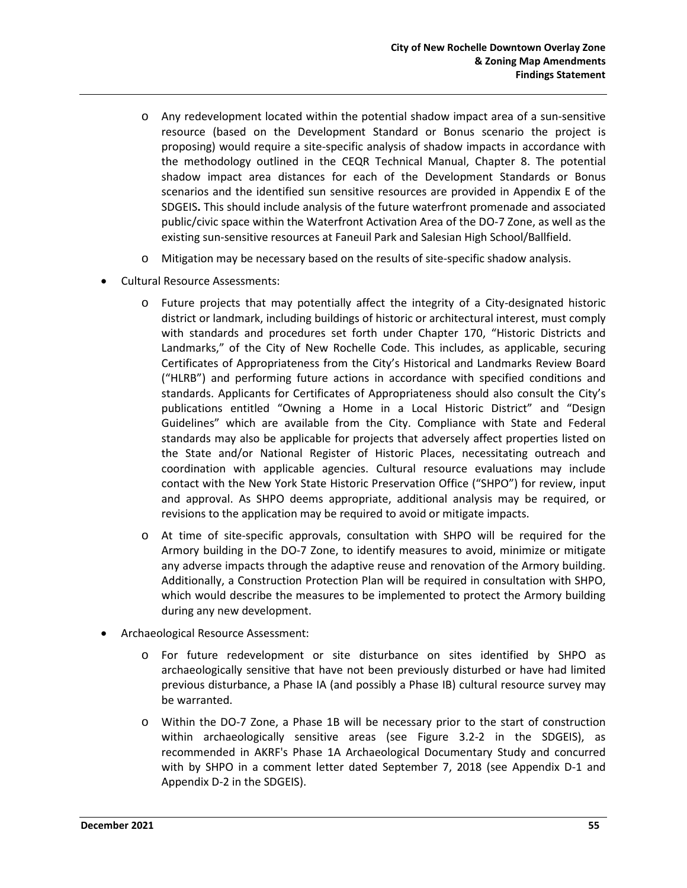- Any redevelopment located within the potential shadow impact area of a sun-sensitive resource (based on the Development Standard or Bonus scenario the project is proposing) would require a site-specific analysis of shadow impacts in accordance with the methodology outlined in the CEQR Technical Manual, Chapter 8. The potential shadow impact area distances for each of the Development Standards or Bonus scenarios and the identified sun sensitive resources are provided in Appendix E of the SDGEIS**.** This should include analysis of the future waterfront promenade and associated public/civic space within the Waterfront Activation Area of the DO-7 Zone, as well as the existing sun-sensitive resources at Faneuil Park and Salesian High School/Ballfield.
  - Mitigation may be necessary based on the results of site-specific shadow analysis.

- Cultural Resource Assessments:
  - Future projects that may potentially affect the integrity of a City-designated historic district or landmark, including buildings of historic or architectural interest, must comply with standards and procedures set forth under Chapter 170, "Historic Districts and Landmarks," of the City of New Rochelle Code. This includes, as applicable, securing Certificates of Appropriateness from the City's Historical and Landmarks Review Board ("HLRB") and performing future actions in accordance with specified conditions and standards. Applicants for Certificates of Appropriateness should also consult the City's publications entitled "Owning a Home in a Local Historic District" and "Design Guidelines" which are available from the City. Compliance with State and Federal standards may also be applicable for projects that adversely affect properties listed on the State and/or National Register of Historic Places, necessitating outreach and coordination with applicable agencies. Cultural resource evaluations may include contact with the New York State Historic Preservation Office ("SHPO") for review, input and approval. As SHPO deems appropriate, additional analysis may be required, or revisions to the application may be required to avoid or mitigate impacts.
  - At time of site-specific approvals, consultation with SHPO will be required for the Armory building in the DO-7 Zone, to identify measures to avoid, minimize or mitigate any adverse impacts through the adaptive reuse and renovation of the Armory building. Additionally, a Construction Protection Plan will be required in consultation with SHPO, which would describe the measures to be implemented to protect the Armory building during any new development.

- Archaeological Resource Assessment:
  - For future redevelopment or site disturbance on sites identified by SHPO as archaeologically sensitive that have not been previously disturbed or have had limited previous disturbance, a Phase IA (and possibly a Phase IB) cultural resource survey may be warranted.
  - Within the DO-7 Zone, a Phase 1B will be necessary prior to the start of construction within archaeologically sensitive areas (see Figure 3.2-2 in the SDGEIS), as recommended in AKRF's Phase 1A Archaeological Documentary Study and concurred with by SHPO in a comment letter dated September 7, 2018 (see Appendix D-1 and Appendix D-2 in the SDGEIS).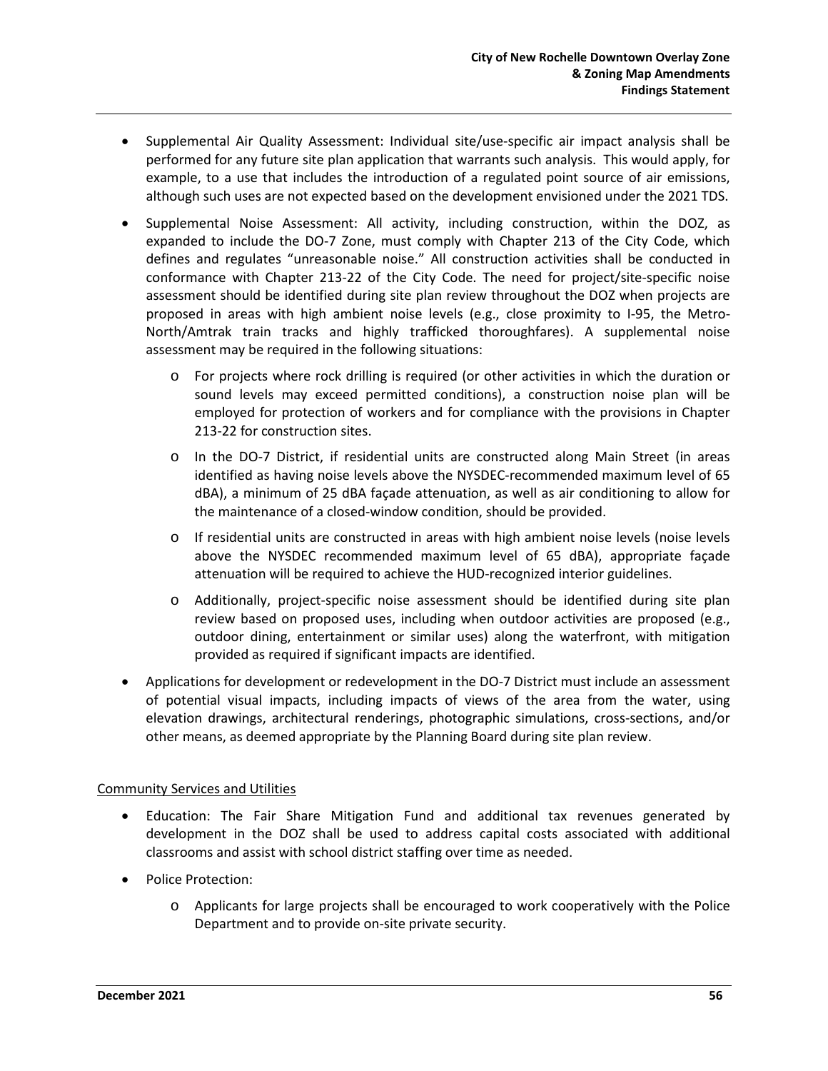- Supplemental Air Quality Assessment: Individual site/use-specific air impact analysis shall be performed for any future site plan application that warrants such analysis. This would apply, for example, to a use that includes the introduction of a regulated point source of air emissions, although such uses are not expected based on the development envisioned under the 2021 TDS.
- Supplemental Noise Assessment: All activity, including construction, within the DOZ, as expanded to include the DO-7 Zone, must comply with Chapter 213 of the City Code, which defines and regulates "unreasonable noise." All construction activities shall be conducted in conformance with Chapter 213-22 of the City Code. The need for project/site-specific noise assessment should be identified during site plan review throughout the DOZ when projects are proposed in areas with high ambient noise levels (e.g., close proximity to I-95, the Metro-North/Amtrak train tracks and highly trafficked thoroughfares). A supplemental noise assessment may be required in the following situations:
  - For projects where rock drilling is required (or other activities in which the duration or sound levels may exceed permitted conditions), a construction noise plan will be employed for protection of workers and for compliance with the provisions in Chapter 213-22 for construction sites.
  - In the DO-7 District, if residential units are constructed along Main Street (in areas identified as having noise levels above the NYSDEC-recommended maximum level of 65 dBA), a minimum of 25 dBA façade attenuation, as well as air conditioning to allow for the maintenance of a closed-window condition, should be provided.
  - If residential units are constructed in areas with high ambient noise levels (noise levels above the NYSDEC recommended maximum level of 65 dBA), appropriate façade attenuation will be required to achieve the HUD-recognized interior guidelines.
  - Additionally, project-specific noise assessment should be identified during site plan review based on proposed uses, including when outdoor activities are proposed (e.g., outdoor dining, entertainment or similar uses) along the waterfront, with mitigation provided as required if significant impacts are identified.
- Applications for development or redevelopment in the DO-7 District must include an assessment of potential visual impacts, including impacts of views of the area from the water, using elevation drawings, architectural renderings, photographic simulations, cross-sections, and/or other means, as deemed appropriate by the Planning Board during site plan review.

Community Services and Utilities

- Education: The Fair Share Mitigation Fund and additional tax revenues generated by development in the DOZ shall be used to address capital costs associated with additional classrooms and assist with school district staffing over time as needed.
- Police Protection:
  - Applicants for large projects shall be encouraged to work cooperatively with the Police Department and to provide on-site private security.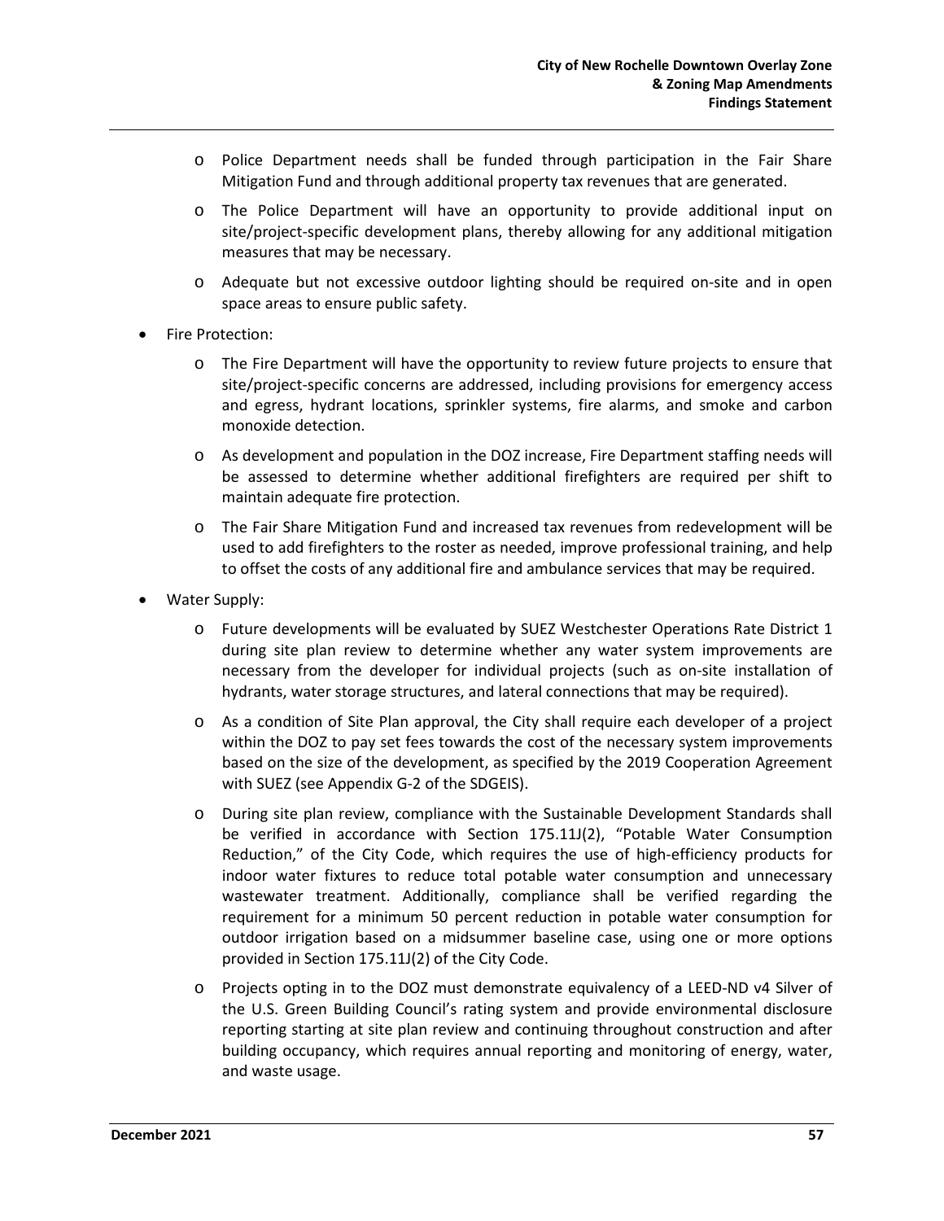- Police Department needs shall be funded through participation in the Fair Share Mitigation Fund and through additional property tax revenues that are generated.
  - The Police Department will have an opportunity to provide additional input on site/project-specific development plans, thereby allowing for any additional mitigation measures that may be necessary.
  - Adequate but not excessive outdoor lighting should be required on-site and in open space areas to ensure public safety.

- Fire Protection:
  - The Fire Department will have the opportunity to review future projects to ensure that site/project-specific concerns are addressed, including provisions for emergency access and egress, hydrant locations, sprinkler systems, fire alarms, and smoke and carbon monoxide detection.
  - As development and population in the DOZ increase, Fire Department staffing needs will be assessed to determine whether additional firefighters are required per shift to maintain adequate fire protection.
  - The Fair Share Mitigation Fund and increased tax revenues from redevelopment will be used to add firefighters to the roster as needed, improve professional training, and help to offset the costs of any additional fire and ambulance services that may be required.

- Water Supply:
  - Future developments will be evaluated by SUEZ Westchester Operations Rate District 1 during site plan review to determine whether any water system improvements are necessary from the developer for individual projects (such as on-site installation of hydrants, water storage structures, and lateral connections that may be required).
  - As a condition of Site Plan approval, the City shall require each developer of a project within the DOZ to pay set fees towards the cost of the necessary system improvements based on the size of the development, as specified by the 2019 Cooperation Agreement with SUEZ (see Appendix G-2 of the SDGEIS).
  - During site plan review, compliance with the Sustainable Development Standards shall be verified in accordance with Section 175.11J(2), "Potable Water Consumption Reduction," of the City Code, which requires the use of high-efficiency products for indoor water fixtures to reduce total potable water consumption and unnecessary wastewater treatment. Additionally, compliance shall be verified regarding the requirement for a minimum 50 percent reduction in potable water consumption for outdoor irrigation based on a midsummer baseline case, using one or more options provided in Section 175.11J(2) of the City Code.
  - Projects opting in to the DOZ must demonstrate equivalency of a LEED-ND v4 Silver of the U.S. Green Building Council's rating system and provide environmental disclosure reporting starting at site plan review and continuing throughout construction and after building occupancy, which requires annual reporting and monitoring of energy, water, and waste usage.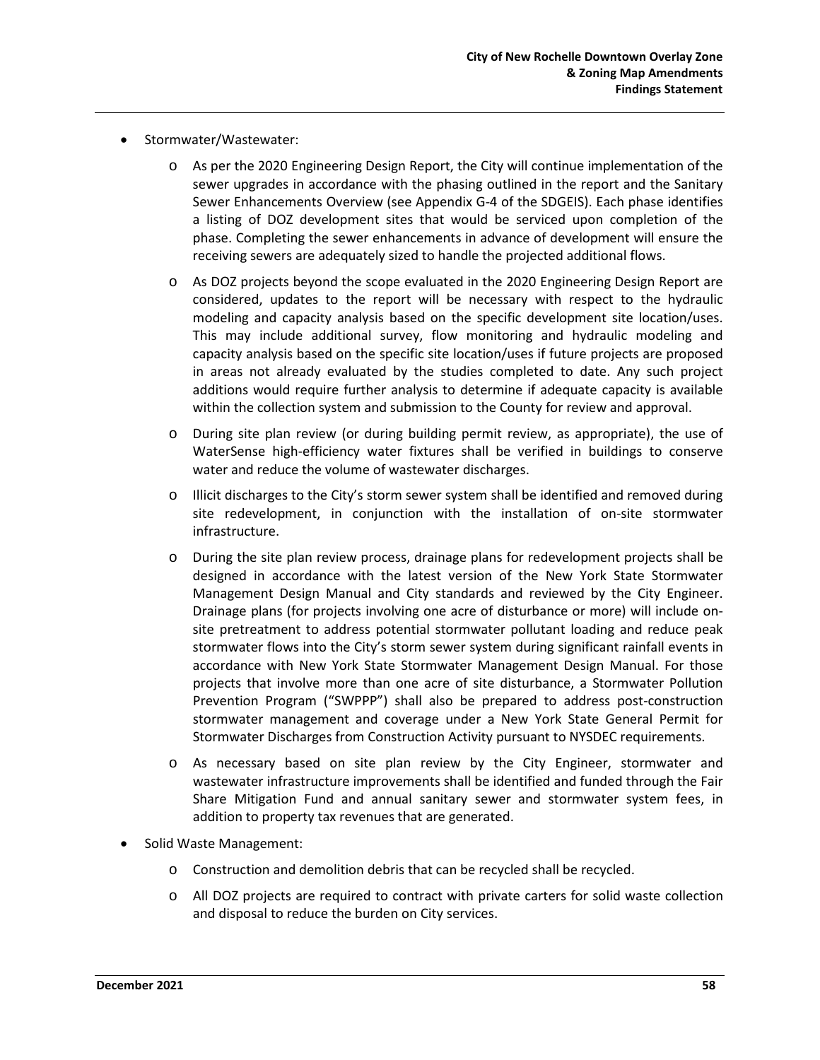- Stormwater/Wastewater:
  - As per the 2020 Engineering Design Report, the City will continue implementation of the sewer upgrades in accordance with the phasing outlined in the report and the Sanitary Sewer Enhancements Overview (see Appendix G-4 of the SDGEIS). Each phase identifies a listing of DOZ development sites that would be serviced upon completion of the phase. Completing the sewer enhancements in advance of development will ensure the receiving sewers are adequately sized to handle the projected additional flows.
  - As DOZ projects beyond the scope evaluated in the 2020 Engineering Design Report are considered, updates to the report will be necessary with respect to the hydraulic modeling and capacity analysis based on the specific development site location/uses. This may include additional survey, flow monitoring and hydraulic modeling and capacity analysis based on the specific site location/uses if future projects are proposed in areas not already evaluated by the studies completed to date. Any such project additions would require further analysis to determine if adequate capacity is available within the collection system and submission to the County for review and approval.
  - During site plan review (or during building permit review, as appropriate), the use of WaterSense high-efficiency water fixtures shall be verified in buildings to conserve water and reduce the volume of wastewater discharges.
  - Illicit discharges to the City's storm sewer system shall be identified and removed during site redevelopment, in conjunction with the installation of on-site stormwater infrastructure.
  - During the site plan review process, drainage plans for redevelopment projects shall be designed in accordance with the latest version of the New York State Stormwater Management Design Manual and City standards and reviewed by the City Engineer. Drainage plans (for projects involving one acre of disturbance or more) will include on-site pretreatment to address potential stormwater pollutant loading and reduce peak stormwater flows into the City's storm sewer system during significant rainfall events in accordance with New York State Stormwater Management Design Manual. For those projects that involve more than one acre of site disturbance, a Stormwater Pollution Prevention Program ("SWPPP") shall also be prepared to address post-construction stormwater management and coverage under a New York State General Permit for Stormwater Discharges from Construction Activity pursuant to NYSDEC requirements.
  - As necessary based on site plan review by the City Engineer, stormwater and wastewater infrastructure improvements shall be identified and funded through the Fair Share Mitigation Fund and annual sanitary sewer and stormwater system fees, in addition to property tax revenues that are generated.
- Solid Waste Management:
  - Construction and demolition debris that can be recycled shall be recycled.
  - All DOZ projects are required to contract with private carters for solid waste collection and disposal to reduce the burden on City services.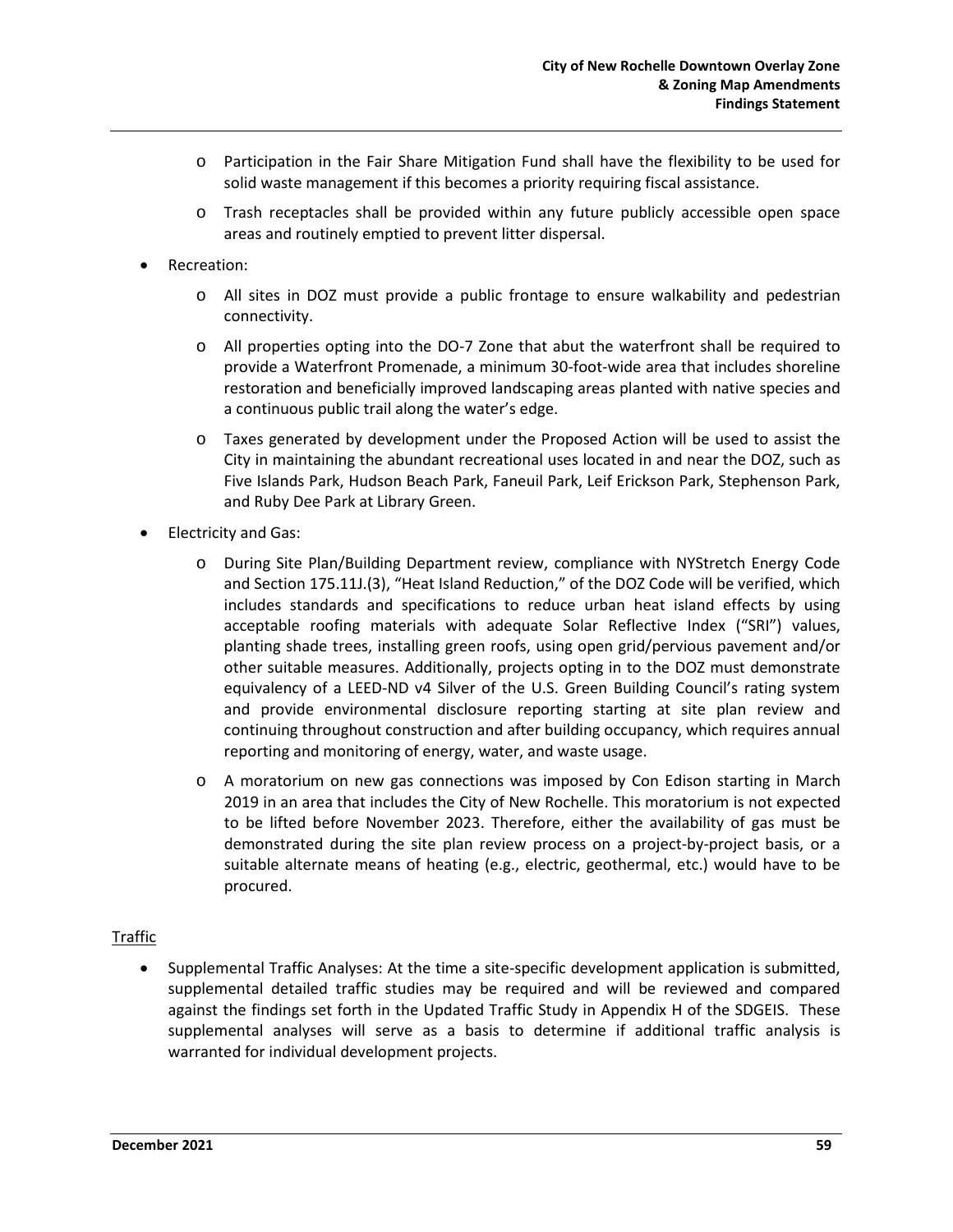- Participation in the Fair Share Mitigation Fund shall have the flexibility to be used for solid waste management if this becomes a priority requiring fiscal assistance.
- Trash receptacles shall be provided within any future publicly accessible open space areas and routinely emptied to prevent litter dispersal.

- Recreation:
  - All sites in DOZ must provide a public frontage to ensure walkability and pedestrian connectivity.
  - All properties opting into the DO-7 Zone that abut the waterfront shall be required to provide a Waterfront Promenade, a minimum 30-foot-wide area that includes shoreline restoration and beneficially improved landscaping areas planted with native species and a continuous public trail along the water's edge.
  - Taxes generated by development under the Proposed Action will be used to assist the City in maintaining the abundant recreational uses located in and near the DOZ, such as Five Islands Park, Hudson Beach Park, Faneuil Park, Leif Erickson Park, Stephenson Park, and Ruby Dee Park at Library Green.
- Electricity and Gas:
  - During Site Plan/Building Department review, compliance with NYStretch Energy Code and Section 175.11J.(3), "Heat Island Reduction," of the DOZ Code will be verified, which includes standards and specifications to reduce urban heat island effects by using acceptable roofing materials with adequate Solar Reflective Index ("SRI") values, planting shade trees, installing green roofs, using open grid/pervious pavement and/or other suitable measures. Additionally, projects opting in to the DOZ must demonstrate equivalency of a LEED-ND v4 Silver of the U.S. Green Building Council's rating system and provide environmental disclosure reporting starting at site plan review and continuing throughout construction and after building occupancy, which requires annual reporting and monitoring of energy, water, and waste usage.
  - A moratorium on new gas connections was imposed by Con Edison starting in March 2019 in an area that includes the City of New Rochelle. This moratorium is not expected to be lifted before November 2023. Therefore, either the availability of gas must be demonstrated during the site plan review process on a project-by-project basis, or a suitable alternate means of heating (e.g., electric, geothermal, etc.) would have to be procured.

Traffic

- Supplemental Traffic Analyses: At the time a site-specific development application is submitted, supplemental detailed traffic studies may be required and will be reviewed and compared against the findings set forth in the Updated Traffic Study in Appendix H of the SDGEIS. These supplemental analyses will serve as a basis to determine if additional traffic analysis is warranted for individual development projects.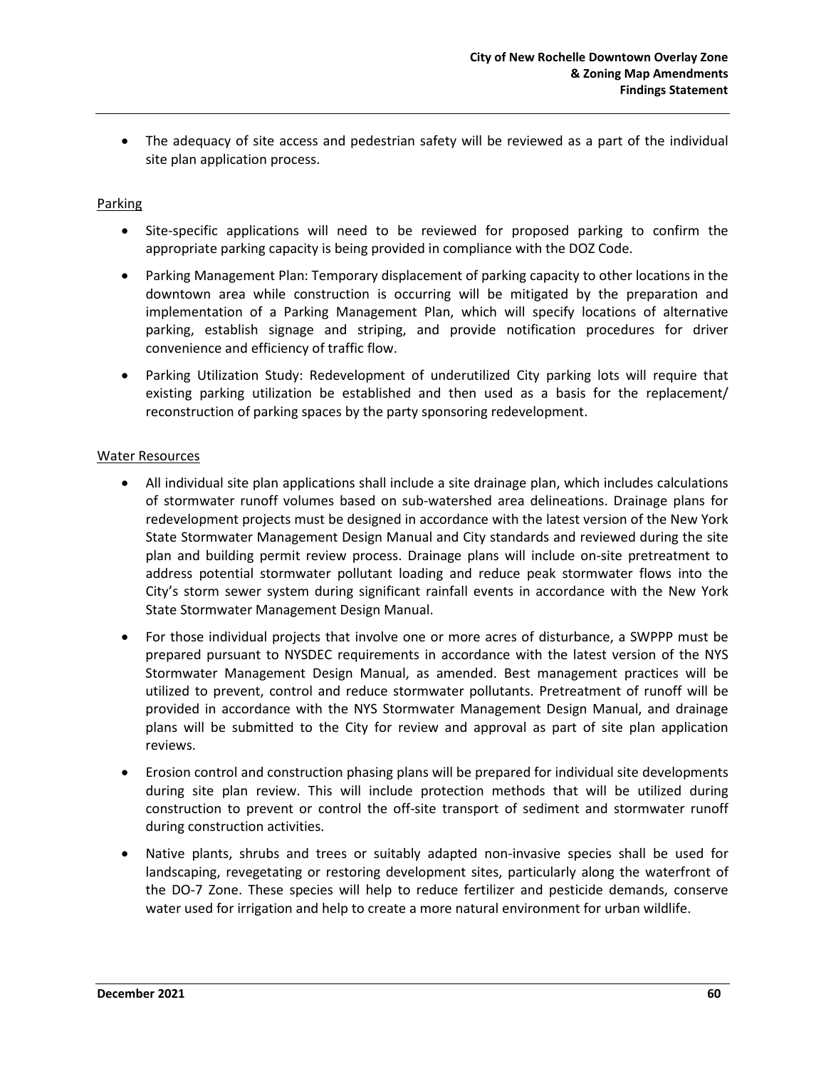- The adequacy of site access and pedestrian safety will be reviewed as a part of the individual site plan application process.

Parking

- Site-specific applications will need to be reviewed for proposed parking to confirm the appropriate parking capacity is being provided in compliance with the DOZ Code.
- Parking Management Plan: Temporary displacement of parking capacity to other locations in the downtown area while construction is occurring will be mitigated by the preparation and implementation of a Parking Management Plan, which will specify locations of alternative parking, establish signage and striping, and provide notification procedures for driver convenience and efficiency of traffic flow.
- Parking Utilization Study: Redevelopment of underutilized City parking lots will require that existing parking utilization be established and then used as a basis for the replacement/ reconstruction of parking spaces by the party sponsoring redevelopment.

Water Resources

- All individual site plan applications shall include a site drainage plan, which includes calculations of stormwater runoff volumes based on sub-watershed area delineations. Drainage plans for redevelopment projects must be designed in accordance with the latest version of the New York State Stormwater Management Design Manual and City standards and reviewed during the site plan and building permit review process. Drainage plans will include on-site pretreatment to address potential stormwater pollutant loading and reduce peak stormwater flows into the City's storm sewer system during significant rainfall events in accordance with the New York State Stormwater Management Design Manual.
- For those individual projects that involve one or more acres of disturbance, a SWPPP must be prepared pursuant to NYSDEC requirements in accordance with the latest version of the NYS Stormwater Management Design Manual, as amended. Best management practices will be utilized to prevent, control and reduce stormwater pollutants. Pretreatment of runoff will be provided in accordance with the NYS Stormwater Management Design Manual, and drainage plans will be submitted to the City for review and approval as part of site plan application reviews.
- Erosion control and construction phasing plans will be prepared for individual site developments during site plan review. This will include protection methods that will be utilized during construction to prevent or control the off-site transport of sediment and stormwater runoff during construction activities.
- Native plants, shrubs and trees or suitably adapted non-invasive species shall be used for landscaping, revegetating or restoring development sites, particularly along the waterfront of the DO-7 Zone. These species will help to reduce fertilizer and pesticide demands, conserve water used for irrigation and help to create a more natural environment for urban wildlife.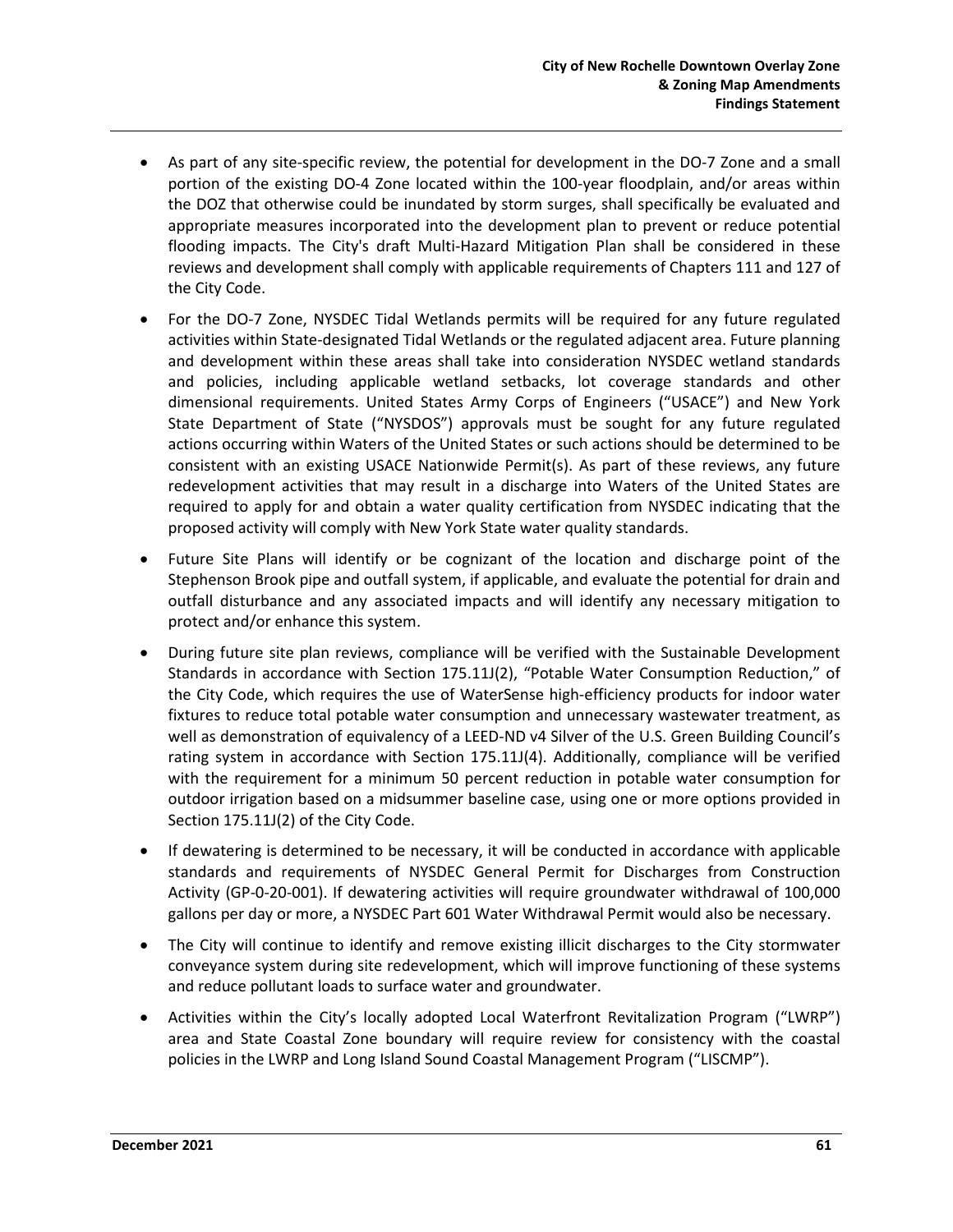- As part of any site-specific review, the potential for development in the DO-7 Zone and a small portion of the existing DO-4 Zone located within the 100-year floodplain, and/or areas within the DOZ that otherwise could be inundated by storm surges, shall specifically be evaluated and appropriate measures incorporated into the development plan to prevent or reduce potential flooding impacts. The City's draft Multi-Hazard Mitigation Plan shall be considered in these reviews and development shall comply with applicable requirements of Chapters 111 and 127 of the City Code.
- For the DO-7 Zone, NYSDEC Tidal Wetlands permits will be required for any future regulated activities within State-designated Tidal Wetlands or the regulated adjacent area. Future planning and development within these areas shall take into consideration NYSDEC wetland standards and policies, including applicable wetland setbacks, lot coverage standards and other dimensional requirements. United States Army Corps of Engineers ("USACE") and New York State Department of State ("NYSDOS") approvals must be sought for any future regulated actions occurring within Waters of the United States or such actions should be determined to be consistent with an existing USACE Nationwide Permit(s). As part of these reviews, any future redevelopment activities that may result in a discharge into Waters of the United States are required to apply for and obtain a water quality certification from NYSDEC indicating that the proposed activity will comply with New York State water quality standards.
- Future Site Plans will identify or be cognizant of the location and discharge point of the Stephenson Brook pipe and outfall system, if applicable, and evaluate the potential for drain and outfall disturbance and any associated impacts and will identify any necessary mitigation to protect and/or enhance this system.
- During future site plan reviews, compliance will be verified with the Sustainable Development Standards in accordance with Section 175.11J(2), "Potable Water Consumption Reduction," of the City Code, which requires the use of WaterSense high-efficiency products for indoor water fixtures to reduce total potable water consumption and unnecessary wastewater treatment, as well as demonstration of equivalency of a LEED-ND v4 Silver of the U.S. Green Building Council's rating system in accordance with Section 175.11J(4). Additionally, compliance will be verified with the requirement for a minimum 50 percent reduction in potable water consumption for outdoor irrigation based on a midsummer baseline case, using one or more options provided in Section 175.11J(2) of the City Code.
- If dewatering is determined to be necessary, it will be conducted in accordance with applicable standards and requirements of NYSDEC General Permit for Discharges from Construction Activity (GP-0-20-001). If dewatering activities will require groundwater withdrawal of 100,000 gallons per day or more, a NYSDEC Part 601 Water Withdrawal Permit would also be necessary.
- The City will continue to identify and remove existing illicit discharges to the City stormwater conveyance system during site redevelopment, which will improve functioning of these systems and reduce pollutant loads to surface water and groundwater.
- Activities within the City's locally adopted Local Waterfront Revitalization Program ("LWRP") area and State Coastal Zone boundary will require review for consistency with the coastal policies in the LWRP and Long Island Sound Coastal Management Program ("LISCMP").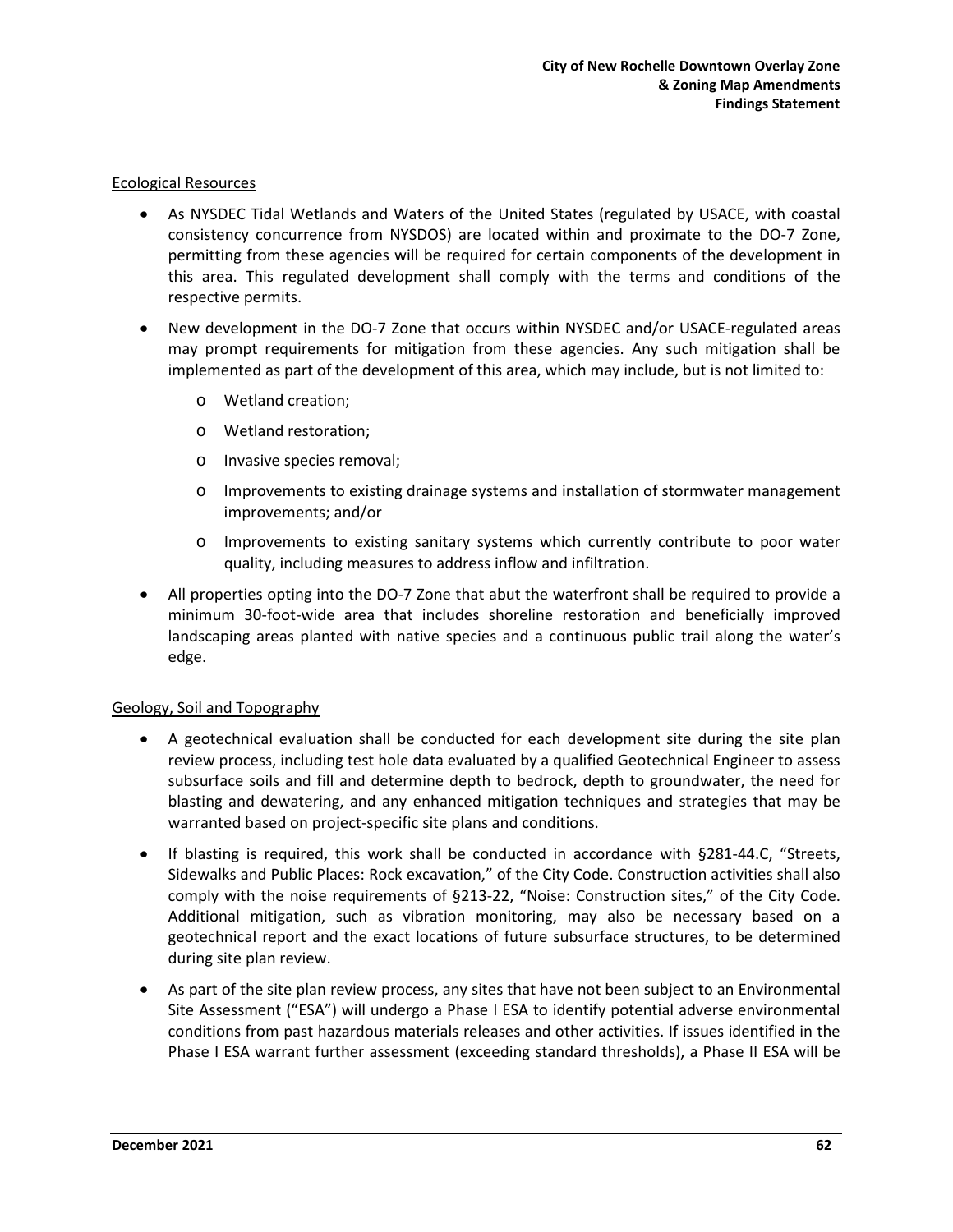Ecological Resources

- As NYSDEC Tidal Wetlands and Waters of the United States (regulated by USACE, with coastal consistency concurrence from NYSDOS) are located within and proximate to the DO-7 Zone, permitting from these agencies will be required for certain components of the development in this area. This regulated development shall comply with the terms and conditions of the respective permits.
- New development in the DO-7 Zone that occurs within NYSDEC and/or USACE-regulated areas may prompt requirements for mitigation from these agencies. Any such mitigation shall be implemented as part of the development of this area, which may include, but is not limited to:
  - Wetland creation;
  - Wetland restoration;
  - Invasive species removal;
  - Improvements to existing drainage systems and installation of stormwater management improvements; and/or
  - Improvements to existing sanitary systems which currently contribute to poor water quality, including measures to address inflow and infiltration.
- All properties opting into the DO-7 Zone that abut the waterfront shall be required to provide a minimum 30-foot-wide area that includes shoreline restoration and beneficially improved landscaping areas planted with native species and a continuous public trail along the water's edge.

Geology, Soil and Topography

- A geotechnical evaluation shall be conducted for each development site during the site plan review process, including test hole data evaluated by a qualified Geotechnical Engineer to assess subsurface soils and fill and determine depth to bedrock, depth to groundwater, the need for blasting and dewatering, and any enhanced mitigation techniques and strategies that may be warranted based on project-specific site plans and conditions.
- If blasting is required, this work shall be conducted in accordance with §281-44.C, "Streets, Sidewalks and Public Places: Rock excavation," of the City Code. Construction activities shall also comply with the noise requirements of §213-22, "Noise: Construction sites," of the City Code. Additional mitigation, such as vibration monitoring, may also be necessary based on a geotechnical report and the exact locations of future subsurface structures, to be determined during site plan review.
- As part of the site plan review process, any sites that have not been subject to an Environmental Site Assessment ("ESA") will undergo a Phase I ESA to identify potential adverse environmental conditions from past hazardous materials releases and other activities. If issues identified in the Phase I ESA warrant further assessment (exceeding standard thresholds), a Phase II ESA will be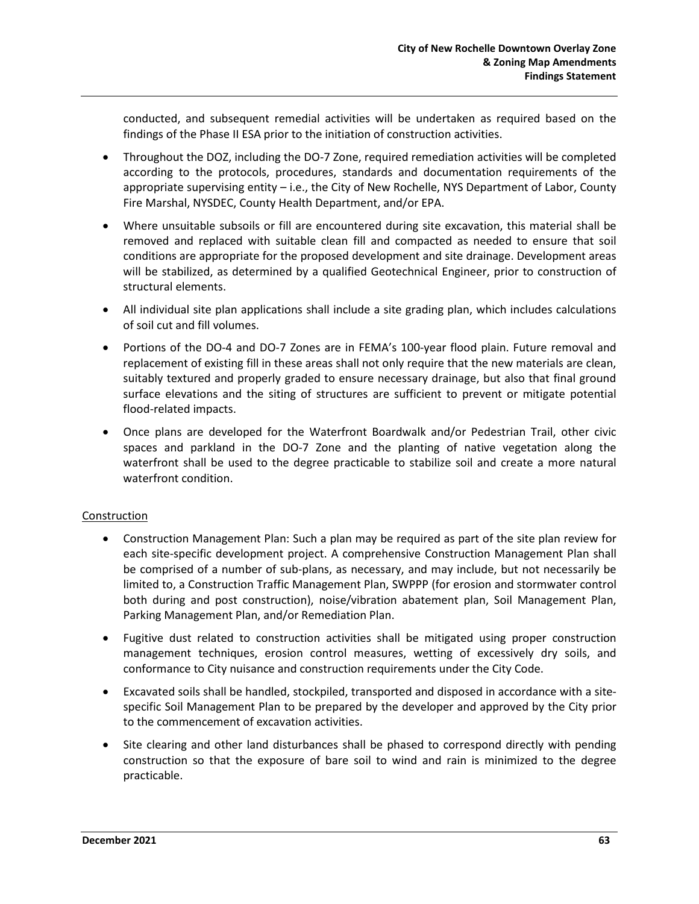conducted, and subsequent remedial activities will be undertaken as required based on the findings of the Phase II ESA prior to the initiation of construction activities.

- Throughout the DOZ, including the DO-7 Zone, required remediation activities will be completed according to the protocols, procedures, standards and documentation requirements of the appropriate supervising entity – i.e., the City of New Rochelle, NYS Department of Labor, County Fire Marshal, NYSDEC, County Health Department, and/or EPA.
- Where unsuitable subsoils or fill are encountered during site excavation, this material shall be removed and replaced with suitable clean fill and compacted as needed to ensure that soil conditions are appropriate for the proposed development and site drainage. Development areas will be stabilized, as determined by a qualified Geotechnical Engineer, prior to construction of structural elements.
- All individual site plan applications shall include a site grading plan, which includes calculations of soil cut and fill volumes.
- Portions of the DO-4 and DO-7 Zones are in FEMA's 100-year flood plain. Future removal and replacement of existing fill in these areas shall not only require that the new materials are clean, suitably textured and properly graded to ensure necessary drainage, but also that final ground surface elevations and the siting of structures are sufficient to prevent or mitigate potential flood-related impacts.
- Once plans are developed for the Waterfront Boardwalk and/or Pedestrian Trail, other civic spaces and parkland in the DO-7 Zone and the planting of native vegetation along the waterfront shall be used to the degree practicable to stabilize soil and create a more natural waterfront condition.

Construction

- Construction Management Plan: Such a plan may be required as part of the site plan review for each site-specific development project. A comprehensive Construction Management Plan shall be comprised of a number of sub-plans, as necessary, and may include, but not necessarily be limited to, a Construction Traffic Management Plan, SWPPP (for erosion and stormwater control both during and post construction), noise/vibration abatement plan, Soil Management Plan, Parking Management Plan, and/or Remediation Plan.
- Fugitive dust related to construction activities shall be mitigated using proper construction management techniques, erosion control measures, wetting of excessively dry soils, and conformance to City nuisance and construction requirements under the City Code.
- Excavated soils shall be handled, stockpiled, transported and disposed in accordance with a site-specific Soil Management Plan to be prepared by the developer and approved by the City prior to the commencement of excavation activities.
- Site clearing and other land disturbances shall be phased to correspond directly with pending construction so that the exposure of bare soil to wind and rain is minimized to the degree practicable.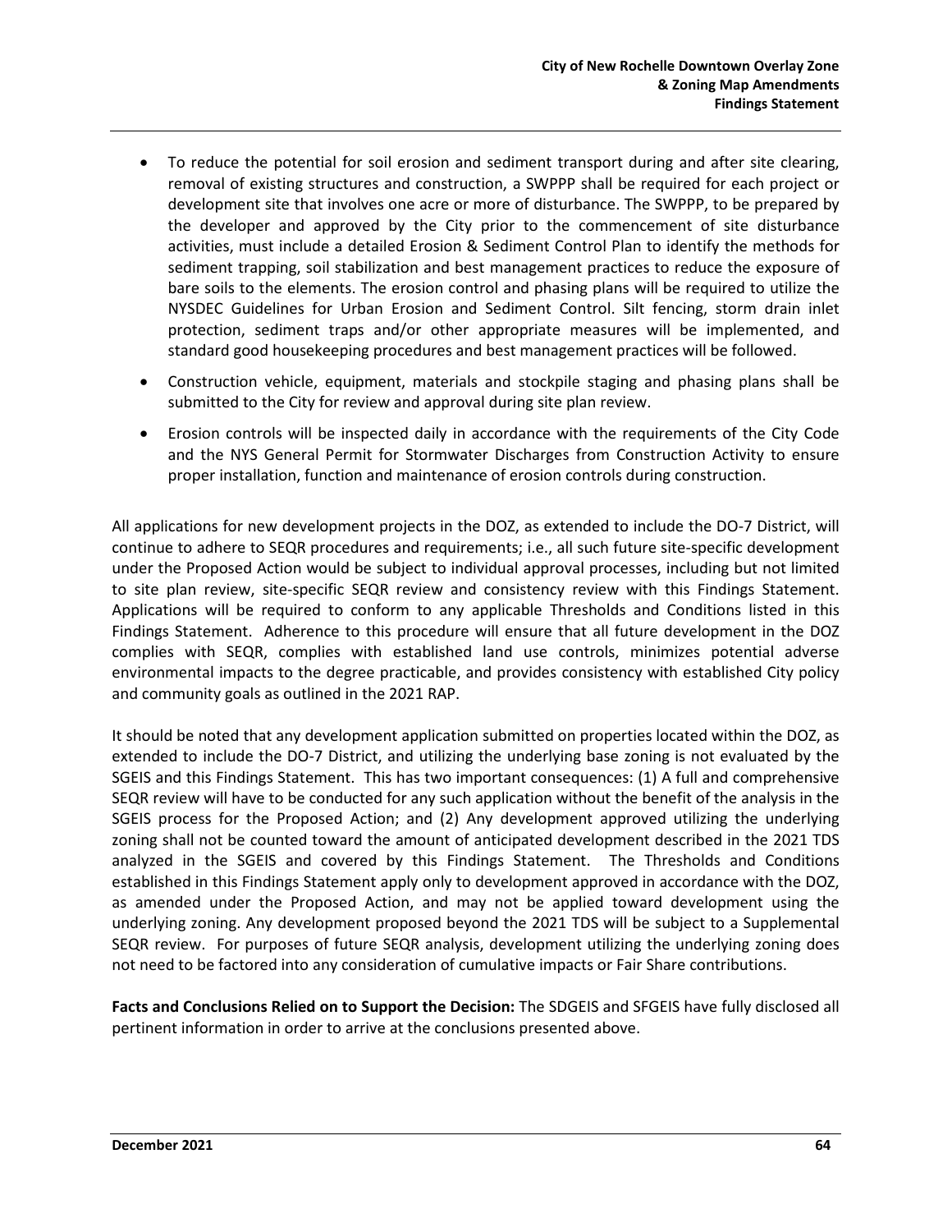- To reduce the potential for soil erosion and sediment transport during and after site clearing, removal of existing structures and construction, a SWPPP shall be required for each project or development site that involves one acre or more of disturbance. The SWPPP, to be prepared by the developer and approved by the City prior to the commencement of site disturbance activities, must include a detailed Erosion & Sediment Control Plan to identify the methods for sediment trapping, soil stabilization and best management practices to reduce the exposure of bare soils to the elements. The erosion control and phasing plans will be required to utilize the NYSDEC Guidelines for Urban Erosion and Sediment Control. Silt fencing, storm drain inlet protection, sediment traps and/or other appropriate measures will be implemented, and standard good housekeeping procedures and best management practices will be followed.
- Construction vehicle, equipment, materials and stockpile staging and phasing plans shall be submitted to the City for review and approval during site plan review.
- Erosion controls will be inspected daily in accordance with the requirements of the City Code and the NYS General Permit for Stormwater Discharges from Construction Activity to ensure proper installation, function and maintenance of erosion controls during construction.

All applications for new development projects in the DOZ, as extended to include the DO-7 District, will continue to adhere to SEQR procedures and requirements; i.e., all such future site-specific development under the Proposed Action would be subject to individual approval processes, including but not limited to site plan review, site-specific SEQR review and consistency review with this Findings Statement. Applications will be required to conform to any applicable Thresholds and Conditions listed in this Findings Statement. Adherence to this procedure will ensure that all future development in the DOZ complies with SEQR, complies with established land use controls, minimizes potential adverse environmental impacts to the degree practicable, and provides consistency with established City policy and community goals as outlined in the 2021 RAP.

It should be noted that any development application submitted on properties located within the DOZ, as extended to include the DO-7 District, and utilizing the underlying base zoning is not evaluated by the SGEIS and this Findings Statement. This has two important consequences: (1) A full and comprehensive SEQR review will have to be conducted for any such application without the benefit of the analysis in the SGEIS process for the Proposed Action; and (2) Any development approved utilizing the underlying zoning shall not be counted toward the amount of anticipated development described in the 2021 TDS analyzed in the SGEIS and covered by this Findings Statement. The Thresholds and Conditions established in this Findings Statement apply only to development approved in accordance with the DOZ, as amended under the Proposed Action, and may not be applied toward development using the underlying zoning. Any development proposed beyond the 2021 TDS will be subject to a Supplemental SEQR review. For purposes of future SEQR analysis, development utilizing the underlying zoning does not need to be factored into any consideration of cumulative impacts or Fair Share contributions.

**Facts and Conclusions Relied on to Support the Decision:** The SDGEIS and SFGEIS have fully disclosed all pertinent information in order to arrive at the conclusions presented above.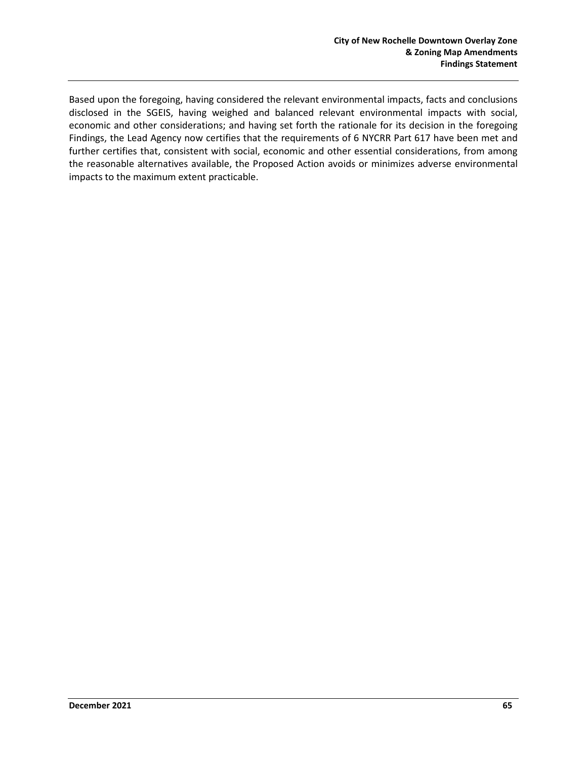Based upon the foregoing, having considered the relevant environmental impacts, facts and conclusions disclosed in the SGEIS, having weighed and balanced relevant environmental impacts with social, economic and other considerations; and having set forth the rationale for its decision in the foregoing Findings, the Lead Agency now certifies that the requirements of 6 NYCRR Part 617 have been met and further certifies that, consistent with social, economic and other essential considerations, from among the reasonable alternatives available, the Proposed Action avoids or minimizes adverse environmental impacts to the maximum extent practicable.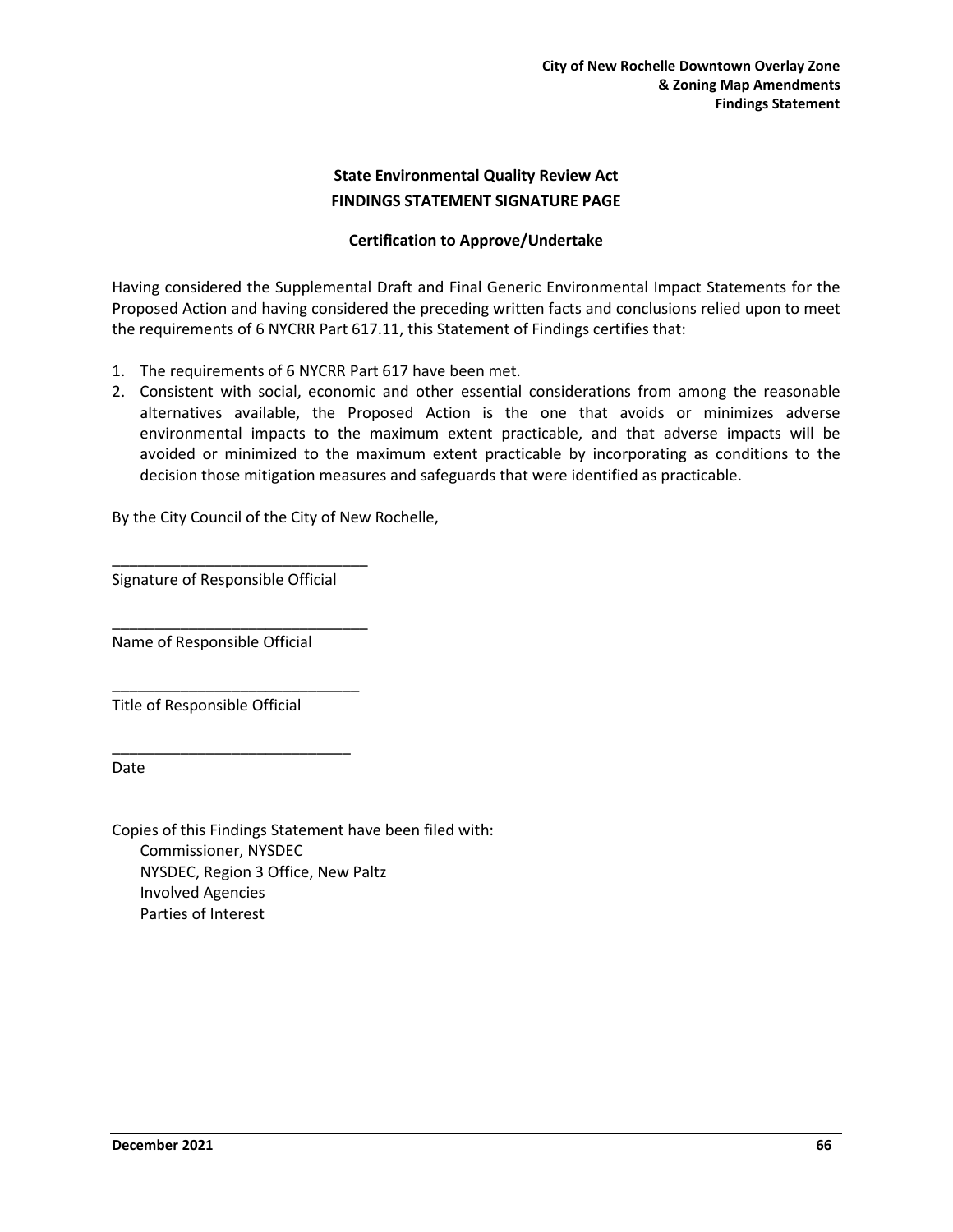## State Environmental Quality Review Act
## FINDINGS STATEMENT SIGNATURE PAGE

### Certification to Approve/Undertake

Having considered the Supplemental Draft and Final Generic Environmental Impact Statements for the Proposed Action and having considered the preceding written facts and conclusions relied upon to meet the requirements of 6 NYCRR Part 617.11, this Statement of Findings certifies that:

1. The requirements of 6 NYCRR Part 617 have been met.
2. Consistent with social, economic and other essential considerations from among the reasonable alternatives available, the Proposed Action is the one that avoids or minimizes adverse environmental impacts to the maximum extent practicable, and that adverse impacts will be avoided or minimized to the maximum extent practicable by incorporating as conditions to the decision those mitigation measures and safeguards that were identified as practicable.

By the City Council of the City of New Rochelle,

______________________________
Signature of Responsible Official

______________________________
Name of Responsible Official

_____________________________
Title of Responsible Official

____________________________
Date

Copies of this Findings Statement have been filed with:
- Commissioner, NYSDEC
- NYSDEC, Region 3 Office, New Paltz
- Involved Agencies
- Parties of Interest